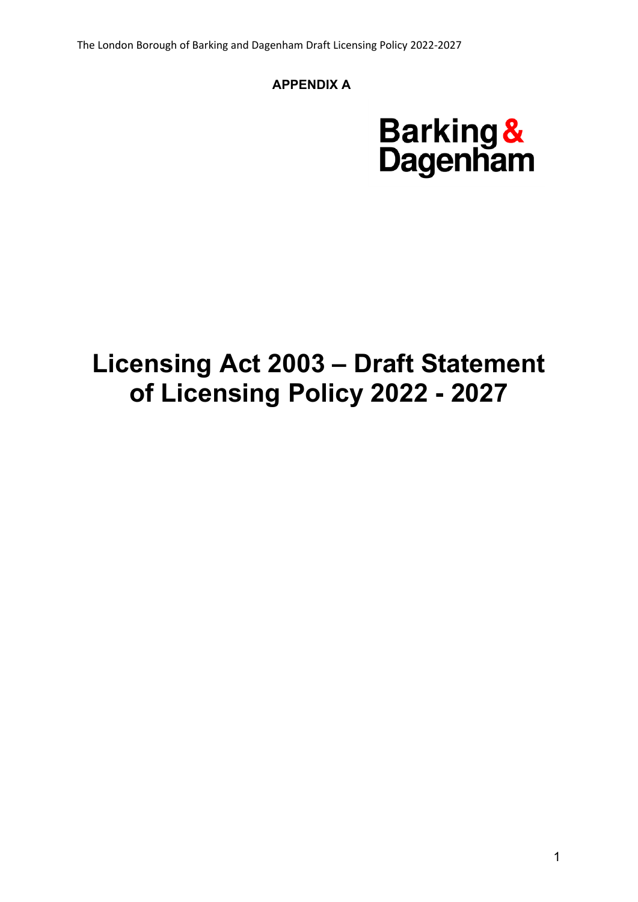**APPENDIX A**

Barking & Dagenham

# Licensing Act 2003 – Draft Statement of Licensing Policy 2022 - 2027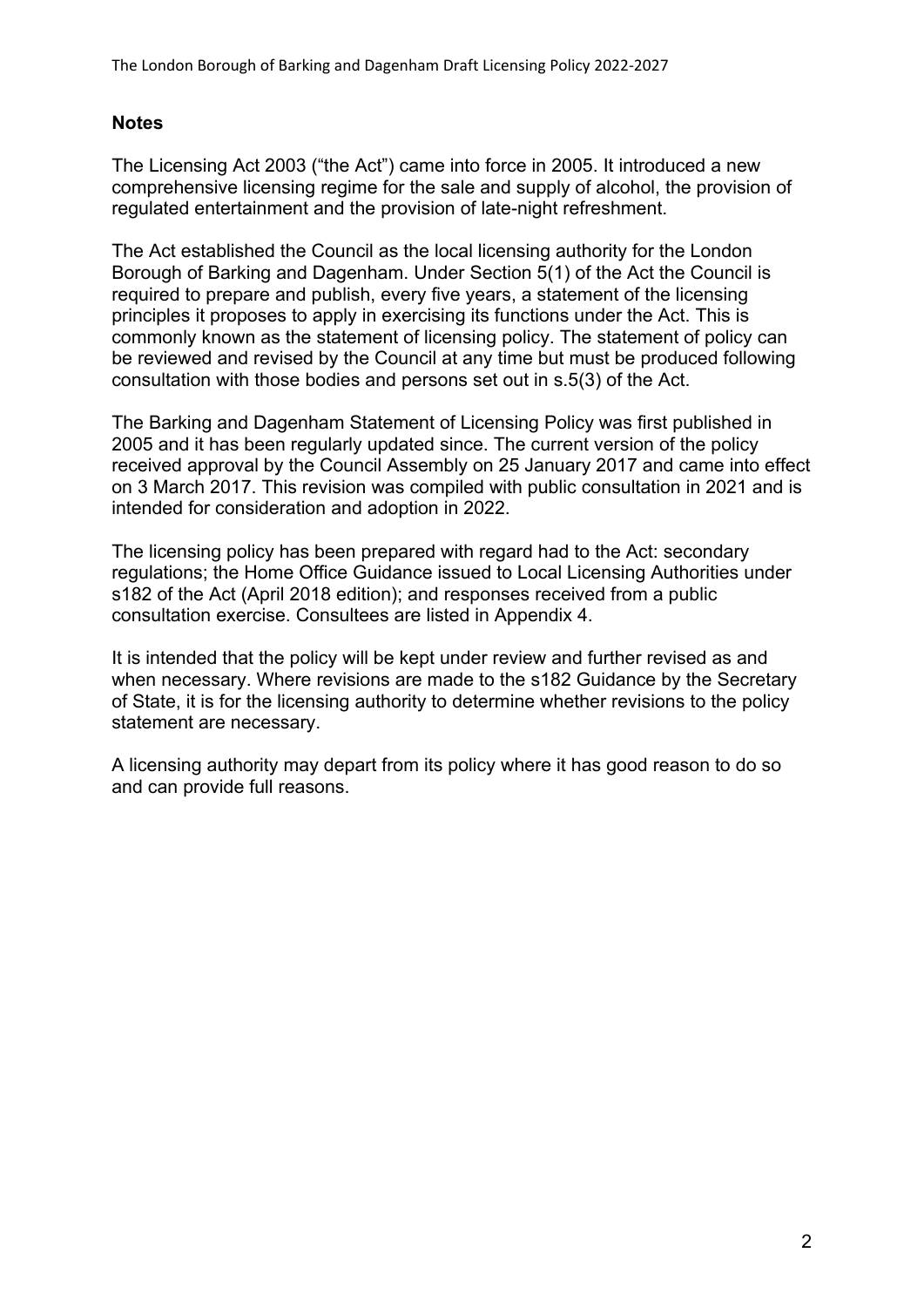## Notes

The Licensing Act 2003 ("the Act") came into force in 2005. It introduced a new comprehensive licensing regime for the sale and supply of alcohol, the provision of regulated entertainment and the provision of late-night refreshment.

The Act established the Council as the local licensing authority for the London Borough of Barking and Dagenham. Under Section 5(1) of the Act the Council is required to prepare and publish, every five years, a statement of the licensing principles it proposes to apply in exercising its functions under the Act. This is commonly known as the statement of licensing policy. The statement of policy can be reviewed and revised by the Council at any time but must be produced following consultation with those bodies and persons set out in s.5(3) of the Act.

The Barking and Dagenham Statement of Licensing Policy was first published in 2005 and it has been regularly updated since. The current version of the policy received approval by the Council Assembly on 25 January 2017 and came into effect on 3 March 2017. This revision was compiled with public consultation in 2021 and is intended for consideration and adoption in 2022.

The licensing policy has been prepared with regard had to the Act: secondary regulations; the Home Office Guidance issued to Local Licensing Authorities under s182 of the Act (April 2018 edition); and responses received from a public consultation exercise. Consultees are listed in Appendix 4.

It is intended that the policy will be kept under review and further revised as and when necessary. Where revisions are made to the s182 Guidance by the Secretary of State, it is for the licensing authority to determine whether revisions to the policy statement are necessary.

A licensing authority may depart from its policy where it has good reason to do so and can provide full reasons.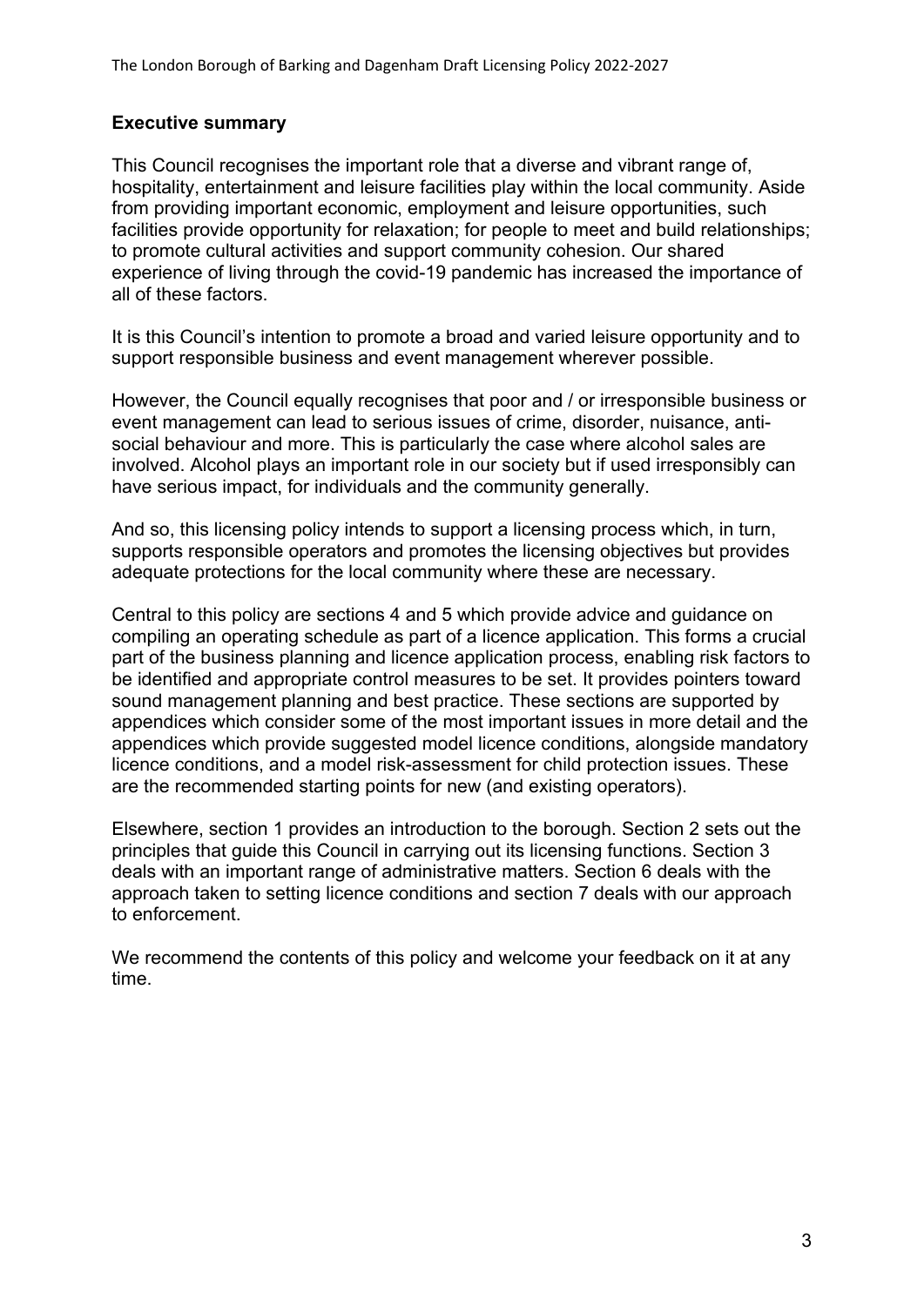## Executive summary

This Council recognises the important role that a diverse and vibrant range of, hospitality, entertainment and leisure facilities play within the local community. Aside from providing important economic, employment and leisure opportunities, such facilities provide opportunity for relaxation; for people to meet and build relationships; to promote cultural activities and support community cohesion. Our shared experience of living through the covid-19 pandemic has increased the importance of all of these factors.

It is this Council's intention to promote a broad and varied leisure opportunity and to support responsible business and event management wherever possible.

However, the Council equally recognises that poor and / or irresponsible business or event management can lead to serious issues of crime, disorder, nuisance, anti-social behaviour and more. This is particularly the case where alcohol sales are involved. Alcohol plays an important role in our society but if used irresponsibly can have serious impact, for individuals and the community generally.

And so, this licensing policy intends to support a licensing process which, in turn, supports responsible operators and promotes the licensing objectives but provides adequate protections for the local community where these are necessary.

Central to this policy are sections 4 and 5 which provide advice and guidance on compiling an operating schedule as part of a licence application. This forms a crucial part of the business planning and licence application process, enabling risk factors to be identified and appropriate control measures to be set. It provides pointers toward sound management planning and best practice. These sections are supported by appendices which consider some of the most important issues in more detail and the appendices which provide suggested model licence conditions, alongside mandatory licence conditions, and a model risk-assessment for child protection issues. These are the recommended starting points for new (and existing operators).

Elsewhere, section 1 provides an introduction to the borough. Section 2 sets out the principles that guide this Council in carrying out its licensing functions. Section 3 deals with an important range of administrative matters. Section 6 deals with the approach taken to setting licence conditions and section 7 deals with our approach to enforcement.

We recommend the contents of this policy and welcome your feedback on it at any time.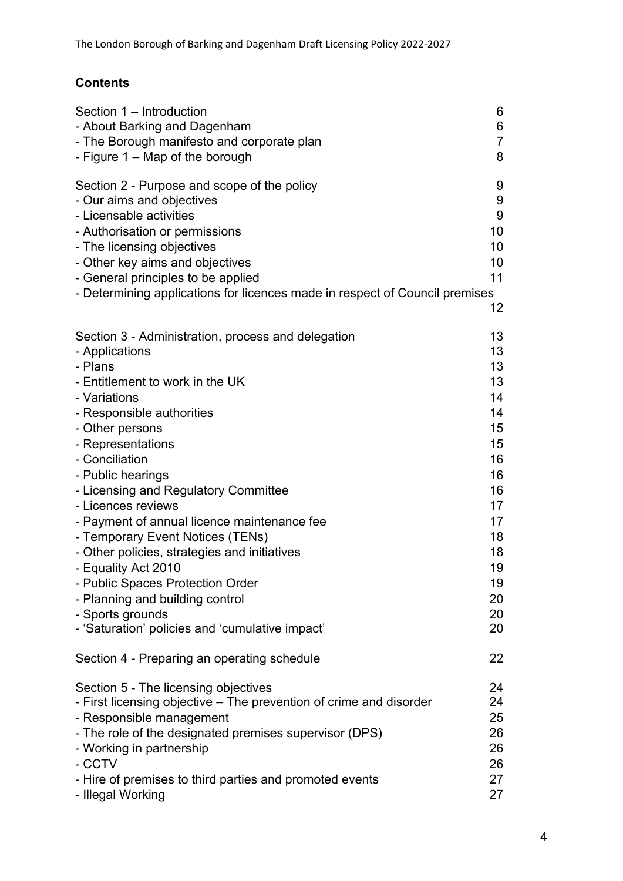**Contents**

| | |
|---|---|
| Section 1 – Introduction | 6 |
| - About Barking and Dagenham | 6 |
| - The Borough manifesto and corporate plan | 7 |
| - Figure 1 – Map of the borough | 8 |
| | |
| Section 2 - Purpose and scope of the policy | 9 |
| - Our aims and objectives | 9 |
| - Licensable activities | 9 |
| - Authorisation or permissions | 10 |
| - The licensing objectives | 10 |
| - Other key aims and objectives | 10 |
| - General principles to be applied | 11 |
| - Determining applications for licences made in respect of Council premises | 12 |
| | |
| Section 3 - Administration, process and delegation | 13 |
| - Applications | 13 |
| - Plans | 13 |
| - Entitlement to work in the UK | 13 |
| - Variations | 14 |
| - Responsible authorities | 14 |
| - Other persons | 15 |
| - Representations | 15 |
| - Conciliation | 16 |
| - Public hearings | 16 |
| - Licensing and Regulatory Committee | 16 |
| - Licences reviews | 17 |
| - Payment of annual licence maintenance fee | 17 |
| - Temporary Event Notices (TENs) | 18 |
| - Other policies, strategies and initiatives | 18 |
| - Equality Act 2010 | 19 |
| - Public Spaces Protection Order | 19 |
| - Planning and building control | 20 |
| - Sports grounds | 20 |
| - 'Saturation' policies and 'cumulative impact' | 20 |
| | |
| Section 4 - Preparing an operating schedule | 22 |
| | |
| Section 5 - The licensing objectives | 24 |
| - First licensing objective – The prevention of crime and disorder | 24 |
| - Responsible management | 25 |
| - The role of the designated premises supervisor (DPS) | 26 |
| - Working in partnership | 26 |
| - CCTV | 26 |
| - Hire of premises to third parties and promoted events | 27 |
| - Illegal Working | 27 |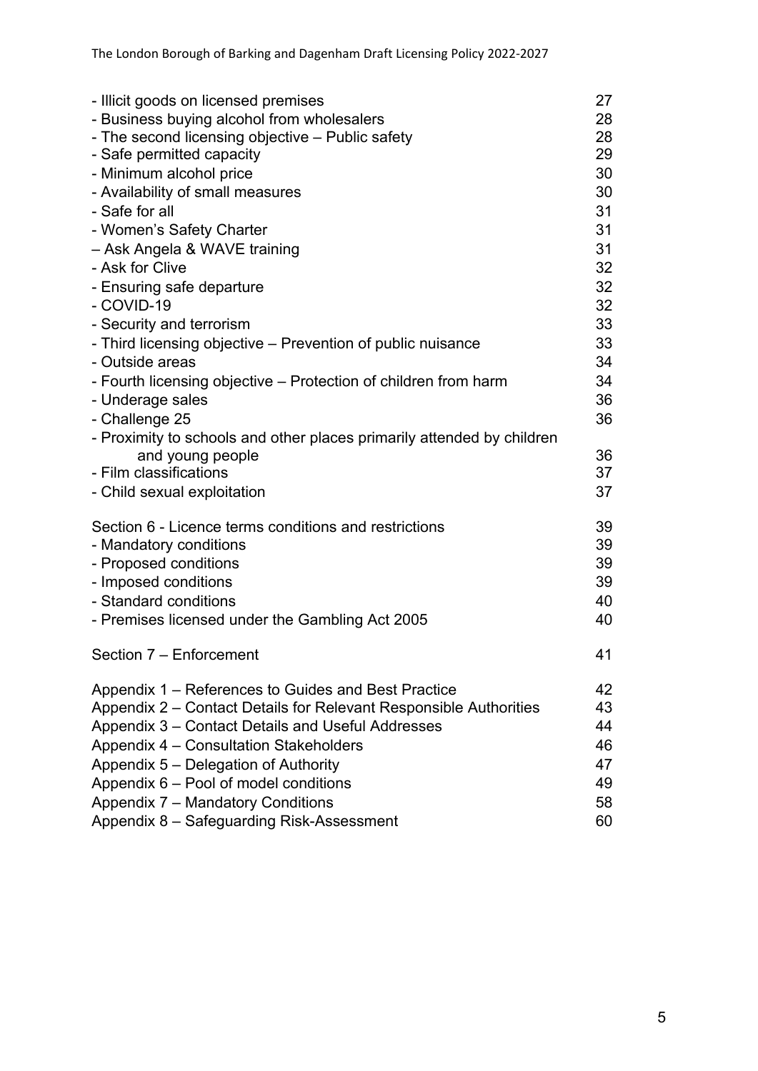| | |
|---|---|
| - Illicit goods on licensed premises | 27 |
| - Business buying alcohol from wholesalers | 28 |
| - The second licensing objective – Public safety | 28 |
| - Safe permitted capacity | 29 |
| - Minimum alcohol price | 30 |
| - Availability of small measures | 30 |
| - Safe for all | 31 |
| - Women's Safety Charter | 31 |
| – Ask Angela & WAVE training | 31 |
| - Ask for Clive | 32 |
| - Ensuring safe departure | 32 |
| - COVID-19 | 32 |
| - Security and terrorism | 33 |
| - Third licensing objective – Prevention of public nuisance | 33 |
| - Outside areas | 34 |
| - Fourth licensing objective – Protection of children from harm | 34 |
| - Underage sales | 36 |
| - Challenge 25 | 36 |
| - Proximity to schools and other places primarily attended by children and young people | 36 |
| - Film classifications | 37 |
| - Child sexual exploitation | 37 |
| Section 6 - Licence terms conditions and restrictions | 39 |
| - Mandatory conditions | 39 |
| - Proposed conditions | 39 |
| - Imposed conditions | 39 |
| - Standard conditions | 40 |
| - Premises licensed under the Gambling Act 2005 | 40 |
| Section 7 – Enforcement | 41 |
| Appendix 1 – References to Guides and Best Practice | 42 |
| Appendix 2 – Contact Details for Relevant Responsible Authorities | 43 |
| Appendix 3 – Contact Details and Useful Addresses | 44 |
| Appendix 4 – Consultation Stakeholders | 46 |
| Appendix 5 – Delegation of Authority | 47 |
| Appendix 6 – Pool of model conditions | 49 |
| Appendix 7 – Mandatory Conditions | 58 |
| Appendix 8 – Safeguarding Risk-Assessment | 60 |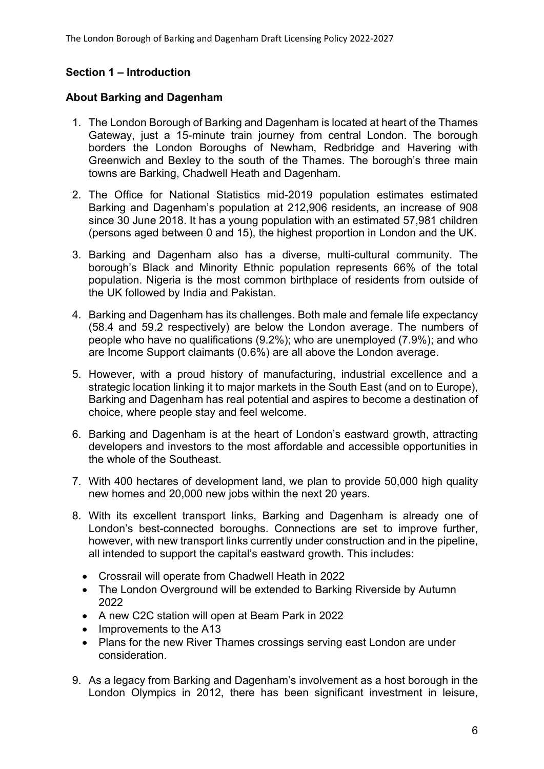## Section 1 – Introduction

### About Barking and Dagenham

1. The London Borough of Barking and Dagenham is located at heart of the Thames Gateway, just a 15-minute train journey from central London. The borough borders the London Boroughs of Newham, Redbridge and Havering with Greenwich and Bexley to the south of the Thames. The borough's three main towns are Barking, Chadwell Heath and Dagenham.

2. The Office for National Statistics mid-2019 population estimates estimated Barking and Dagenham's population at 212,906 residents, an increase of 908 since 30 June 2018. It has a young population with an estimated 57,981 children (persons aged between 0 and 15), the highest proportion in London and the UK.

3. Barking and Dagenham also has a diverse, multi-cultural community. The borough's Black and Minority Ethnic population represents 66% of the total population. Nigeria is the most common birthplace of residents from outside of the UK followed by India and Pakistan.

4. Barking and Dagenham has its challenges. Both male and female life expectancy (58.4 and 59.2 respectively) are below the London average. The numbers of people who have no qualifications (9.2%); who are unemployed (7.9%); and who are Income Support claimants (0.6%) are all above the London average.

5. However, with a proud history of manufacturing, industrial excellence and a strategic location linking it to major markets in the South East (and on to Europe), Barking and Dagenham has real potential and aspires to become a destination of choice, where people stay and feel welcome.

6. Barking and Dagenham is at the heart of London's eastward growth, attracting developers and investors to the most affordable and accessible opportunities in the whole of the Southeast.

7. With 400 hectares of development land, we plan to provide 50,000 high quality new homes and 20,000 new jobs within the next 20 years.

8. With its excellent transport links, Barking and Dagenham is already one of London's best-connected boroughs. Connections are set to improve further, however, with new transport links currently under construction and in the pipeline, all intended to support the capital's eastward growth. This includes:
   - Crossrail will operate from Chadwell Heath in 2022
   - The London Overground will be extended to Barking Riverside by Autumn 2022
   - A new C2C station will open at Beam Park in 2022
   - Improvements to the A13
   - Plans for the new River Thames crossings serving east London are under consideration.

9. As a legacy from Barking and Dagenham's involvement as a host borough in the London Olympics in 2012, there has been significant investment in leisure,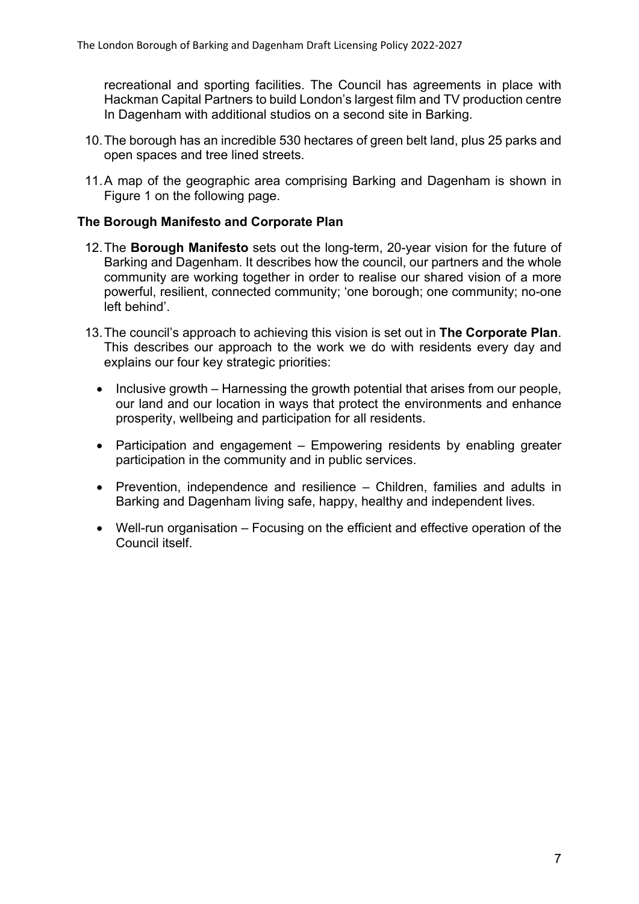recreational and sporting facilities. The Council has agreements in place with Hackman Capital Partners to build London's largest film and TV production centre In Dagenham with additional studios on a second site in Barking.

10. The borough has an incredible 530 hectares of green belt land, plus 25 parks and open spaces and tree lined streets.

11. A map of the geographic area comprising Barking and Dagenham is shown in Figure 1 on the following page.

### The Borough Manifesto and Corporate Plan

12. The **Borough Manifesto** sets out the long-term, 20-year vision for the future of Barking and Dagenham. It describes how the council, our partners and the whole community are working together in order to realise our shared vision of a more powerful, resilient, connected community; 'one borough; one community; no-one left behind'.

13. The council's approach to achieving this vision is set out in **The Corporate Plan**. This describes our approach to the work we do with residents every day and explains our four key strategic priorities:

    - Inclusive growth – Harnessing the growth potential that arises from our people, our land and our location in ways that protect the environments and enhance prosperity, wellbeing and participation for all residents.
    - Participation and engagement – Empowering residents by enabling greater participation in the community and in public services.
    - Prevention, independence and resilience – Children, families and adults in Barking and Dagenham living safe, happy, healthy and independent lives.
    - Well-run organisation – Focusing on the efficient and effective operation of the Council itself.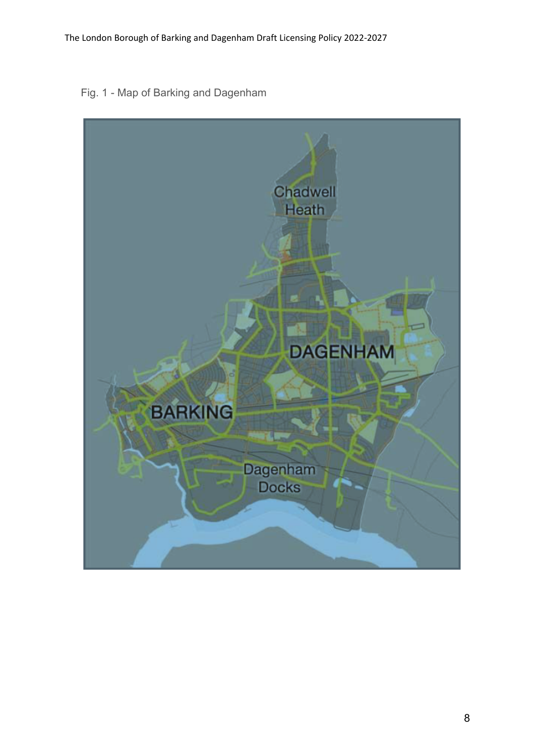Fig. 1 - Map of Barking and Dagenham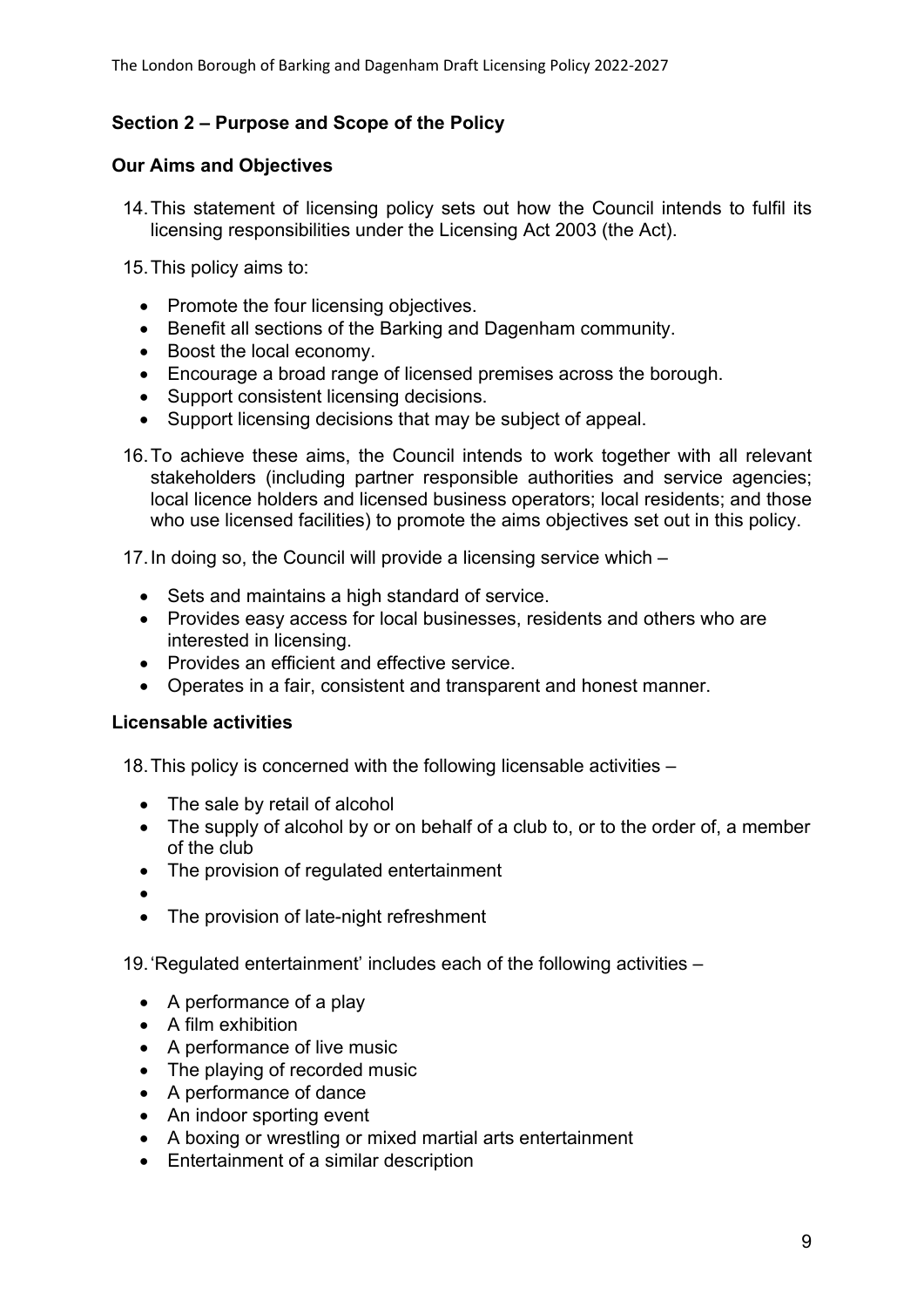## Section 2 – Purpose and Scope of the Policy

### Our Aims and Objectives

14. This statement of licensing policy sets out how the Council intends to fulfil its licensing responsibilities under the Licensing Act 2003 (the Act).

15. This policy aims to:

    - Promote the four licensing objectives.
    - Benefit all sections of the Barking and Dagenham community.
    - Boost the local economy.
    - Encourage a broad range of licensed premises across the borough.
    - Support consistent licensing decisions.
    - Support licensing decisions that may be subject of appeal.

16. To achieve these aims, the Council intends to work together with all relevant stakeholders (including partner responsible authorities and service agencies; local licence holders and licensed business operators; local residents; and those who use licensed facilities) to promote the aims objectives set out in this policy.

17. In doing so, the Council will provide a licensing service which –

    - Sets and maintains a high standard of service.
    - Provides easy access for local businesses, residents and others who are interested in licensing.
    - Provides an efficient and effective service.
    - Operates in a fair, consistent and transparent and honest manner.

### Licensable activities

18. This policy is concerned with the following licensable activities –

    - The sale by retail of alcohol
    - The supply of alcohol by or on behalf of a club to, or to the order of, a member of the club
    - The provision of regulated entertainment
    - 
    - The provision of late-night refreshment

19. 'Regulated entertainment' includes each of the following activities –

    - A performance of a play
    - A film exhibition
    - A performance of live music
    - The playing of recorded music
    - A performance of dance
    - An indoor sporting event
    - A boxing or wrestling or mixed martial arts entertainment
    - Entertainment of a similar description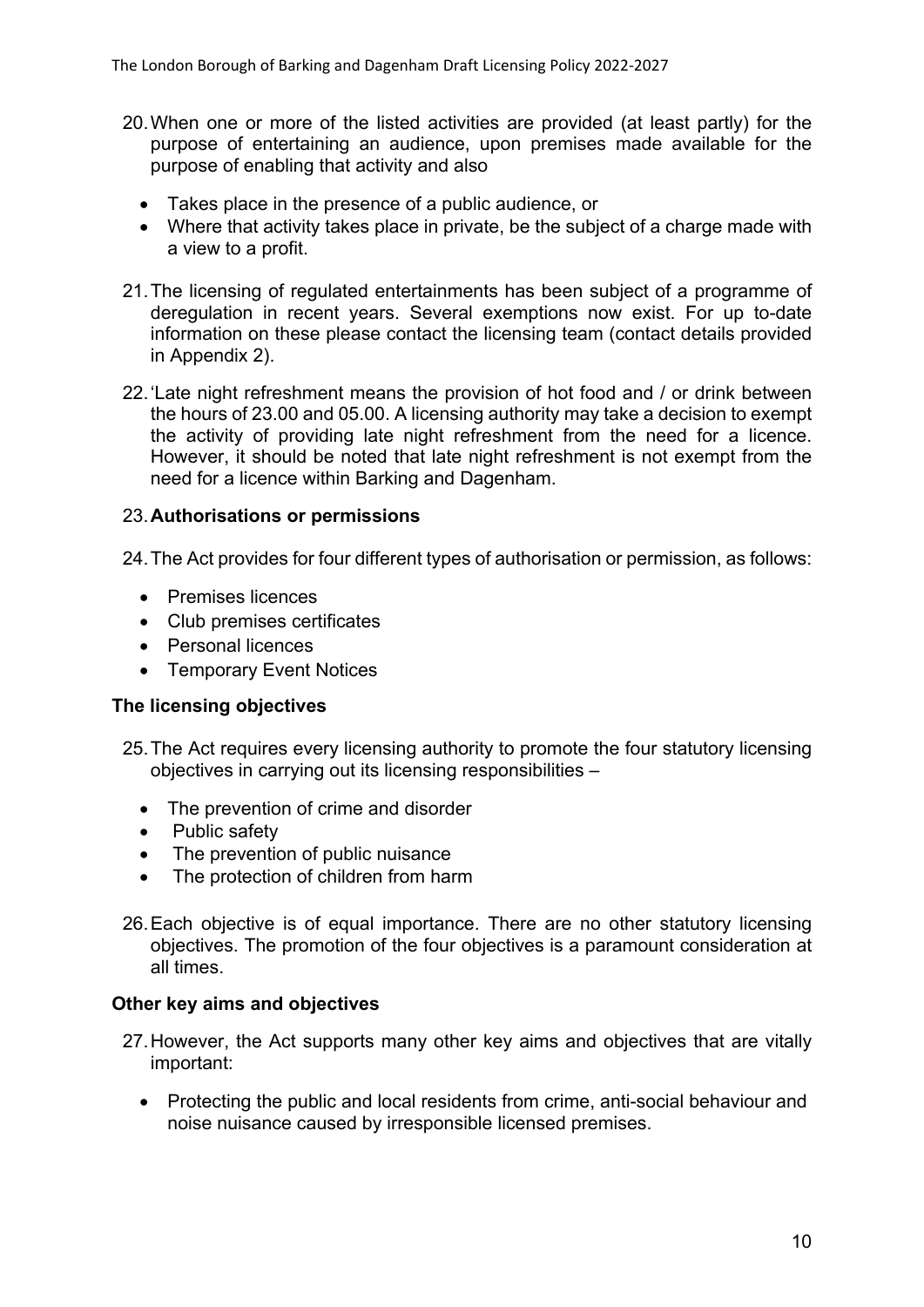20. When one or more of the listed activities are provided (at least partly) for the purpose of entertaining an audience, upon premises made available for the purpose of enabling that activity and also

    - Takes place in the presence of a public audience, or
    - Where that activity takes place in private, be the subject of a charge made with a view to a profit.

21. The licensing of regulated entertainments has been subject of a programme of deregulation in recent years. Several exemptions now exist. For up to-date information on these please contact the licensing team (contact details provided in Appendix 2).

22. 'Late night refreshment means the provision of hot food and / or drink between the hours of 23.00 and 05.00. A licensing authority may take a decision to exempt the activity of providing late night refreshment from the need for a licence. However, it should be noted that late night refreshment is not exempt from the need for a licence within Barking and Dagenham.

23. **Authorisations or permissions**

24. The Act provides for four different types of authorisation or permission, as follows:

    - Premises licences
    - Club premises certificates
    - Personal licences
    - Temporary Event Notices

### The licensing objectives

25. The Act requires every licensing authority to promote the four statutory licensing objectives in carrying out its licensing responsibilities –

    - The prevention of crime and disorder
    - Public safety
    - The prevention of public nuisance
    - The protection of children from harm

26. Each objective is of equal importance. There are no other statutory licensing objectives. The promotion of the four objectives is a paramount consideration at all times.

### Other key aims and objectives

27. However, the Act supports many other key aims and objectives that are vitally important:

    - Protecting the public and local residents from crime, anti-social behaviour and noise nuisance caused by irresponsible licensed premises.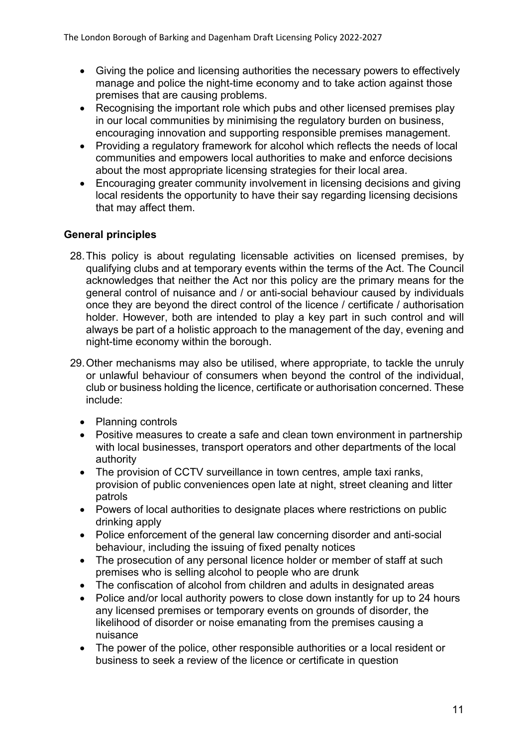- Giving the police and licensing authorities the necessary powers to effectively manage and police the night-time economy and to take action against those premises that are causing problems.
- Recognising the important role which pubs and other licensed premises play in our local communities by minimising the regulatory burden on business, encouraging innovation and supporting responsible premises management.
- Providing a regulatory framework for alcohol which reflects the needs of local communities and empowers local authorities to make and enforce decisions about the most appropriate licensing strategies for their local area.
- Encouraging greater community involvement in licensing decisions and giving local residents the opportunity to have their say regarding licensing decisions that may affect them.

**General principles**

28. This policy is about regulating licensable activities on licensed premises, by qualifying clubs and at temporary events within the terms of the Act. The Council acknowledges that neither the Act nor this policy are the primary means for the general control of nuisance and / or anti-social behaviour caused by individuals once they are beyond the direct control of the licence / certificate / authorisation holder. However, both are intended to play a key part in such control and will always be part of a holistic approach to the management of the day, evening and night-time economy within the borough.

29. Other mechanisms may also be utilised, where appropriate, to tackle the unruly or unlawful behaviour of consumers when beyond the control of the individual, club or business holding the licence, certificate or authorisation concerned. These include:

    - Planning controls
    - Positive measures to create a safe and clean town environment in partnership with local businesses, transport operators and other departments of the local authority
    - The provision of CCTV surveillance in town centres, ample taxi ranks, provision of public conveniences open late at night, street cleaning and litter patrols
    - Powers of local authorities to designate places where restrictions on public drinking apply
    - Police enforcement of the general law concerning disorder and anti-social behaviour, including the issuing of fixed penalty notices
    - The prosecution of any personal licence holder or member of staff at such premises who is selling alcohol to people who are drunk
    - The confiscation of alcohol from children and adults in designated areas
    - Police and/or local authority powers to close down instantly for up to 24 hours any licensed premises or temporary events on grounds of disorder, the likelihood of disorder or noise emanating from the premises causing a nuisance
    - The power of the police, other responsible authorities or a local resident or business to seek a review of the licence or certificate in question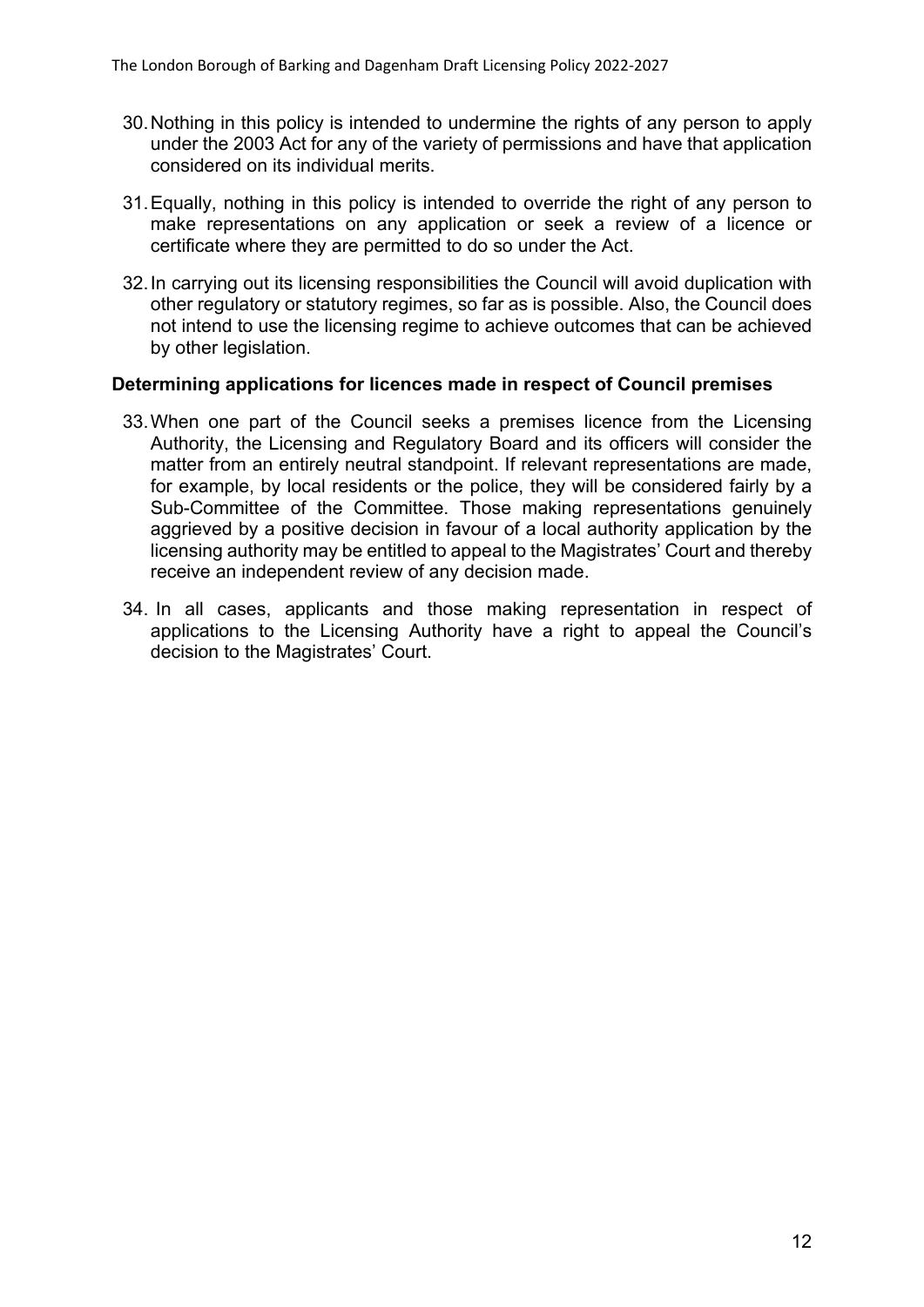30. Nothing in this policy is intended to undermine the rights of any person to apply under the 2003 Act for any of the variety of permissions and have that application considered on its individual merits.

31. Equally, nothing in this policy is intended to override the right of any person to make representations on any application or seek a review of a licence or certificate where they are permitted to do so under the Act.

32. In carrying out its licensing responsibilities the Council will avoid duplication with other regulatory or statutory regimes, so far as is possible. Also, the Council does not intend to use the licensing regime to achieve outcomes that can be achieved by other legislation.

**Determining applications for licences made in respect of Council premises**

33. When one part of the Council seeks a premises licence from the Licensing Authority, the Licensing and Regulatory Board and its officers will consider the matter from an entirely neutral standpoint. If relevant representations are made, for example, by local residents or the police, they will be considered fairly by a Sub-Committee of the Committee. Those making representations genuinely aggrieved by a positive decision in favour of a local authority application by the licensing authority may be entitled to appeal to the Magistrates' Court and thereby receive an independent review of any decision made.

34. In all cases, applicants and those making representation in respect of applications to the Licensing Authority have a right to appeal the Council's decision to the Magistrates' Court.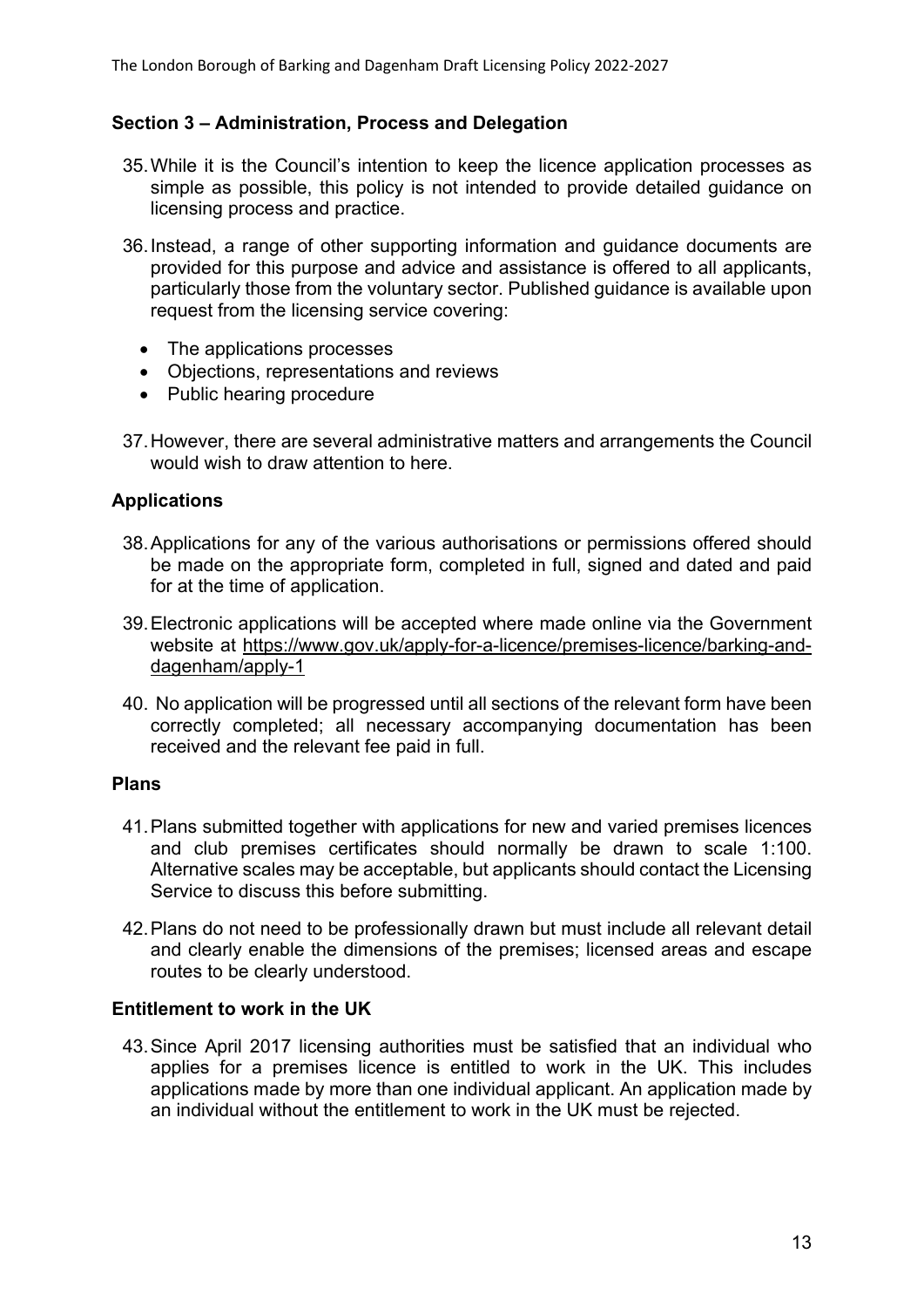## Section 3 – Administration, Process and Delegation

35. While it is the Council's intention to keep the licence application processes as simple as possible, this policy is not intended to provide detailed guidance on licensing process and practice.

36. Instead, a range of other supporting information and guidance documents are provided for this purpose and advice and assistance is offered to all applicants, particularly those from the voluntary sector. Published guidance is available upon request from the licensing service covering:
    - The applications processes
    - Objections, representations and reviews
    - Public hearing procedure

37. However, there are several administrative matters and arrangements the Council would wish to draw attention to here.

### Applications

38. Applications for any of the various authorisations or permissions offered should be made on the appropriate form, completed in full, signed and dated and paid for at the time of application.

39. Electronic applications will be accepted where made online via the Government website at https://www.gov.uk/apply-for-a-licence/premises-licence/barking-and-dagenham/apply-1

40. No application will be progressed until all sections of the relevant form have been correctly completed; all necessary accompanying documentation has been received and the relevant fee paid in full.

### Plans

41. Plans submitted together with applications for new and varied premises licences and club premises certificates should normally be drawn to scale 1:100. Alternative scales may be acceptable, but applicants should contact the Licensing Service to discuss this before submitting.

42. Plans do not need to be professionally drawn but must include all relevant detail and clearly enable the dimensions of the premises; licensed areas and escape routes to be clearly understood.

### Entitlement to work in the UK

43. Since April 2017 licensing authorities must be satisfied that an individual who applies for a premises licence is entitled to work in the UK. This includes applications made by more than one individual applicant. An application made by an individual without the entitlement to work in the UK must be rejected.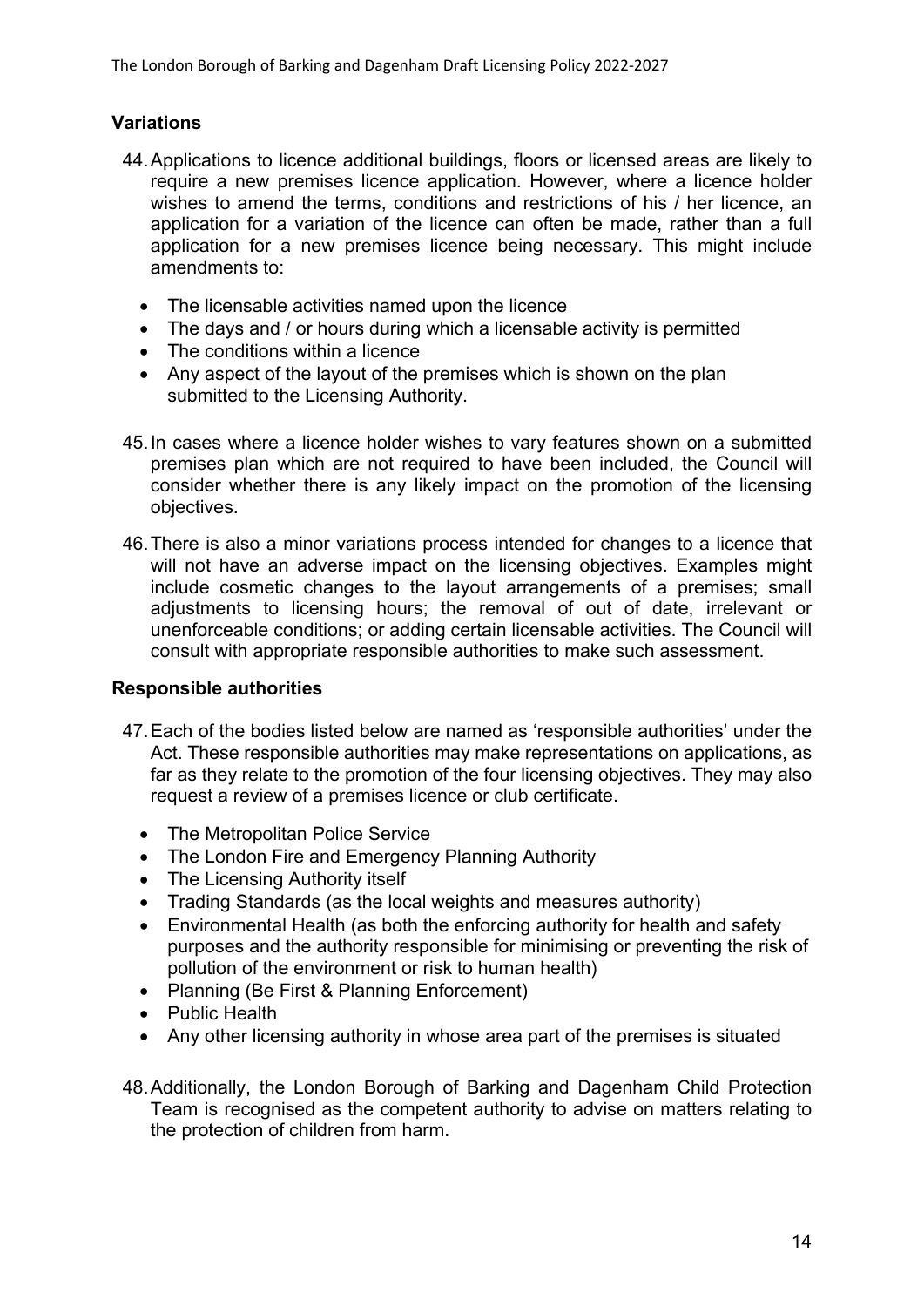## Variations

44. Applications to licence additional buildings, floors or licensed areas are likely to require a new premises licence application. However, where a licence holder wishes to amend the terms, conditions and restrictions of his / her licence, an application for a variation of the licence can often be made, rather than a full application for a new premises licence being necessary. This might include amendments to:

    - The licensable activities named upon the licence
    - The days and / or hours during which a licensable activity is permitted
    - The conditions within a licence
    - Any aspect of the layout of the premises which is shown on the plan submitted to the Licensing Authority.

45. In cases where a licence holder wishes to vary features shown on a submitted premises plan which are not required to have been included, the Council will consider whether there is any likely impact on the promotion of the licensing objectives.

46. There is also a minor variations process intended for changes to a licence that will not have an adverse impact on the licensing objectives. Examples might include cosmetic changes to the layout arrangements of a premises; small adjustments to licensing hours; the removal of out of date, irrelevant or unenforceable conditions; or adding certain licensable activities. The Council will consult with appropriate responsible authorities to make such assessment.

## Responsible authorities

47. Each of the bodies listed below are named as 'responsible authorities' under the Act. These responsible authorities may make representations on applications, as far as they relate to the promotion of the four licensing objectives. They may also request a review of a premises licence or club certificate.

    - The Metropolitan Police Service
    - The London Fire and Emergency Planning Authority
    - The Licensing Authority itself
    - Trading Standards (as the local weights and measures authority)
    - Environmental Health (as both the enforcing authority for health and safety purposes and the authority responsible for minimising or preventing the risk of pollution of the environment or risk to human health)
    - Planning (Be First & Planning Enforcement)
    - Public Health
    - Any other licensing authority in whose area part of the premises is situated

48. Additionally, the London Borough of Barking and Dagenham Child Protection Team is recognised as the competent authority to advise on matters relating to the protection of children from harm.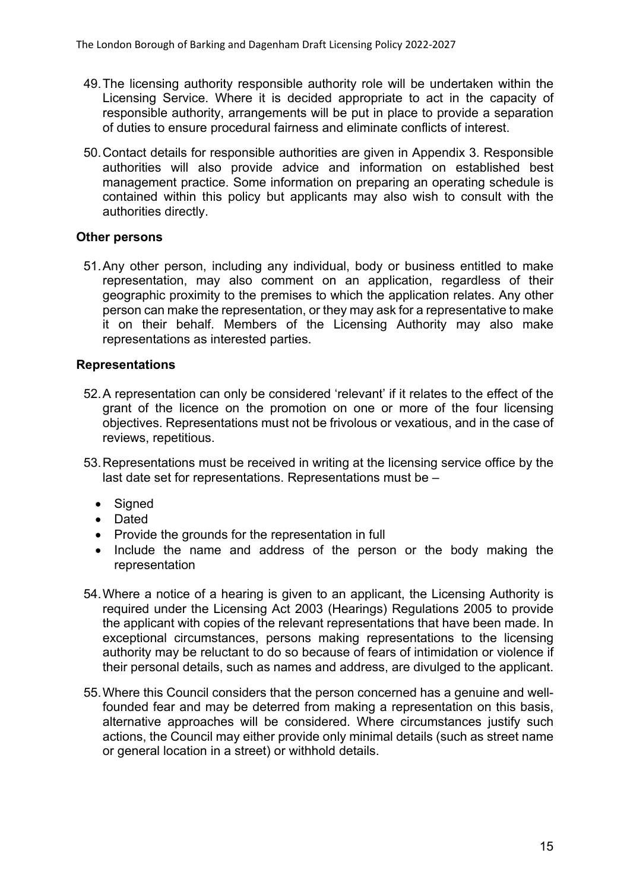49. The licensing authority responsible authority role will be undertaken within the Licensing Service. Where it is decided appropriate to act in the capacity of responsible authority, arrangements will be put in place to provide a separation of duties to ensure procedural fairness and eliminate conflicts of interest.

50. Contact details for responsible authorities are given in Appendix 3. Responsible authorities will also provide advice and information on established best management practice. Some information on preparing an operating schedule is contained within this policy but applicants may also wish to consult with the authorities directly.

### Other persons

51. Any other person, including any individual, body or business entitled to make representation, may also comment on an application, regardless of their geographic proximity to the premises to which the application relates. Any other person can make the representation, or they may ask for a representative to make it on their behalf. Members of the Licensing Authority may also make representations as interested parties.

### Representations

52. A representation can only be considered 'relevant' if it relates to the effect of the grant of the licence on the promotion on one or more of the four licensing objectives. Representations must not be frivolous or vexatious, and in the case of reviews, repetitious.

53. Representations must be received in writing at the licensing service office by the last date set for representations. Representations must be –

    - Signed
    - Dated
    - Provide the grounds for the representation in full
    - Include the name and address of the person or the body making the representation

54. Where a notice of a hearing is given to an applicant, the Licensing Authority is required under the Licensing Act 2003 (Hearings) Regulations 2005 to provide the applicant with copies of the relevant representations that have been made. In exceptional circumstances, persons making representations to the licensing authority may be reluctant to do so because of fears of intimidation or violence if their personal details, such as names and address, are divulged to the applicant.

55. Where this Council considers that the person concerned has a genuine and well-founded fear and may be deterred from making a representation on this basis, alternative approaches will be considered. Where circumstances justify such actions, the Council may either provide only minimal details (such as street name or general location in a street) or withhold details.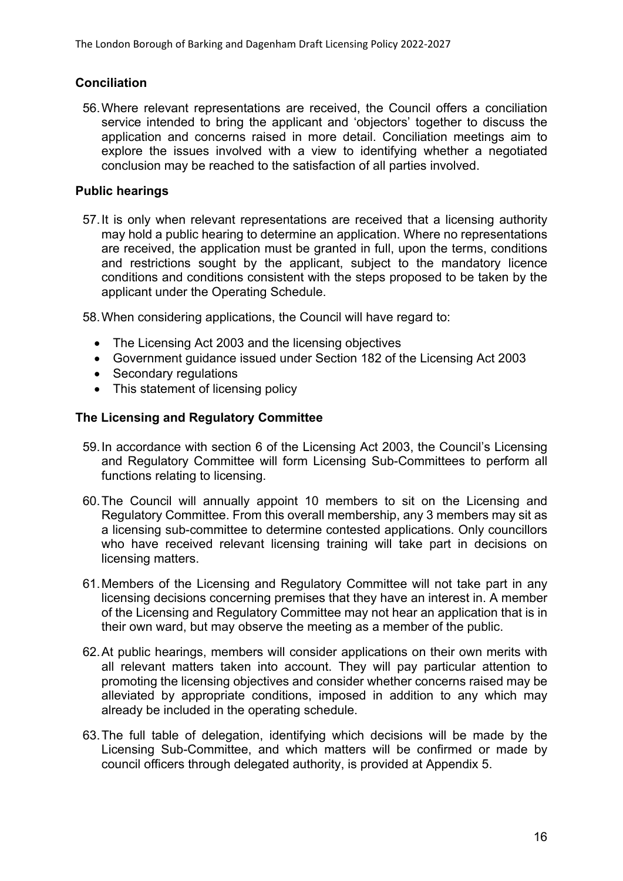## Conciliation

56. Where relevant representations are received, the Council offers a conciliation service intended to bring the applicant and 'objectors' together to discuss the application and concerns raised in more detail. Conciliation meetings aim to explore the issues involved with a view to identifying whether a negotiated conclusion may be reached to the satisfaction of all parties involved.

## Public hearings

57. It is only when relevant representations are received that a licensing authority may hold a public hearing to determine an application. Where no representations are received, the application must be granted in full, upon the terms, conditions and restrictions sought by the applicant, subject to the mandatory licence conditions and conditions consistent with the steps proposed to be taken by the applicant under the Operating Schedule.

58. When considering applications, the Council will have regard to:

- The Licensing Act 2003 and the licensing objectives
- Government guidance issued under Section 182 of the Licensing Act 2003
- Secondary regulations
- This statement of licensing policy

## The Licensing and Regulatory Committee

59. In accordance with section 6 of the Licensing Act 2003, the Council's Licensing and Regulatory Committee will form Licensing Sub-Committees to perform all functions relating to licensing.

60. The Council will annually appoint 10 members to sit on the Licensing and Regulatory Committee. From this overall membership, any 3 members may sit as a licensing sub-committee to determine contested applications. Only councillors who have received relevant licensing training will take part in decisions on licensing matters.

61. Members of the Licensing and Regulatory Committee will not take part in any licensing decisions concerning premises that they have an interest in. A member of the Licensing and Regulatory Committee may not hear an application that is in their own ward, but may observe the meeting as a member of the public.

62. At public hearings, members will consider applications on their own merits with all relevant matters taken into account. They will pay particular attention to promoting the licensing objectives and consider whether concerns raised may be alleviated by appropriate conditions, imposed in addition to any which may already be included in the operating schedule.

63. The full table of delegation, identifying which decisions will be made by the Licensing Sub-Committee, and which matters will be confirmed or made by council officers through delegated authority, is provided at Appendix 5.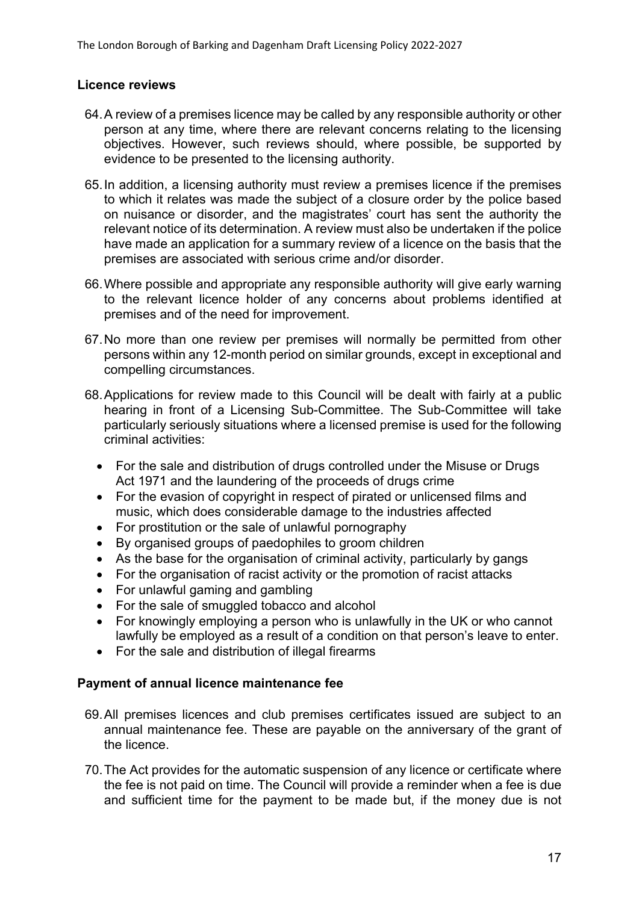## Licence reviews

64. A review of a premises licence may be called by any responsible authority or other person at any time, where there are relevant concerns relating to the licensing objectives. However, such reviews should, where possible, be supported by evidence to be presented to the licensing authority.

65. In addition, a licensing authority must review a premises licence if the premises to which it relates was made the subject of a closure order by the police based on nuisance or disorder, and the magistrates' court has sent the authority the relevant notice of its determination. A review must also be undertaken if the police have made an application for a summary review of a licence on the basis that the premises are associated with serious crime and/or disorder.

66. Where possible and appropriate any responsible authority will give early warning to the relevant licence holder of any concerns about problems identified at premises and of the need for improvement.

67. No more than one review per premises will normally be permitted from other persons within any 12-month period on similar grounds, except in exceptional and compelling circumstances.

68. Applications for review made to this Council will be dealt with fairly at a public hearing in front of a Licensing Sub-Committee. The Sub-Committee will take particularly seriously situations where a licensed premise is used for the following criminal activities:

   - For the sale and distribution of drugs controlled under the Misuse or Drugs Act 1971 and the laundering of the proceeds of drugs crime
   - For the evasion of copyright in respect of pirated or unlicensed films and music, which does considerable damage to the industries affected
   - For prostitution or the sale of unlawful pornography
   - By organised groups of paedophiles to groom children
   - As the base for the organisation of criminal activity, particularly by gangs
   - For the organisation of racist activity or the promotion of racist attacks
   - For unlawful gaming and gambling
   - For the sale of smuggled tobacco and alcohol
   - For knowingly employing a person who is unlawfully in the UK or who cannot lawfully be employed as a result of a condition on that person's leave to enter.
   - For the sale and distribution of illegal firearms

## Payment of annual licence maintenance fee

69. All premises licences and club premises certificates issued are subject to an annual maintenance fee. These are payable on the anniversary of the grant of the licence.

70. The Act provides for the automatic suspension of any licence or certificate where the fee is not paid on time. The Council will provide a reminder when a fee is due and sufficient time for the payment to be made but, if the money due is not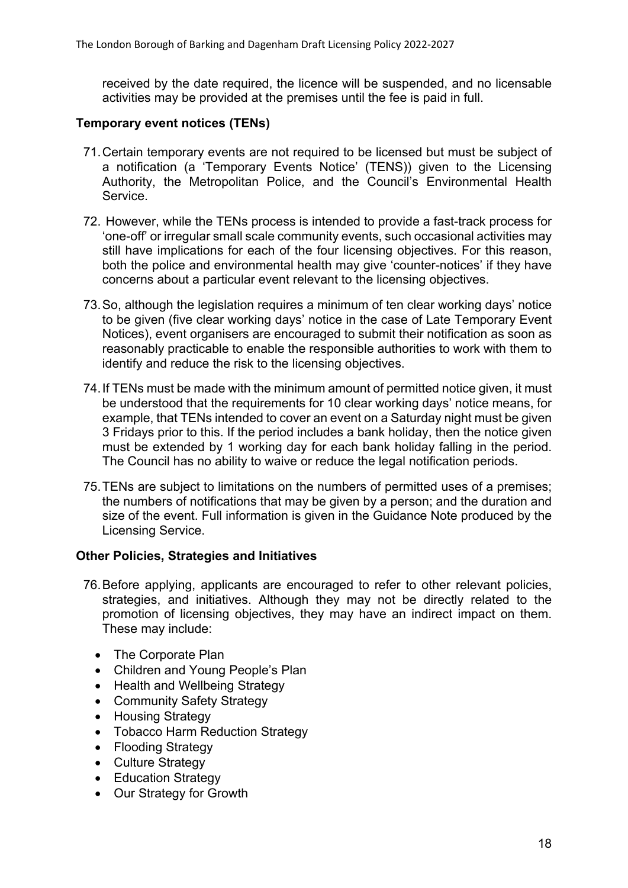received by the date required, the licence will be suspended, and no licensable activities may be provided at the premises until the fee is paid in full.

**Temporary event notices (TENs)**

71. Certain temporary events are not required to be licensed but must be subject of a notification (a 'Temporary Events Notice' (TENS)) given to the Licensing Authority, the Metropolitan Police, and the Council's Environmental Health Service.

72. However, while the TENs process is intended to provide a fast-track process for 'one-off' or irregular small scale community events, such occasional activities may still have implications for each of the four licensing objectives. For this reason, both the police and environmental health may give 'counter-notices' if they have concerns about a particular event relevant to the licensing objectives.

73. So, although the legislation requires a minimum of ten clear working days' notice to be given (five clear working days' notice in the case of Late Temporary Event Notices), event organisers are encouraged to submit their notification as soon as reasonably practicable to enable the responsible authorities to work with them to identify and reduce the risk to the licensing objectives.

74. If TENs must be made with the minimum amount of permitted notice given, it must be understood that the requirements for 10 clear working days' notice means, for example, that TENs intended to cover an event on a Saturday night must be given 3 Fridays prior to this. If the period includes a bank holiday, then the notice given must be extended by 1 working day for each bank holiday falling in the period. The Council has no ability to waive or reduce the legal notification periods.

75. TENs are subject to limitations on the numbers of permitted uses of a premises; the numbers of notifications that may be given by a person; and the duration and size of the event. Full information is given in the Guidance Note produced by the Licensing Service.

**Other Policies, Strategies and Initiatives**

76. Before applying, applicants are encouraged to refer to other relevant policies, strategies, and initiatives. Although they may not be directly related to the promotion of licensing objectives, they may have an indirect impact on them. These may include:

- The Corporate Plan
- Children and Young People's Plan
- Health and Wellbeing Strategy
- Community Safety Strategy
- Housing Strategy
- Tobacco Harm Reduction Strategy
- Flooding Strategy
- Culture Strategy
- Education Strategy
- Our Strategy for Growth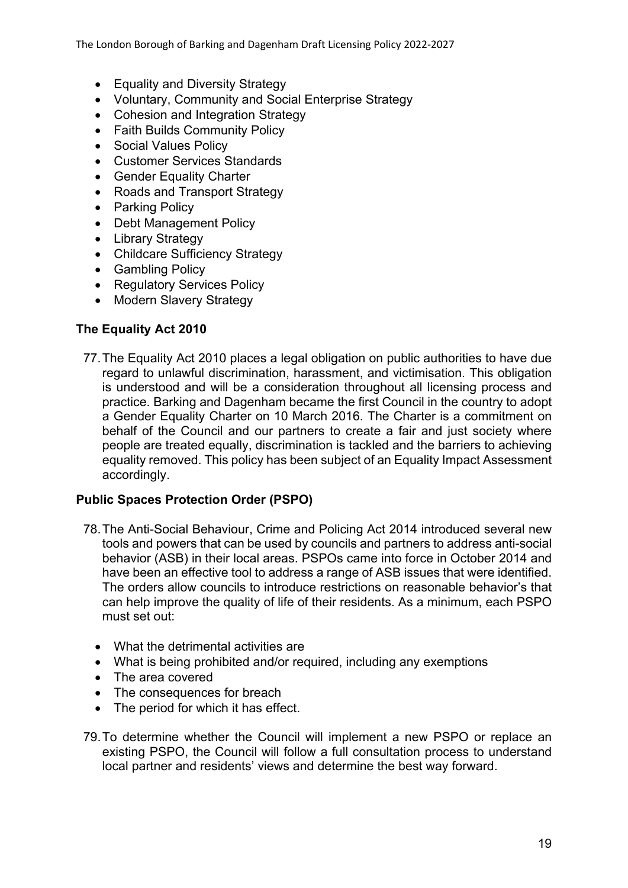- Equality and Diversity Strategy
- Voluntary, Community and Social Enterprise Strategy
- Cohesion and Integration Strategy
- Faith Builds Community Policy
- Social Values Policy
- Customer Services Standards
- Gender Equality Charter
- Roads and Transport Strategy
- Parking Policy
- Debt Management Policy
- Library Strategy
- Childcare Sufficiency Strategy
- Gambling Policy
- Regulatory Services Policy
- Modern Slavery Strategy

**The Equality Act 2010**

77. The Equality Act 2010 places a legal obligation on public authorities to have due regard to unlawful discrimination, harassment, and victimisation. This obligation is understood and will be a consideration throughout all licensing process and practice. Barking and Dagenham became the first Council in the country to adopt a Gender Equality Charter on 10 March 2016. The Charter is a commitment on behalf of the Council and our partners to create a fair and just society where people are treated equally, discrimination is tackled and the barriers to achieving equality removed. This policy has been subject of an Equality Impact Assessment accordingly.

**Public Spaces Protection Order (PSPO)**

78. The Anti-Social Behaviour, Crime and Policing Act 2014 introduced several new tools and powers that can be used by councils and partners to address anti-social behavior (ASB) in their local areas. PSPOs came into force in October 2014 and have been an effective tool to address a range of ASB issues that were identified. The orders allow councils to introduce restrictions on reasonable behavior's that can help improve the quality of life of their residents. As a minimum, each PSPO must set out:

    - What the detrimental activities are
    - What is being prohibited and/or required, including any exemptions
    - The area covered
    - The consequences for breach
    - The period for which it has effect.

79. To determine whether the Council will implement a new PSPO or replace an existing PSPO, the Council will follow a full consultation process to understand local partner and residents' views and determine the best way forward.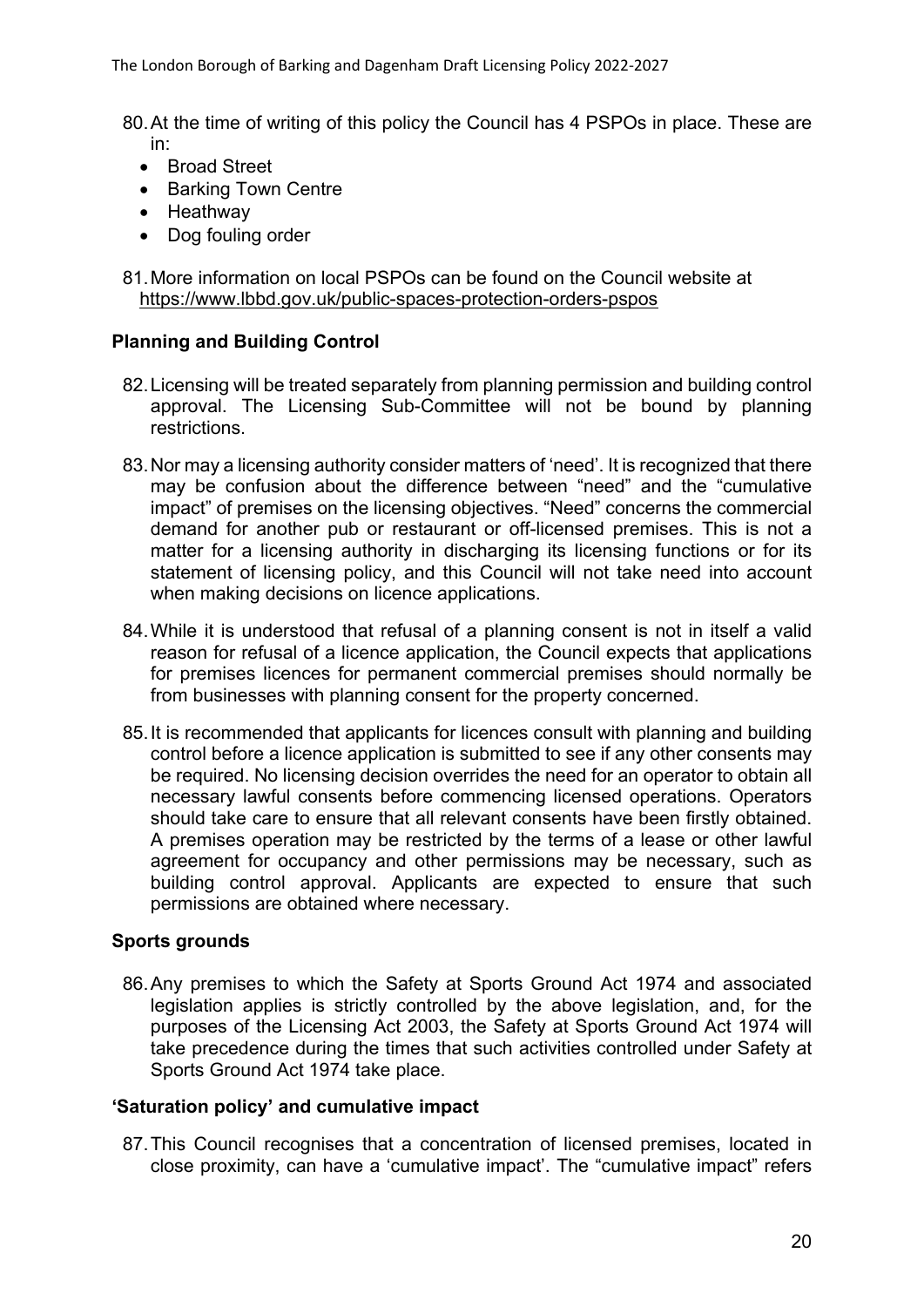80. At the time of writing of this policy the Council has 4 PSPOs in place. These are in:
    - Broad Street
    - Barking Town Centre
    - Heathway
    - Dog fouling order

81. More information on local PSPOs can be found on the Council website at https://www.lbbd.gov.uk/public-spaces-protection-orders-pspos

### Planning and Building Control

82. Licensing will be treated separately from planning permission and building control approval. The Licensing Sub-Committee will not be bound by planning restrictions.

83. Nor may a licensing authority consider matters of 'need'. It is recognized that there may be confusion about the difference between "need" and the "cumulative impact" of premises on the licensing objectives. "Need" concerns the commercial demand for another pub or restaurant or off-licensed premises. This is not a matter for a licensing authority in discharging its licensing functions or for its statement of licensing policy, and this Council will not take need into account when making decisions on licence applications.

84. While it is understood that refusal of a planning consent is not in itself a valid reason for refusal of a licence application, the Council expects that applications for premises licences for permanent commercial premises should normally be from businesses with planning consent for the property concerned.

85. It is recommended that applicants for licences consult with planning and building control before a licence application is submitted to see if any other consents may be required. No licensing decision overrides the need for an operator to obtain all necessary lawful consents before commencing licensed operations. Operators should take care to ensure that all relevant consents have been firstly obtained. A premises operation may be restricted by the terms of a lease or other lawful agreement for occupancy and other permissions may be necessary, such as building control approval. Applicants are expected to ensure that such permissions are obtained where necessary.

### Sports grounds

86. Any premises to which the Safety at Sports Ground Act 1974 and associated legislation applies is strictly controlled by the above legislation, and, for the purposes of the Licensing Act 2003, the Safety at Sports Ground Act 1974 will take precedence during the times that such activities controlled under Safety at Sports Ground Act 1974 take place.

### 'Saturation policy' and cumulative impact

87. This Council recognises that a concentration of licensed premises, located in close proximity, can have a 'cumulative impact'. The "cumulative impact" refers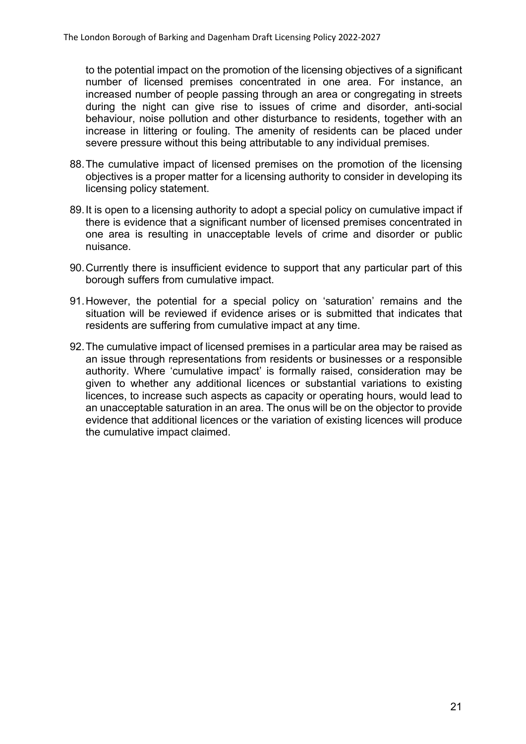to the potential impact on the promotion of the licensing objectives of a significant number of licensed premises concentrated in one area. For instance, an increased number of people passing through an area or congregating in streets during the night can give rise to issues of crime and disorder, anti-social behaviour, noise pollution and other disturbance to residents, together with an increase in littering or fouling. The amenity of residents can be placed under severe pressure without this being attributable to any individual premises.

88. The cumulative impact of licensed premises on the promotion of the licensing objectives is a proper matter for a licensing authority to consider in developing its licensing policy statement.

89. It is open to a licensing authority to adopt a special policy on cumulative impact if there is evidence that a significant number of licensed premises concentrated in one area is resulting in unacceptable levels of crime and disorder or public nuisance.

90. Currently there is insufficient evidence to support that any particular part of this borough suffers from cumulative impact.

91. However, the potential for a special policy on 'saturation' remains and the situation will be reviewed if evidence arises or is submitted that indicates that residents are suffering from cumulative impact at any time.

92. The cumulative impact of licensed premises in a particular area may be raised as an issue through representations from residents or businesses or a responsible authority. Where 'cumulative impact' is formally raised, consideration may be given to whether any additional licences or substantial variations to existing licences, to increase such aspects as capacity or operating hours, would lead to an unacceptable saturation in an area. The onus will be on the objector to provide evidence that additional licences or the variation of existing licences will produce the cumulative impact claimed.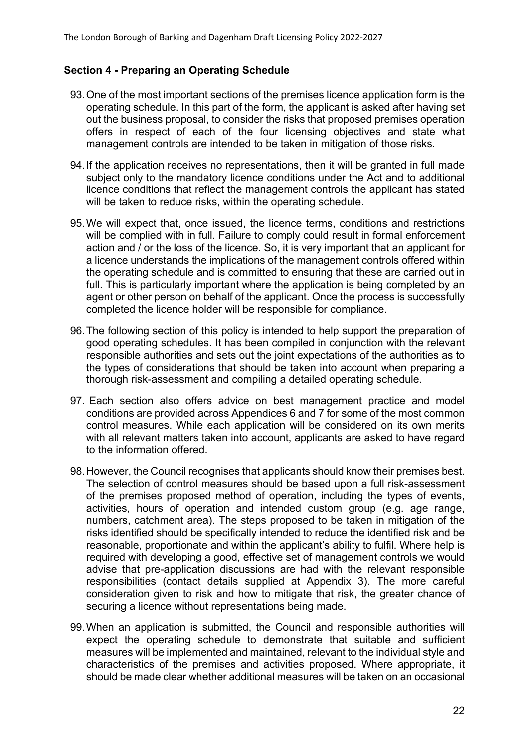## Section 4 - Preparing an Operating Schedule

93. One of the most important sections of the premises licence application form is the operating schedule. In this part of the form, the applicant is asked after having set out the business proposal, to consider the risks that proposed premises operation offers in respect of each of the four licensing objectives and state what management controls are intended to be taken in mitigation of those risks.

94. If the application receives no representations, then it will be granted in full made subject only to the mandatory licence conditions under the Act and to additional licence conditions that reflect the management controls the applicant has stated will be taken to reduce risks, within the operating schedule.

95. We will expect that, once issued, the licence terms, conditions and restrictions will be complied with in full. Failure to comply could result in formal enforcement action and / or the loss of the licence. So, it is very important that an applicant for a licence understands the implications of the management controls offered within the operating schedule and is committed to ensuring that these are carried out in full. This is particularly important where the application is being completed by an agent or other person on behalf of the applicant. Once the process is successfully completed the licence holder will be responsible for compliance.

96. The following section of this policy is intended to help support the preparation of good operating schedules. It has been compiled in conjunction with the relevant responsible authorities and sets out the joint expectations of the authorities as to the types of considerations that should be taken into account when preparing a thorough risk-assessment and compiling a detailed operating schedule.

97. Each section also offers advice on best management practice and model conditions are provided across Appendices 6 and 7 for some of the most common control measures. While each application will be considered on its own merits with all relevant matters taken into account, applicants are asked to have regard to the information offered.

98. However, the Council recognises that applicants should know their premises best. The selection of control measures should be based upon a full risk-assessment of the premises proposed method of operation, including the types of events, activities, hours of operation and intended custom group (e.g. age range, numbers, catchment area). The steps proposed to be taken in mitigation of the risks identified should be specifically intended to reduce the identified risk and be reasonable, proportionate and within the applicant's ability to fulfil. Where help is required with developing a good, effective set of management controls we would advise that pre-application discussions are had with the relevant responsible responsibilities (contact details supplied at Appendix 3). The more careful consideration given to risk and how to mitigate that risk, the greater chance of securing a licence without representations being made.

99. When an application is submitted, the Council and responsible authorities will expect the operating schedule to demonstrate that suitable and sufficient measures will be implemented and maintained, relevant to the individual style and characteristics of the premises and activities proposed. Where appropriate, it should be made clear whether additional measures will be taken on an occasional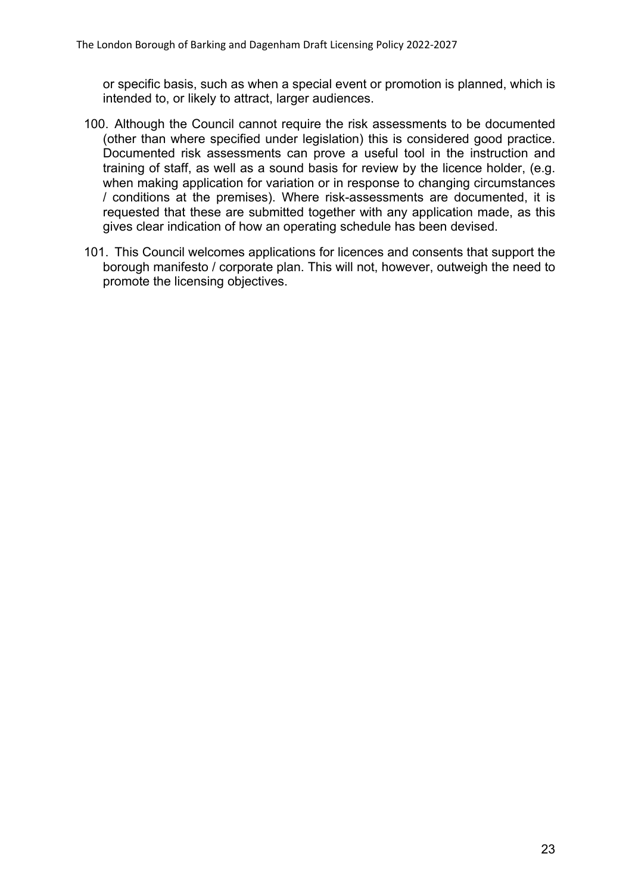or specific basis, such as when a special event or promotion is planned, which is intended to, or likely to attract, larger audiences.

100. Although the Council cannot require the risk assessments to be documented (other than where specified under legislation) this is considered good practice. Documented risk assessments can prove a useful tool in the instruction and training of staff, as well as a sound basis for review by the licence holder, (e.g. when making application for variation or in response to changing circumstances / conditions at the premises). Where risk-assessments are documented, it is requested that these are submitted together with any application made, as this gives clear indication of how an operating schedule has been devised.

101. This Council welcomes applications for licences and consents that support the borough manifesto / corporate plan. This will not, however, outweigh the need to promote the licensing objectives.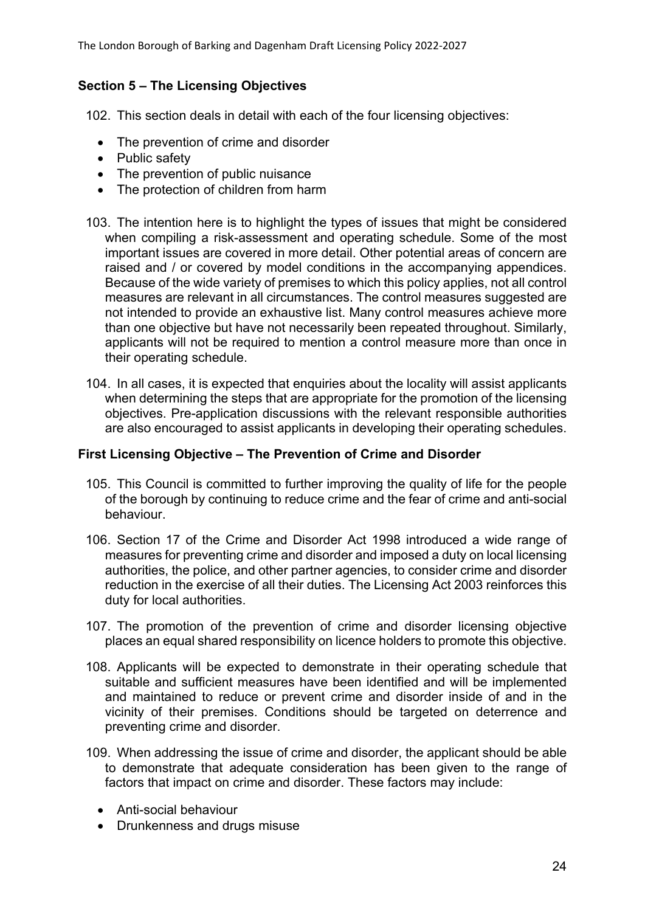## Section 5 – The Licensing Objectives

102. This section deals in detail with each of the four licensing objectives:

- The prevention of crime and disorder
- Public safety
- The prevention of public nuisance
- The protection of children from harm

103. The intention here is to highlight the types of issues that might be considered when compiling a risk-assessment and operating schedule. Some of the most important issues are covered in more detail. Other potential areas of concern are raised and / or covered by model conditions in the accompanying appendices. Because of the wide variety of premises to which this policy applies, not all control measures are relevant in all circumstances. The control measures suggested are not intended to provide an exhaustive list. Many control measures achieve more than one objective but have not necessarily been repeated throughout. Similarly, applicants will not be required to mention a control measure more than once in their operating schedule.

104. In all cases, it is expected that enquiries about the locality will assist applicants when determining the steps that are appropriate for the promotion of the licensing objectives. Pre-application discussions with the relevant responsible authorities are also encouraged to assist applicants in developing their operating schedules.

### First Licensing Objective – The Prevention of Crime and Disorder

105. This Council is committed to further improving the quality of life for the people of the borough by continuing to reduce crime and the fear of crime and anti-social behaviour.

106. Section 17 of the Crime and Disorder Act 1998 introduced a wide range of measures for preventing crime and disorder and imposed a duty on local licensing authorities, the police, and other partner agencies, to consider crime and disorder reduction in the exercise of all their duties. The Licensing Act 2003 reinforces this duty for local authorities.

107. The promotion of the prevention of crime and disorder licensing objective places an equal shared responsibility on licence holders to promote this objective.

108. Applicants will be expected to demonstrate in their operating schedule that suitable and sufficient measures have been identified and will be implemented and maintained to reduce or prevent crime and disorder inside of and in the vicinity of their premises. Conditions should be targeted on deterrence and preventing crime and disorder.

109. When addressing the issue of crime and disorder, the applicant should be able to demonstrate that adequate consideration has been given to the range of factors that impact on crime and disorder. These factors may include:

- Anti-social behaviour
- Drunkenness and drugs misuse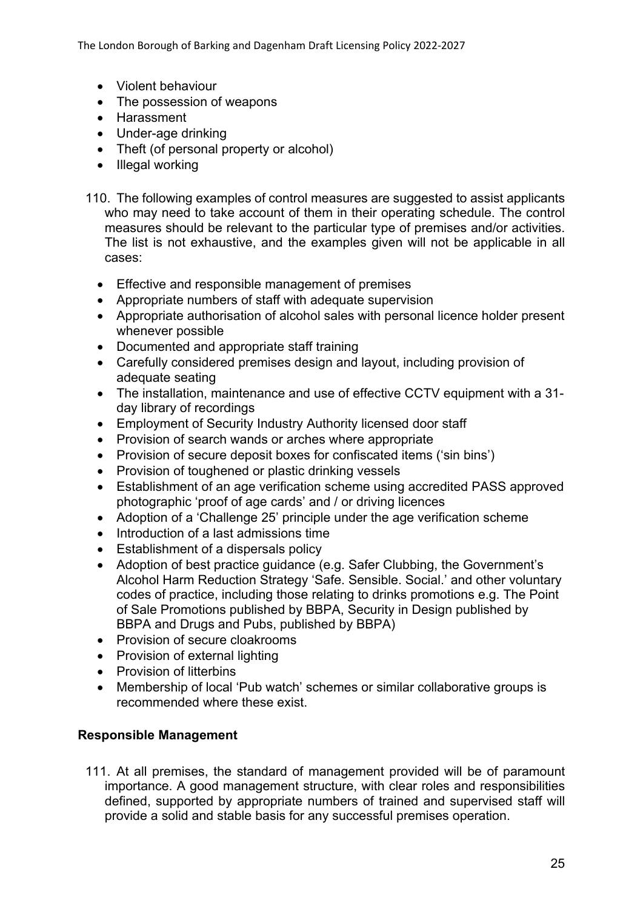- Violent behaviour
- The possession of weapons
- Harassment
- Under-age drinking
- Theft (of personal property or alcohol)
- Illegal working

110. The following examples of control measures are suggested to assist applicants who may need to take account of them in their operating schedule. The control measures should be relevant to the particular type of premises and/or activities. The list is not exhaustive, and the examples given will not be applicable in all cases:

   - Effective and responsible management of premises
   - Appropriate numbers of staff with adequate supervision
   - Appropriate authorisation of alcohol sales with personal licence holder present whenever possible
   - Documented and appropriate staff training
   - Carefully considered premises design and layout, including provision of adequate seating
   - The installation, maintenance and use of effective CCTV equipment with a 31-day library of recordings
   - Employment of Security Industry Authority licensed door staff
   - Provision of search wands or arches where appropriate
   - Provision of secure deposit boxes for confiscated items ('sin bins')
   - Provision of toughened or plastic drinking vessels
   - Establishment of an age verification scheme using accredited PASS approved photographic 'proof of age cards' and / or driving licences
   - Adoption of a 'Challenge 25' principle under the age verification scheme
   - Introduction of a last admissions time
   - Establishment of a dispersals policy
   - Adoption of best practice guidance (e.g. Safer Clubbing, the Government's Alcohol Harm Reduction Strategy 'Safe. Sensible. Social.' and other voluntary codes of practice, including those relating to drinks promotions e.g. The Point of Sale Promotions published by BBPA, Security in Design published by BBPA and Drugs and Pubs, published by BBPA)
   - Provision of secure cloakrooms
   - Provision of external lighting
   - Provision of litterbins
   - Membership of local 'Pub watch' schemes or similar collaborative groups is recommended where these exist.

**Responsible Management**

111. At all premises, the standard of management provided will be of paramount importance. A good management structure, with clear roles and responsibilities defined, supported by appropriate numbers of trained and supervised staff will provide a solid and stable basis for any successful premises operation.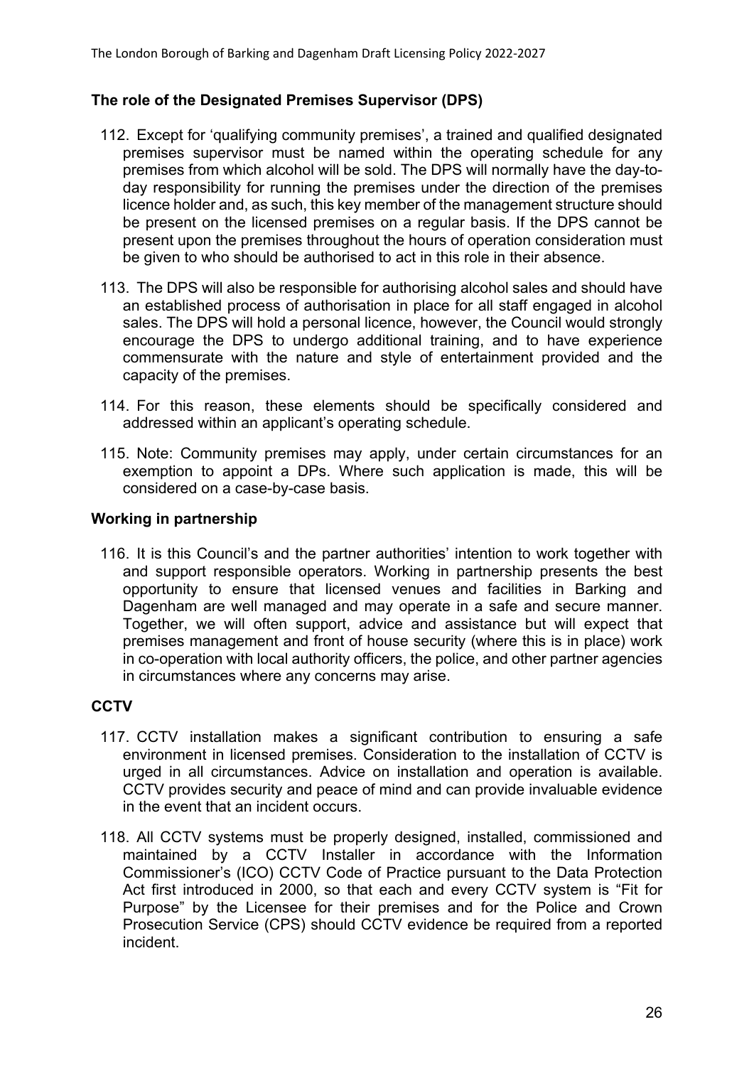## The role of the Designated Premises Supervisor (DPS)

112. Except for 'qualifying community premises', a trained and qualified designated premises supervisor must be named within the operating schedule for any premises from which alcohol will be sold. The DPS will normally have the day-to-day responsibility for running the premises under the direction of the premises licence holder and, as such, this key member of the management structure should be present on the licensed premises on a regular basis. If the DPS cannot be present upon the premises throughout the hours of operation consideration must be given to who should be authorised to act in this role in their absence.

113. The DPS will also be responsible for authorising alcohol sales and should have an established process of authorisation in place for all staff engaged in alcohol sales. The DPS will hold a personal licence, however, the Council would strongly encourage the DPS to undergo additional training, and to have experience commensurate with the nature and style of entertainment provided and the capacity of the premises.

114. For this reason, these elements should be specifically considered and addressed within an applicant's operating schedule.

115. Note: Community premises may apply, under certain circumstances for an exemption to appoint a DPs. Where such application is made, this will be considered on a case-by-case basis.

## Working in partnership

116. It is this Council's and the partner authorities' intention to work together with and support responsible operators. Working in partnership presents the best opportunity to ensure that licensed venues and facilities in Barking and Dagenham are well managed and may operate in a safe and secure manner. Together, we will often support, advice and assistance but will expect that premises management and front of house security (where this is in place) work in co-operation with local authority officers, the police, and other partner agencies in circumstances where any concerns may arise.

## CCTV

117. CCTV installation makes a significant contribution to ensuring a safe environment in licensed premises. Consideration to the installation of CCTV is urged in all circumstances. Advice on installation and operation is available. CCTV provides security and peace of mind and can provide invaluable evidence in the event that an incident occurs.

118. All CCTV systems must be properly designed, installed, commissioned and maintained by a CCTV Installer in accordance with the Information Commissioner's (ICO) CCTV Code of Practice pursuant to the Data Protection Act first introduced in 2000, so that each and every CCTV system is "Fit for Purpose" by the Licensee for their premises and for the Police and Crown Prosecution Service (CPS) should CCTV evidence be required from a reported incident.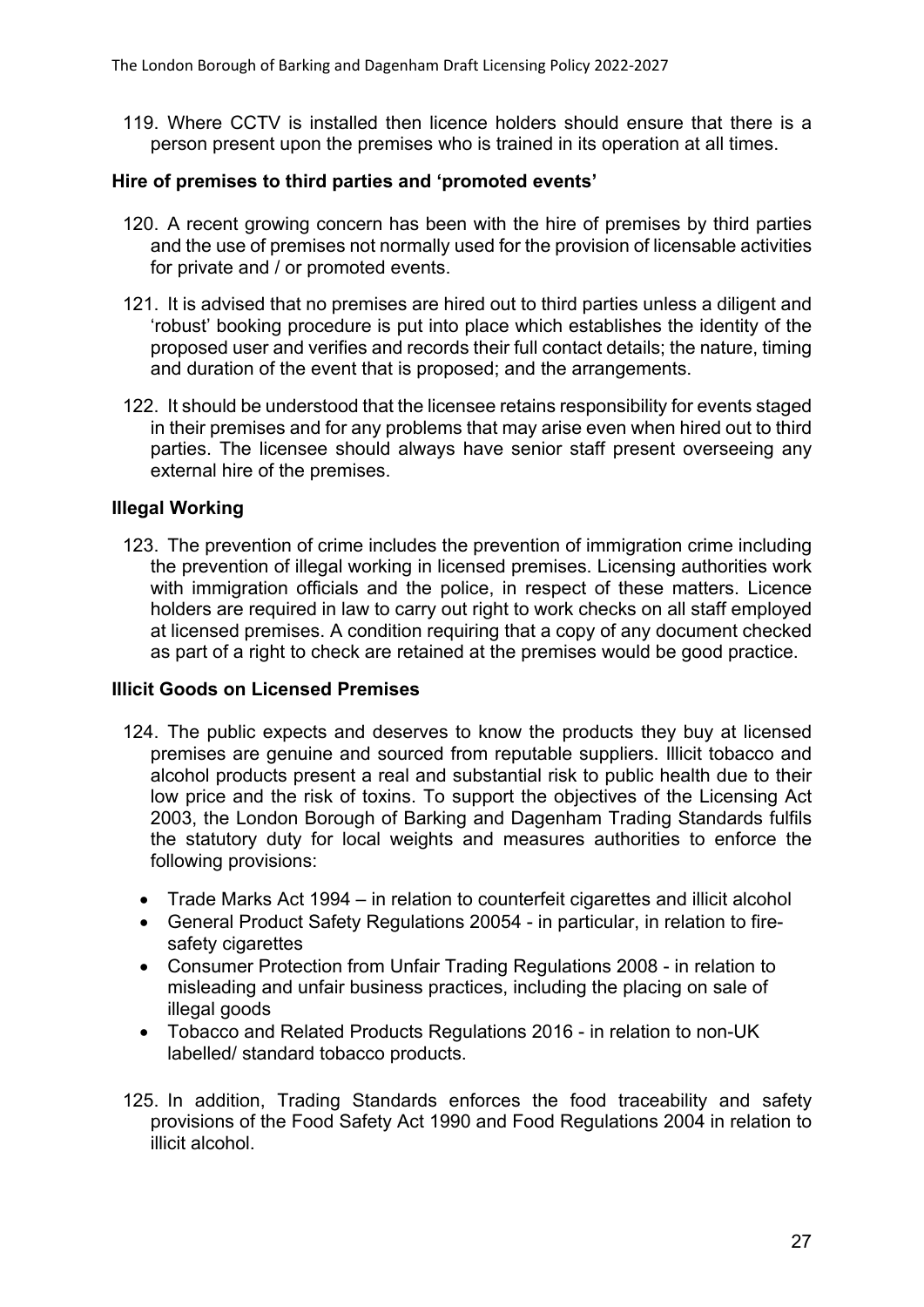119. Where CCTV is installed then licence holders should ensure that there is a person present upon the premises who is trained in its operation at all times.

### Hire of premises to third parties and 'promoted events'

120. A recent growing concern has been with the hire of premises by third parties and the use of premises not normally used for the provision of licensable activities for private and / or promoted events.

121. It is advised that no premises are hired out to third parties unless a diligent and 'robust' booking procedure is put into place which establishes the identity of the proposed user and verifies and records their full contact details; the nature, timing and duration of the event that is proposed; and the arrangements.

122. It should be understood that the licensee retains responsibility for events staged in their premises and for any problems that may arise even when hired out to third parties. The licensee should always have senior staff present overseeing any external hire of the premises.

### Illegal Working

123. The prevention of crime includes the prevention of immigration crime including the prevention of illegal working in licensed premises. Licensing authorities work with immigration officials and the police, in respect of these matters. Licence holders are required in law to carry out right to work checks on all staff employed at licensed premises. A condition requiring that a copy of any document checked as part of a right to check are retained at the premises would be good practice.

### Illicit Goods on Licensed Premises

124. The public expects and deserves to know the products they buy at licensed premises are genuine and sourced from reputable suppliers. Illicit tobacco and alcohol products present a real and substantial risk to public health due to their low price and the risk of toxins. To support the objectives of the Licensing Act 2003, the London Borough of Barking and Dagenham Trading Standards fulfils the statutory duty for local weights and measures authorities to enforce the following provisions:

- Trade Marks Act 1994 – in relation to counterfeit cigarettes and illicit alcohol
- General Product Safety Regulations 20054 - in particular, in relation to fire-safety cigarettes
- Consumer Protection from Unfair Trading Regulations 2008 - in relation to misleading and unfair business practices, including the placing on sale of illegal goods
- Tobacco and Related Products Regulations 2016 - in relation to non-UK labelled/ standard tobacco products.

125. In addition, Trading Standards enforces the food traceability and safety provisions of the Food Safety Act 1990 and Food Regulations 2004 in relation to illicit alcohol.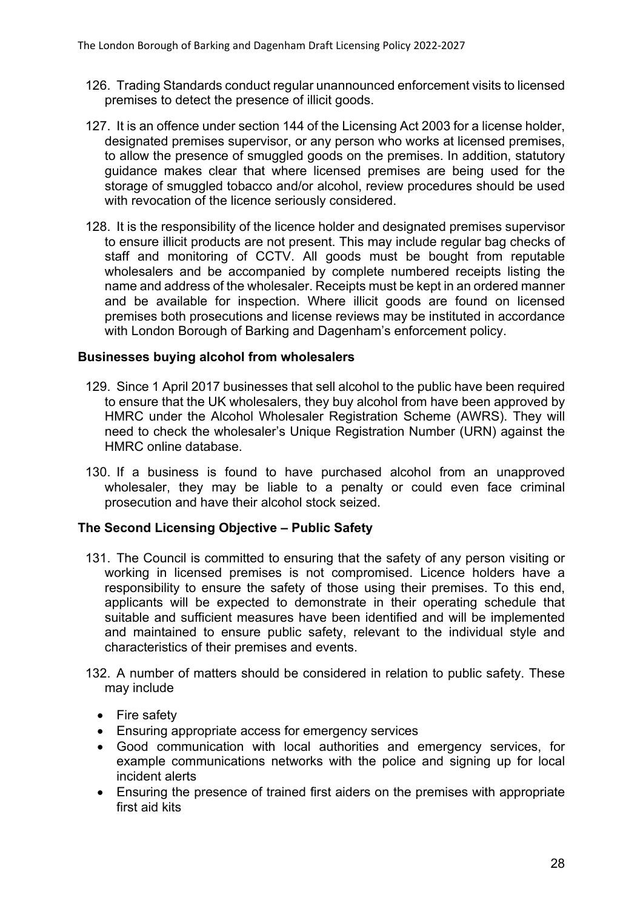126. Trading Standards conduct regular unannounced enforcement visits to licensed premises to detect the presence of illicit goods.

127. It is an offence under section 144 of the Licensing Act 2003 for a license holder, designated premises supervisor, or any person who works at licensed premises, to allow the presence of smuggled goods on the premises. In addition, statutory guidance makes clear that where licensed premises are being used for the storage of smuggled tobacco and/or alcohol, review procedures should be used with revocation of the licence seriously considered.

128. It is the responsibility of the licence holder and designated premises supervisor to ensure illicit products are not present. This may include regular bag checks of staff and monitoring of CCTV. All goods must be bought from reputable wholesalers and be accompanied by complete numbered receipts listing the name and address of the wholesaler. Receipts must be kept in an ordered manner and be available for inspection. Where illicit goods are found on licensed premises both prosecutions and license reviews may be instituted in accordance with London Borough of Barking and Dagenham's enforcement policy.

### Businesses buying alcohol from wholesalers

129. Since 1 April 2017 businesses that sell alcohol to the public have been required to ensure that the UK wholesalers, they buy alcohol from have been approved by HMRC under the Alcohol Wholesaler Registration Scheme (AWRS). They will need to check the wholesaler's Unique Registration Number (URN) against the HMRC online database.

130. If a business is found to have purchased alcohol from an unapproved wholesaler, they may be liable to a penalty or could even face criminal prosecution and have their alcohol stock seized.

### The Second Licensing Objective – Public Safety

131. The Council is committed to ensuring that the safety of any person visiting or working in licensed premises is not compromised. Licence holders have a responsibility to ensure the safety of those using their premises. To this end, applicants will be expected to demonstrate in their operating schedule that suitable and sufficient measures have been identified and will be implemented and maintained to ensure public safety, relevant to the individual style and characteristics of their premises and events.

132. A number of matters should be considered in relation to public safety. These may include

- Fire safety
- Ensuring appropriate access for emergency services
- Good communication with local authorities and emergency services, for example communications networks with the police and signing up for local incident alerts
- Ensuring the presence of trained first aiders on the premises with appropriate first aid kits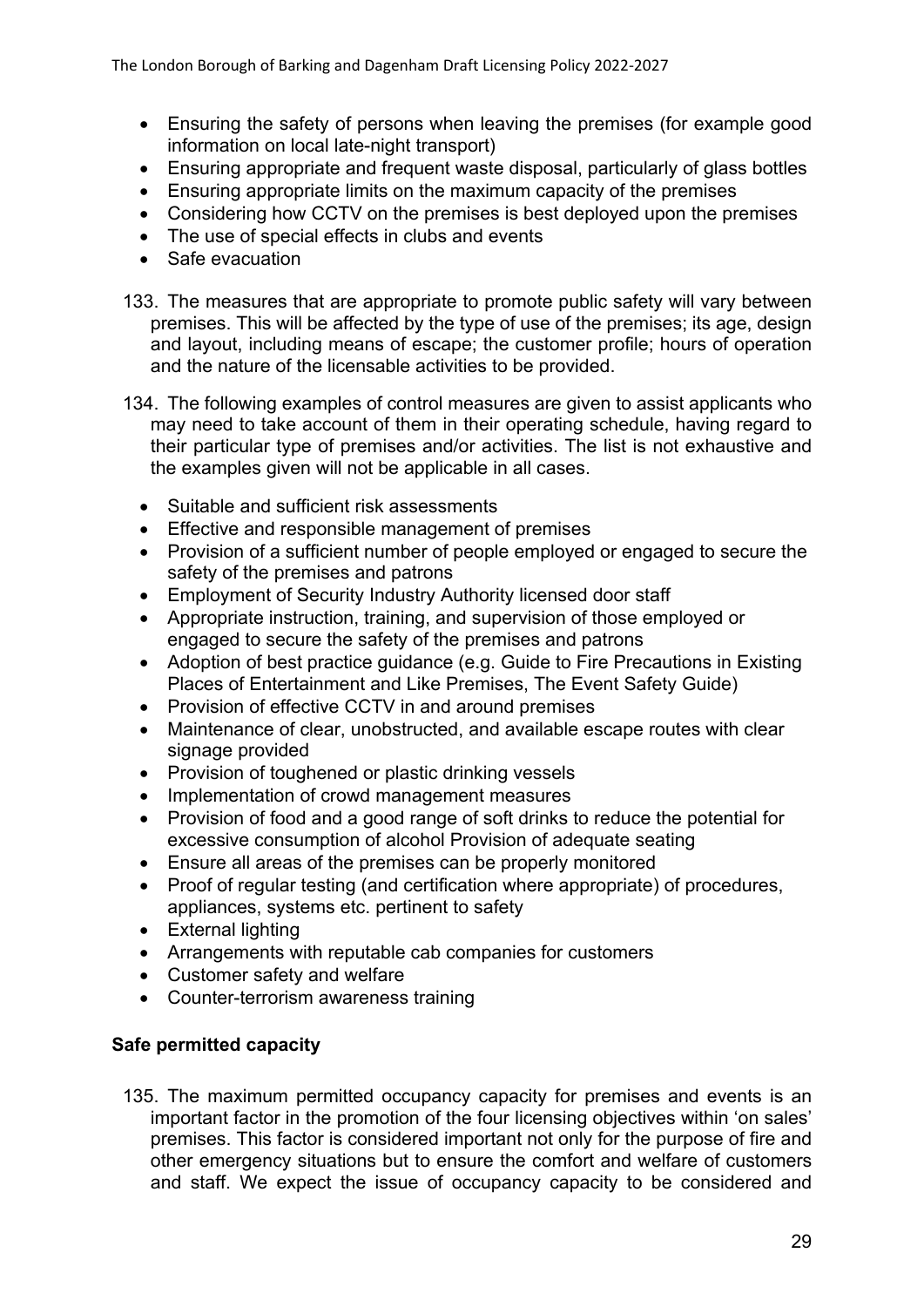- Ensuring the safety of persons when leaving the premises (for example good information on local late-night transport)
- Ensuring appropriate and frequent waste disposal, particularly of glass bottles
- Ensuring appropriate limits on the maximum capacity of the premises
- Considering how CCTV on the premises is best deployed upon the premises
- The use of special effects in clubs and events
- Safe evacuation

133. The measures that are appropriate to promote public safety will vary between premises. This will be affected by the type of use of the premises; its age, design and layout, including means of escape; the customer profile; hours of operation and the nature of the licensable activities to be provided.

134. The following examples of control measures are given to assist applicants who may need to take account of them in their operating schedule, having regard to their particular type of premises and/or activities. The list is not exhaustive and the examples given will not be applicable in all cases.

- Suitable and sufficient risk assessments
- Effective and responsible management of premises
- Provision of a sufficient number of people employed or engaged to secure the safety of the premises and patrons
- Employment of Security Industry Authority licensed door staff
- Appropriate instruction, training, and supervision of those employed or engaged to secure the safety of the premises and patrons
- Adoption of best practice guidance (e.g. Guide to Fire Precautions in Existing Places of Entertainment and Like Premises, The Event Safety Guide)
- Provision of effective CCTV in and around premises
- Maintenance of clear, unobstructed, and available escape routes with clear signage provided
- Provision of toughened or plastic drinking vessels
- Implementation of crowd management measures
- Provision of food and a good range of soft drinks to reduce the potential for excessive consumption of alcohol Provision of adequate seating
- Ensure all areas of the premises can be properly monitored
- Proof of regular testing (and certification where appropriate) of procedures, appliances, systems etc. pertinent to safety
- External lighting
- Arrangements with reputable cab companies for customers
- Customer safety and welfare
- Counter-terrorism awareness training

**Safe permitted capacity**

135. The maximum permitted occupancy capacity for premises and events is an important factor in the promotion of the four licensing objectives within 'on sales' premises. This factor is considered important not only for the purpose of fire and other emergency situations but to ensure the comfort and welfare of customers and staff. We expect the issue of occupancy capacity to be considered and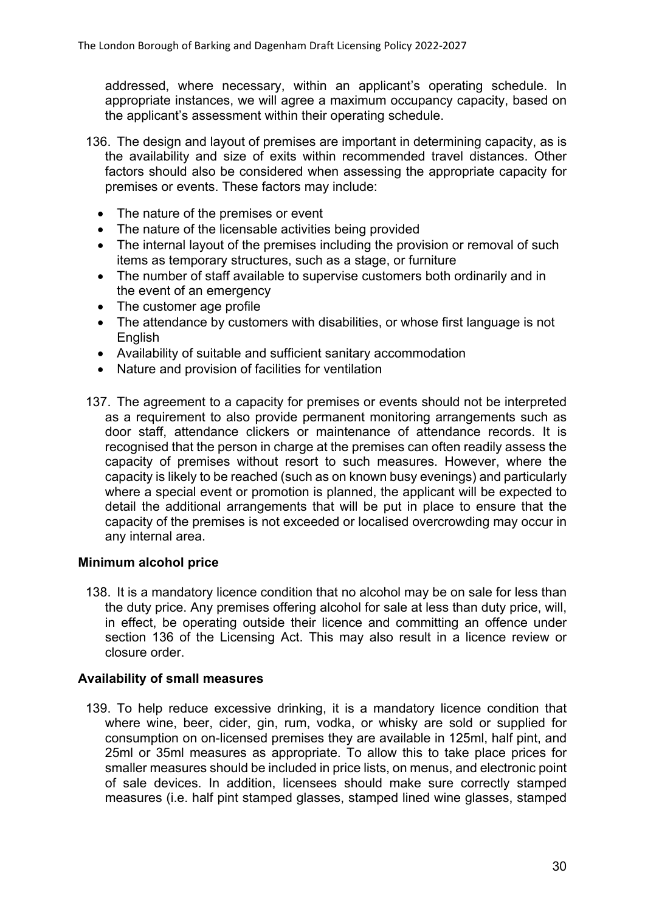addressed, where necessary, within an applicant's operating schedule. In appropriate instances, we will agree a maximum occupancy capacity, based on the applicant's assessment within their operating schedule.

136. The design and layout of premises are important in determining capacity, as is the availability and size of exits within recommended travel distances. Other factors should also be considered when assessing the appropriate capacity for premises or events. These factors may include:

- The nature of the premises or event
- The nature of the licensable activities being provided
- The internal layout of the premises including the provision or removal of such items as temporary structures, such as a stage, or furniture
- The number of staff available to supervise customers both ordinarily and in the event of an emergency
- The customer age profile
- The attendance by customers with disabilities, or whose first language is not English
- Availability of suitable and sufficient sanitary accommodation
- Nature and provision of facilities for ventilation

137. The agreement to a capacity for premises or events should not be interpreted as a requirement to also provide permanent monitoring arrangements such as door staff, attendance clickers or maintenance of attendance records. It is recognised that the person in charge at the premises can often readily assess the capacity of premises without resort to such measures. However, where the capacity is likely to be reached (such as on known busy evenings) and particularly where a special event or promotion is planned, the applicant will be expected to detail the additional arrangements that will be put in place to ensure that the capacity of the premises is not exceeded or localised overcrowding may occur in any internal area.

### Minimum alcohol price

138. It is a mandatory licence condition that no alcohol may be on sale for less than the duty price. Any premises offering alcohol for sale at less than duty price, will, in effect, be operating outside their licence and committing an offence under section 136 of the Licensing Act. This may also result in a licence review or closure order.

### Availability of small measures

139. To help reduce excessive drinking, it is a mandatory licence condition that where wine, beer, cider, gin, rum, vodka, or whisky are sold or supplied for consumption on on-licensed premises they are available in 125ml, half pint, and 25ml or 35ml measures as appropriate. To allow this to take place prices for smaller measures should be included in price lists, on menus, and electronic point of sale devices. In addition, licensees should make sure correctly stamped measures (i.e. half pint stamped glasses, stamped lined wine glasses, stamped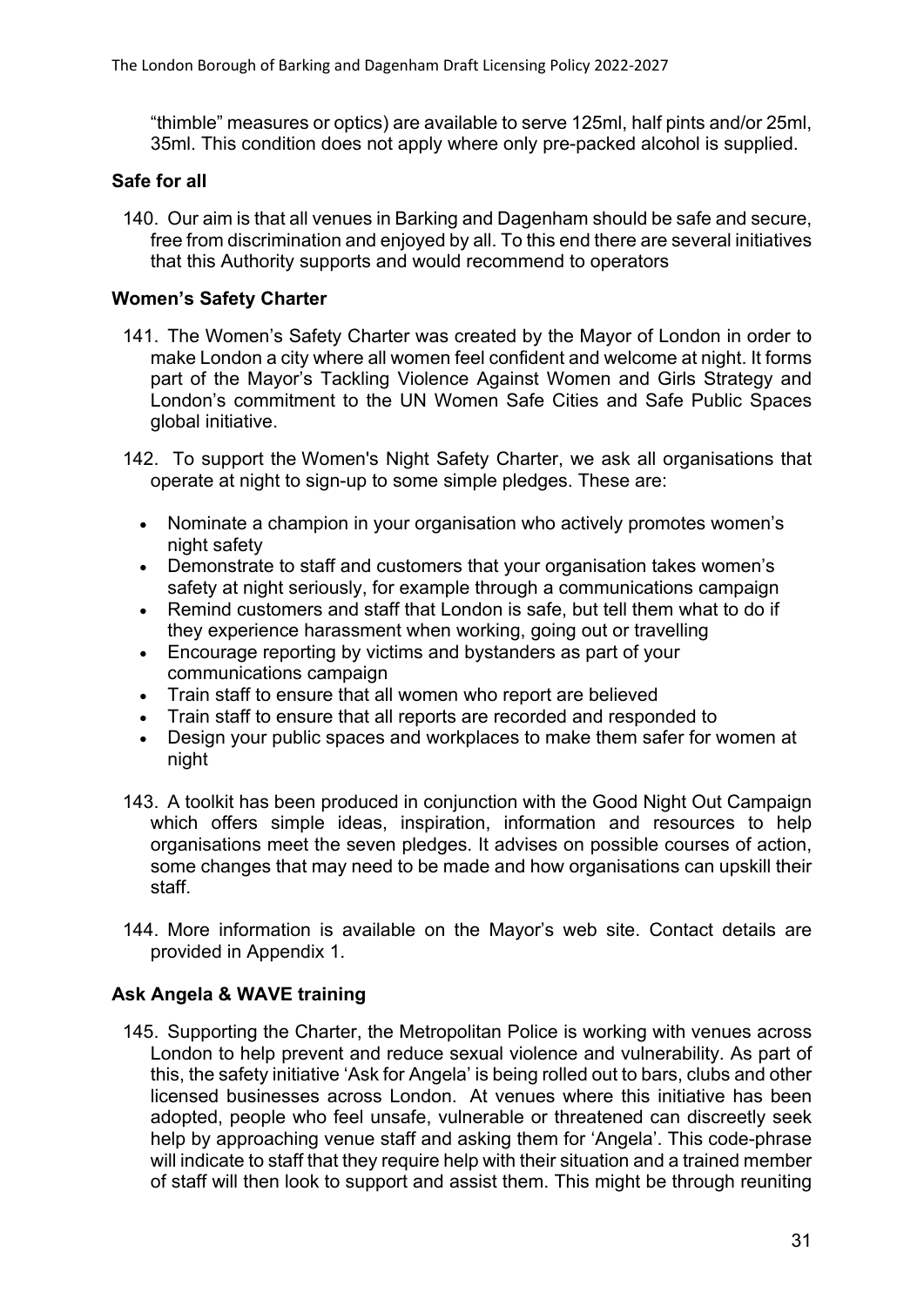"thimble" measures or optics) are available to serve 125ml, half pints and/or 25ml, 35ml. This condition does not apply where only pre-packed alcohol is supplied.

### Safe for all

140. Our aim is that all venues in Barking and Dagenham should be safe and secure, free from discrimination and enjoyed by all. To this end there are several initiatives that this Authority supports and would recommend to operators

### Women's Safety Charter

141. The Women's Safety Charter was created by the Mayor of London in order to make London a city where all women feel confident and welcome at night. It forms part of the Mayor's Tackling Violence Against Women and Girls Strategy and London's commitment to the UN Women Safe Cities and Safe Public Spaces global initiative.

142. To support the Women's Night Safety Charter, we ask all organisations that operate at night to sign-up to some simple pledges. These are:

- Nominate a champion in your organisation who actively promotes women's night safety
- Demonstrate to staff and customers that your organisation takes women's safety at night seriously, for example through a communications campaign
- Remind customers and staff that London is safe, but tell them what to do if they experience harassment when working, going out or travelling
- Encourage reporting by victims and bystanders as part of your communications campaign
- Train staff to ensure that all women who report are believed
- Train staff to ensure that all reports are recorded and responded to
- Design your public spaces and workplaces to make them safer for women at night

143. A toolkit has been produced in conjunction with the Good Night Out Campaign which offers simple ideas, inspiration, information and resources to help organisations meet the seven pledges. It advises on possible courses of action, some changes that may need to be made and how organisations can upskill their staff.

144. More information is available on the Mayor's web site. Contact details are provided in Appendix 1.

### Ask Angela & WAVE training

145. Supporting the Charter, the Metropolitan Police is working with venues across London to help prevent and reduce sexual violence and vulnerability. As part of this, the safety initiative 'Ask for Angela' is being rolled out to bars, clubs and other licensed businesses across London. At venues where this initiative has been adopted, people who feel unsafe, vulnerable or threatened can discreetly seek help by approaching venue staff and asking them for 'Angela'. This code-phrase will indicate to staff that they require help with their situation and a trained member of staff will then look to support and assist them. This might be through reuniting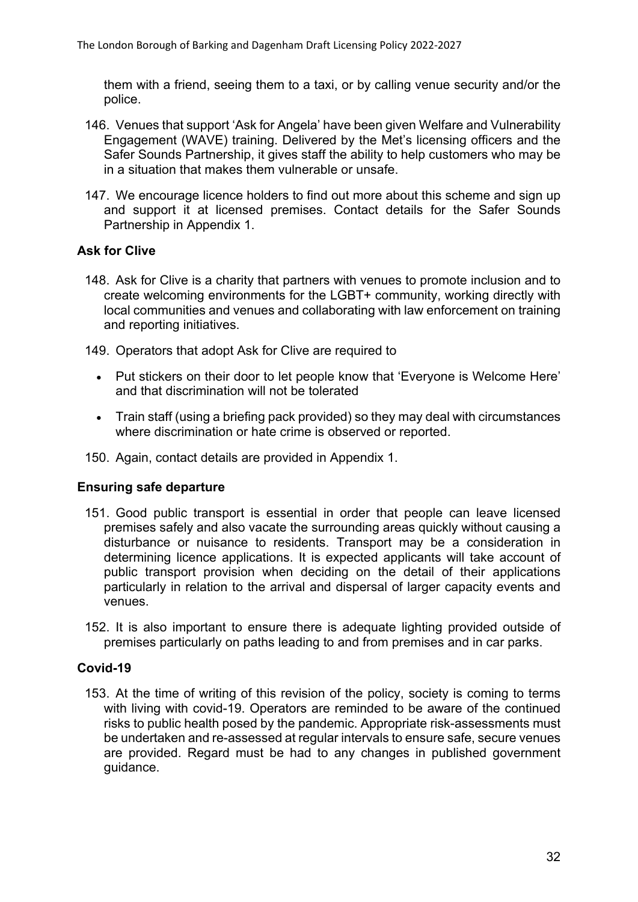them with a friend, seeing them to a taxi, or by calling venue security and/or the police.

146. Venues that support 'Ask for Angela' have been given Welfare and Vulnerability Engagement (WAVE) training. Delivered by the Met's licensing officers and the Safer Sounds Partnership, it gives staff the ability to help customers who may be in a situation that makes them vulnerable or unsafe.

147. We encourage licence holders to find out more about this scheme and sign up and support it at licensed premises. Contact details for the Safer Sounds Partnership in Appendix 1.

### Ask for Clive

148. Ask for Clive is a charity that partners with venues to promote inclusion and to create welcoming environments for the LGBT+ community, working directly with local communities and venues and collaborating with law enforcement on training and reporting initiatives.

149. Operators that adopt Ask for Clive are required to

- Put stickers on their door to let people know that 'Everyone is Welcome Here' and that discrimination will not be tolerated
- Train staff (using a briefing pack provided) so they may deal with circumstances where discrimination or hate crime is observed or reported.

150. Again, contact details are provided in Appendix 1.

### Ensuring safe departure

151. Good public transport is essential in order that people can leave licensed premises safely and also vacate the surrounding areas quickly without causing a disturbance or nuisance to residents. Transport may be a consideration in determining licence applications. It is expected applicants will take account of public transport provision when deciding on the detail of their applications particularly in relation to the arrival and dispersal of larger capacity events and venues.

152. It is also important to ensure there is adequate lighting provided outside of premises particularly on paths leading to and from premises and in car parks.

### Covid-19

153. At the time of writing of this revision of the policy, society is coming to terms with living with covid-19. Operators are reminded to be aware of the continued risks to public health posed by the pandemic. Appropriate risk-assessments must be undertaken and re-assessed at regular intervals to ensure safe, secure venues are provided. Regard must be had to any changes in published government guidance.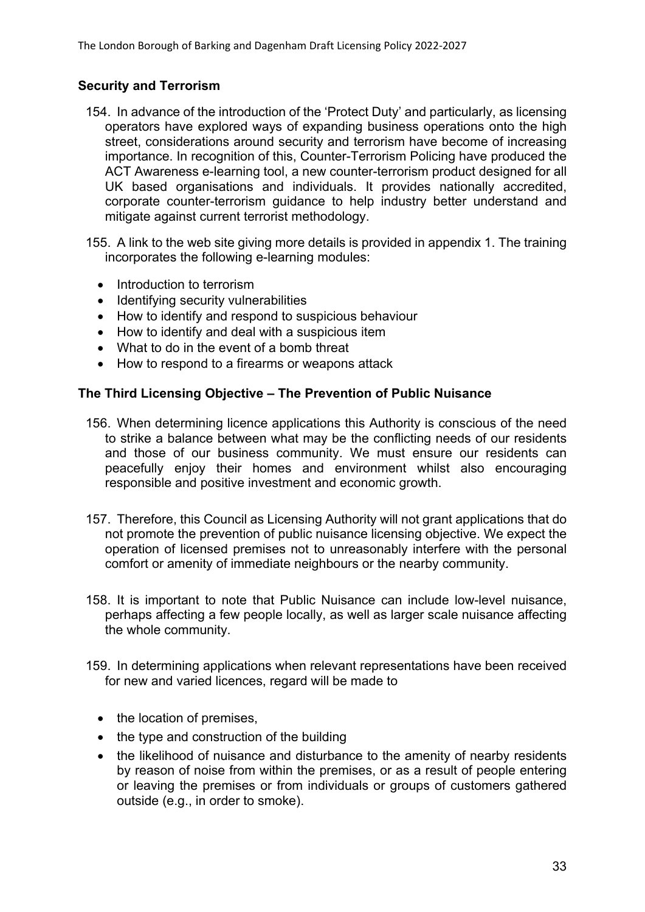## Security and Terrorism

154. In advance of the introduction of the 'Protect Duty' and particularly, as licensing operators have explored ways of expanding business operations onto the high street, considerations around security and terrorism have become of increasing importance. In recognition of this, Counter-Terrorism Policing have produced the ACT Awareness e-learning tool, a new counter-terrorism product designed for all UK based organisations and individuals. It provides nationally accredited, corporate counter-terrorism guidance to help industry better understand and mitigate against current terrorist methodology.

155. A link to the web site giving more details is provided in appendix 1. The training incorporates the following e-learning modules:

- Introduction to terrorism
- Identifying security vulnerabilities
- How to identify and respond to suspicious behaviour
- How to identify and deal with a suspicious item
- What to do in the event of a bomb threat
- How to respond to a firearms or weapons attack

## The Third Licensing Objective – The Prevention of Public Nuisance

156. When determining licence applications this Authority is conscious of the need to strike a balance between what may be the conflicting needs of our residents and those of our business community. We must ensure our residents can peacefully enjoy their homes and environment whilst also encouraging responsible and positive investment and economic growth.

157. Therefore, this Council as Licensing Authority will not grant applications that do not promote the prevention of public nuisance licensing objective. We expect the operation of licensed premises not to unreasonably interfere with the personal comfort or amenity of immediate neighbours or the nearby community.

158. It is important to note that Public Nuisance can include low-level nuisance, perhaps affecting a few people locally, as well as larger scale nuisance affecting the whole community.

159. In determining applications when relevant representations have been received for new and varied licences, regard will be made to

- the location of premises,
- the type and construction of the building
- the likelihood of nuisance and disturbance to the amenity of nearby residents by reason of noise from within the premises, or as a result of people entering or leaving the premises or from individuals or groups of customers gathered outside (e.g., in order to smoke).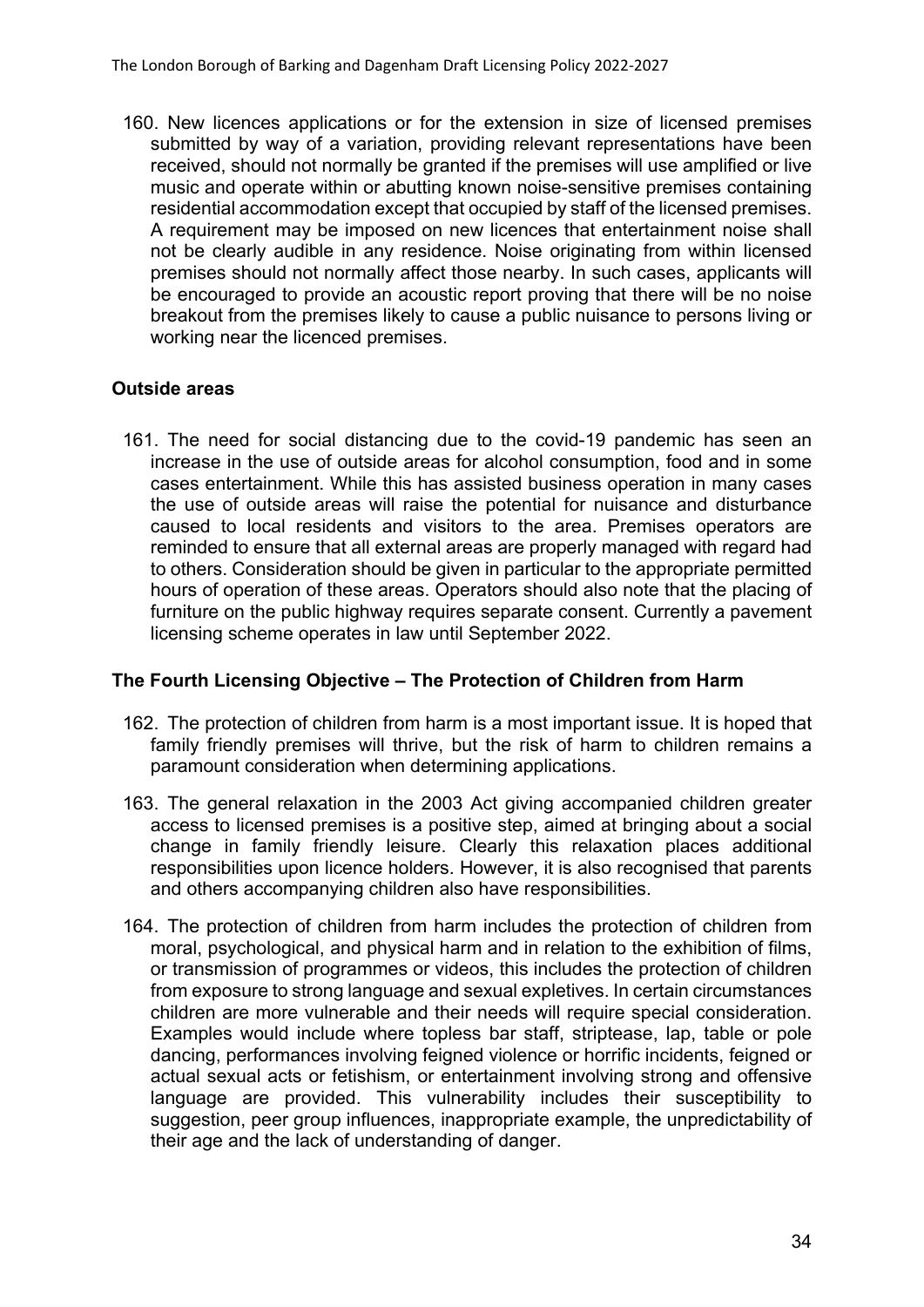160. New licences applications or for the extension in size of licensed premises submitted by way of a variation, providing relevant representations have been received, should not normally be granted if the premises will use amplified or live music and operate within or abutting known noise-sensitive premises containing residential accommodation except that occupied by staff of the licensed premises. A requirement may be imposed on new licences that entertainment noise shall not be clearly audible in any residence. Noise originating from within licensed premises should not normally affect those nearby. In such cases, applicants will be encouraged to provide an acoustic report proving that there will be no noise breakout from the premises likely to cause a public nuisance to persons living or working near the licenced premises.

### Outside areas

161. The need for social distancing due to the covid-19 pandemic has seen an increase in the use of outside areas for alcohol consumption, food and in some cases entertainment. While this has assisted business operation in many cases the use of outside areas will raise the potential for nuisance and disturbance caused to local residents and visitors to the area. Premises operators are reminded to ensure that all external areas are properly managed with regard had to others. Consideration should be given in particular to the appropriate permitted hours of operation of these areas. Operators should also note that the placing of furniture on the public highway requires separate consent. Currently a pavement licensing scheme operates in law until September 2022.

### The Fourth Licensing Objective – The Protection of Children from Harm

162. The protection of children from harm is a most important issue. It is hoped that family friendly premises will thrive, but the risk of harm to children remains a paramount consideration when determining applications.

163. The general relaxation in the 2003 Act giving accompanied children greater access to licensed premises is a positive step, aimed at bringing about a social change in family friendly leisure. Clearly this relaxation places additional responsibilities upon licence holders. However, it is also recognised that parents and others accompanying children also have responsibilities.

164. The protection of children from harm includes the protection of children from moral, psychological, and physical harm and in relation to the exhibition of films, or transmission of programmes or videos, this includes the protection of children from exposure to strong language and sexual expletives. In certain circumstances children are more vulnerable and their needs will require special consideration. Examples would include where topless bar staff, striptease, lap, table or pole dancing, performances involving feigned violence or horrific incidents, feigned or actual sexual acts or fetishism, or entertainment involving strong and offensive language are provided. This vulnerability includes their susceptibility to suggestion, peer group influences, inappropriate example, the unpredictability of their age and the lack of understanding of danger.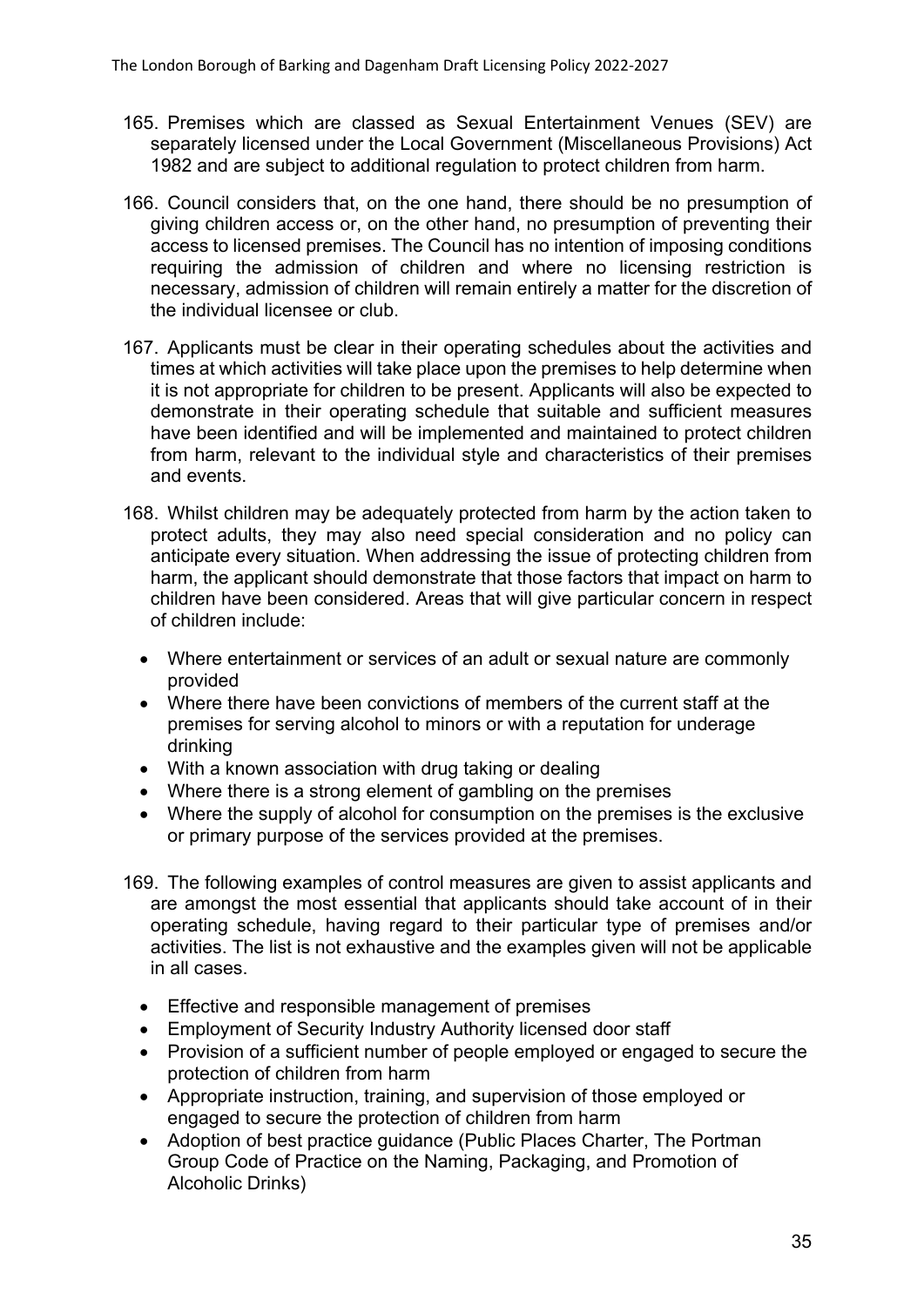165. Premises which are classed as Sexual Entertainment Venues (SEV) are separately licensed under the Local Government (Miscellaneous Provisions) Act 1982 and are subject to additional regulation to protect children from harm.

166. Council considers that, on the one hand, there should be no presumption of giving children access or, on the other hand, no presumption of preventing their access to licensed premises. The Council has no intention of imposing conditions requiring the admission of children and where no licensing restriction is necessary, admission of children will remain entirely a matter for the discretion of the individual licensee or club.

167. Applicants must be clear in their operating schedules about the activities and times at which activities will take place upon the premises to help determine when it is not appropriate for children to be present. Applicants will also be expected to demonstrate in their operating schedule that suitable and sufficient measures have been identified and will be implemented and maintained to protect children from harm, relevant to the individual style and characteristics of their premises and events.

168. Whilst children may be adequately protected from harm by the action taken to protect adults, they may also need special consideration and no policy can anticipate every situation. When addressing the issue of protecting children from harm, the applicant should demonstrate that those factors that impact on harm to children have been considered. Areas that will give particular concern in respect of children include:

- Where entertainment or services of an adult or sexual nature are commonly provided
- Where there have been convictions of members of the current staff at the premises for serving alcohol to minors or with a reputation for underage drinking
- With a known association with drug taking or dealing
- Where there is a strong element of gambling on the premises
- Where the supply of alcohol for consumption on the premises is the exclusive or primary purpose of the services provided at the premises.

169. The following examples of control measures are given to assist applicants and are amongst the most essential that applicants should take account of in their operating schedule, having regard to their particular type of premises and/or activities. The list is not exhaustive and the examples given will not be applicable in all cases.

- Effective and responsible management of premises
- Employment of Security Industry Authority licensed door staff
- Provision of a sufficient number of people employed or engaged to secure the protection of children from harm
- Appropriate instruction, training, and supervision of those employed or engaged to secure the protection of children from harm
- Adoption of best practice guidance (Public Places Charter, The Portman Group Code of Practice on the Naming, Packaging, and Promotion of Alcoholic Drinks)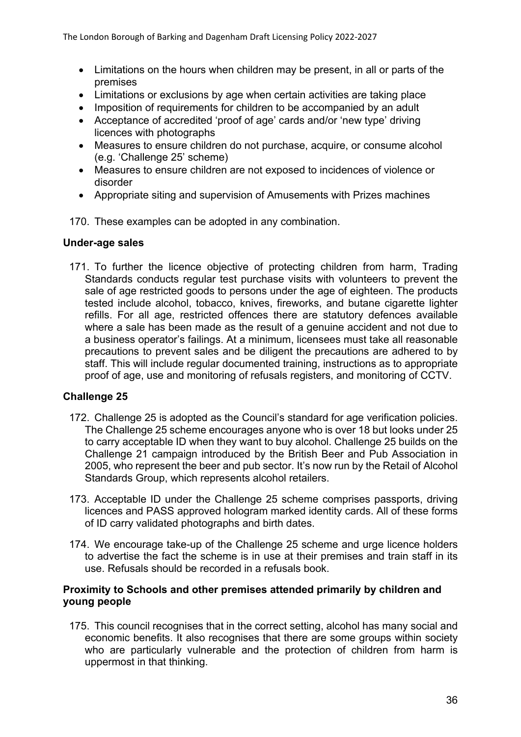- Limitations on the hours when children may be present, in all or parts of the premises
- Limitations or exclusions by age when certain activities are taking place
- Imposition of requirements for children to be accompanied by an adult
- Acceptance of accredited 'proof of age' cards and/or 'new type' driving licences with photographs
- Measures to ensure children do not purchase, acquire, or consume alcohol (e.g. 'Challenge 25' scheme)
- Measures to ensure children are not exposed to incidences of violence or disorder
- Appropriate siting and supervision of Amusements with Prizes machines

170. These examples can be adopted in any combination.

**Under-age sales**

171. To further the licence objective of protecting children from harm, Trading Standards conducts regular test purchase visits with volunteers to prevent the sale of age restricted goods to persons under the age of eighteen. The products tested include alcohol, tobacco, knives, fireworks, and butane cigarette lighter refills. For all age, restricted offences there are statutory defences available where a sale has been made as the result of a genuine accident and not due to a business operator's failings. At a minimum, licensees must take all reasonable precautions to prevent sales and be diligent the precautions are adhered to by staff. This will include regular documented training, instructions as to appropriate proof of age, use and monitoring of refusals registers, and monitoring of CCTV.

**Challenge 25**

172. Challenge 25 is adopted as the Council's standard for age verification policies. The Challenge 25 scheme encourages anyone who is over 18 but looks under 25 to carry acceptable ID when they want to buy alcohol. Challenge 25 builds on the Challenge 21 campaign introduced by the British Beer and Pub Association in 2005, who represent the beer and pub sector. It's now run by the Retail of Alcohol Standards Group, which represents alcohol retailers.

173. Acceptable ID under the Challenge 25 scheme comprises passports, driving licences and PASS approved hologram marked identity cards. All of these forms of ID carry validated photographs and birth dates.

174. We encourage take-up of the Challenge 25 scheme and urge licence holders to advertise the fact the scheme is in use at their premises and train staff in its use. Refusals should be recorded in a refusals book.

**Proximity to Schools and other premises attended primarily by children and young people**

175. This council recognises that in the correct setting, alcohol has many social and economic benefits. It also recognises that there are some groups within society who are particularly vulnerable and the protection of children from harm is uppermost in that thinking.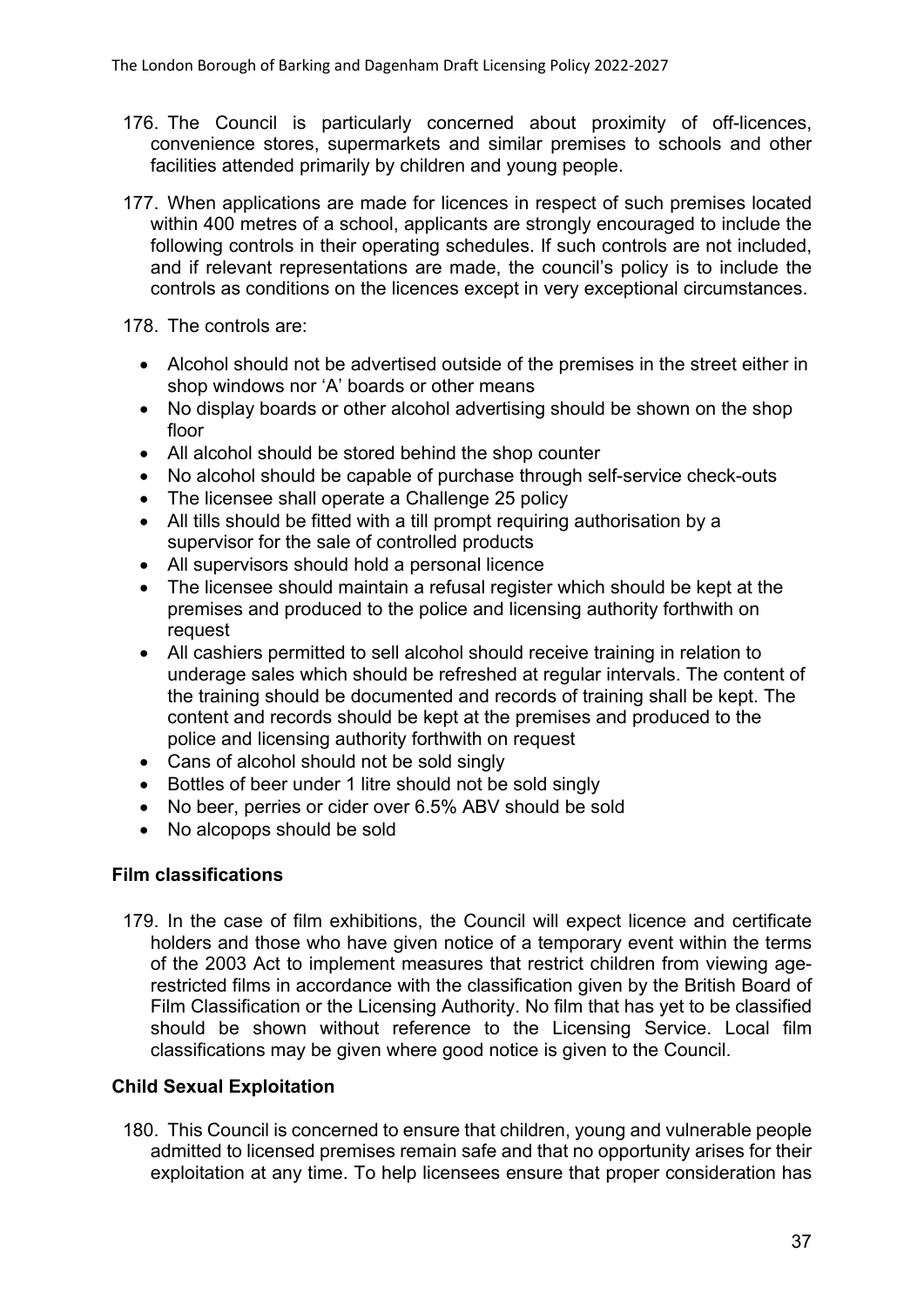176. The Council is particularly concerned about proximity of off-licences, convenience stores, supermarkets and similar premises to schools and other facilities attended primarily by children and young people.

177. When applications are made for licences in respect of such premises located within 400 metres of a school, applicants are strongly encouraged to include the following controls in their operating schedules. If such controls are not included, and if relevant representations are made, the council's policy is to include the controls as conditions on the licences except in very exceptional circumstances.

178. The controls are:

- Alcohol should not be advertised outside of the premises in the street either in shop windows nor 'A' boards or other means
- No display boards or other alcohol advertising should be shown on the shop floor
- All alcohol should be stored behind the shop counter
- No alcohol should be capable of purchase through self-service check-outs
- The licensee shall operate a Challenge 25 policy
- All tills should be fitted with a till prompt requiring authorisation by a supervisor for the sale of controlled products
- All supervisors should hold a personal licence
- The licensee should maintain a refusal register which should be kept at the premises and produced to the police and licensing authority forthwith on request
- All cashiers permitted to sell alcohol should receive training in relation to underage sales which should be refreshed at regular intervals. The content of the training should be documented and records of training shall be kept. The content and records should be kept at the premises and produced to the police and licensing authority forthwith on request
- Cans of alcohol should not be sold singly
- Bottles of beer under 1 litre should not be sold singly
- No beer, perries or cider over 6.5% ABV should be sold
- No alcopops should be sold

### Film classifications

179. In the case of film exhibitions, the Council will expect licence and certificate holders and those who have given notice of a temporary event within the terms of the 2003 Act to implement measures that restrict children from viewing age-restricted films in accordance with the classification given by the British Board of Film Classification or the Licensing Authority. No film that has yet to be classified should be shown without reference to the Licensing Service. Local film classifications may be given where good notice is given to the Council.

### Child Sexual Exploitation

180. This Council is concerned to ensure that children, young and vulnerable people admitted to licensed premises remain safe and that no opportunity arises for their exploitation at any time. To help licensees ensure that proper consideration has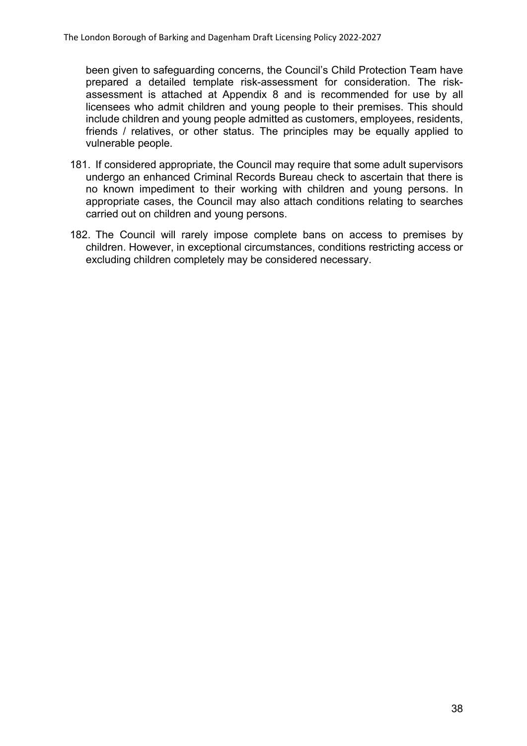been given to safeguarding concerns, the Council's Child Protection Team have prepared a detailed template risk-assessment for consideration. The risk-assessment is attached at Appendix 8 and is recommended for use by all licensees who admit children and young people to their premises. This should include children and young people admitted as customers, employees, residents, friends / relatives, or other status. The principles may be equally applied to vulnerable people.

181. If considered appropriate, the Council may require that some adult supervisors undergo an enhanced Criminal Records Bureau check to ascertain that there is no known impediment to their working with children and young persons. In appropriate cases, the Council may also attach conditions relating to searches carried out on children and young persons.

182. The Council will rarely impose complete bans on access to premises by children. However, in exceptional circumstances, conditions restricting access or excluding children completely may be considered necessary.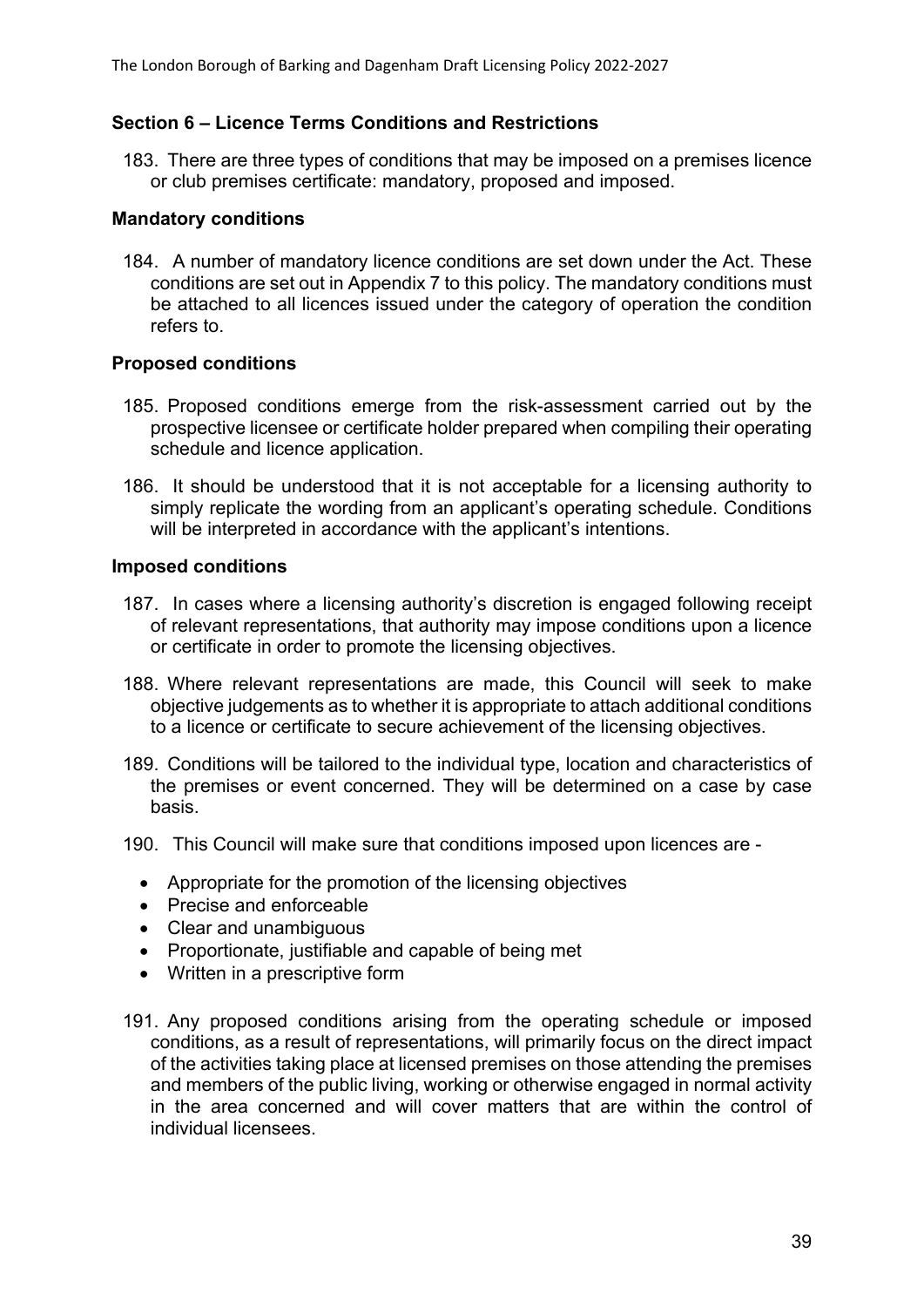## Section 6 – Licence Terms Conditions and Restrictions

183. There are three types of conditions that may be imposed on a premises licence or club premises certificate: mandatory, proposed and imposed.

### Mandatory conditions

184. A number of mandatory licence conditions are set down under the Act. These conditions are set out in Appendix 7 to this policy. The mandatory conditions must be attached to all licences issued under the category of operation the condition refers to.

### Proposed conditions

185. Proposed conditions emerge from the risk-assessment carried out by the prospective licensee or certificate holder prepared when compiling their operating schedule and licence application.

186. It should be understood that it is not acceptable for a licensing authority to simply replicate the wording from an applicant's operating schedule. Conditions will be interpreted in accordance with the applicant's intentions.

### Imposed conditions

187. In cases where a licensing authority's discretion is engaged following receipt of relevant representations, that authority may impose conditions upon a licence or certificate in order to promote the licensing objectives.

188. Where relevant representations are made, this Council will seek to make objective judgements as to whether it is appropriate to attach additional conditions to a licence or certificate to secure achievement of the licensing objectives.

189. Conditions will be tailored to the individual type, location and characteristics of the premises or event concerned. They will be determined on a case by case basis.

190. This Council will make sure that conditions imposed upon licences are -

- Appropriate for the promotion of the licensing objectives
- Precise and enforceable
- Clear and unambiguous
- Proportionate, justifiable and capable of being met
- Written in a prescriptive form

191. Any proposed conditions arising from the operating schedule or imposed conditions, as a result of representations, will primarily focus on the direct impact of the activities taking place at licensed premises on those attending the premises and members of the public living, working or otherwise engaged in normal activity in the area concerned and will cover matters that are within the control of individual licensees.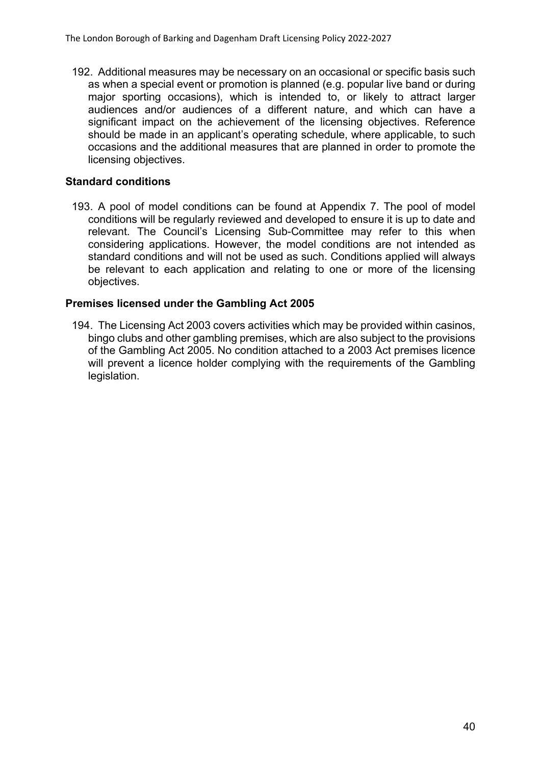192. Additional measures may be necessary on an occasional or specific basis such as when a special event or promotion is planned (e.g. popular live band or during major sporting occasions), which is intended to, or likely to attract larger audiences and/or audiences of a different nature, and which can have a significant impact on the achievement of the licensing objectives. Reference should be made in an applicant's operating schedule, where applicable, to such occasions and the additional measures that are planned in order to promote the licensing objectives.

**Standard conditions**

193. A pool of model conditions can be found at Appendix 7. The pool of model conditions will be regularly reviewed and developed to ensure it is up to date and relevant. The Council's Licensing Sub-Committee may refer to this when considering applications. However, the model conditions are not intended as standard conditions and will not be used as such. Conditions applied will always be relevant to each application and relating to one or more of the licensing objectives.

**Premises licensed under the Gambling Act 2005**

194. The Licensing Act 2003 covers activities which may be provided within casinos, bingo clubs and other gambling premises, which are also subject to the provisions of the Gambling Act 2005. No condition attached to a 2003 Act premises licence will prevent a licence holder complying with the requirements of the Gambling legislation.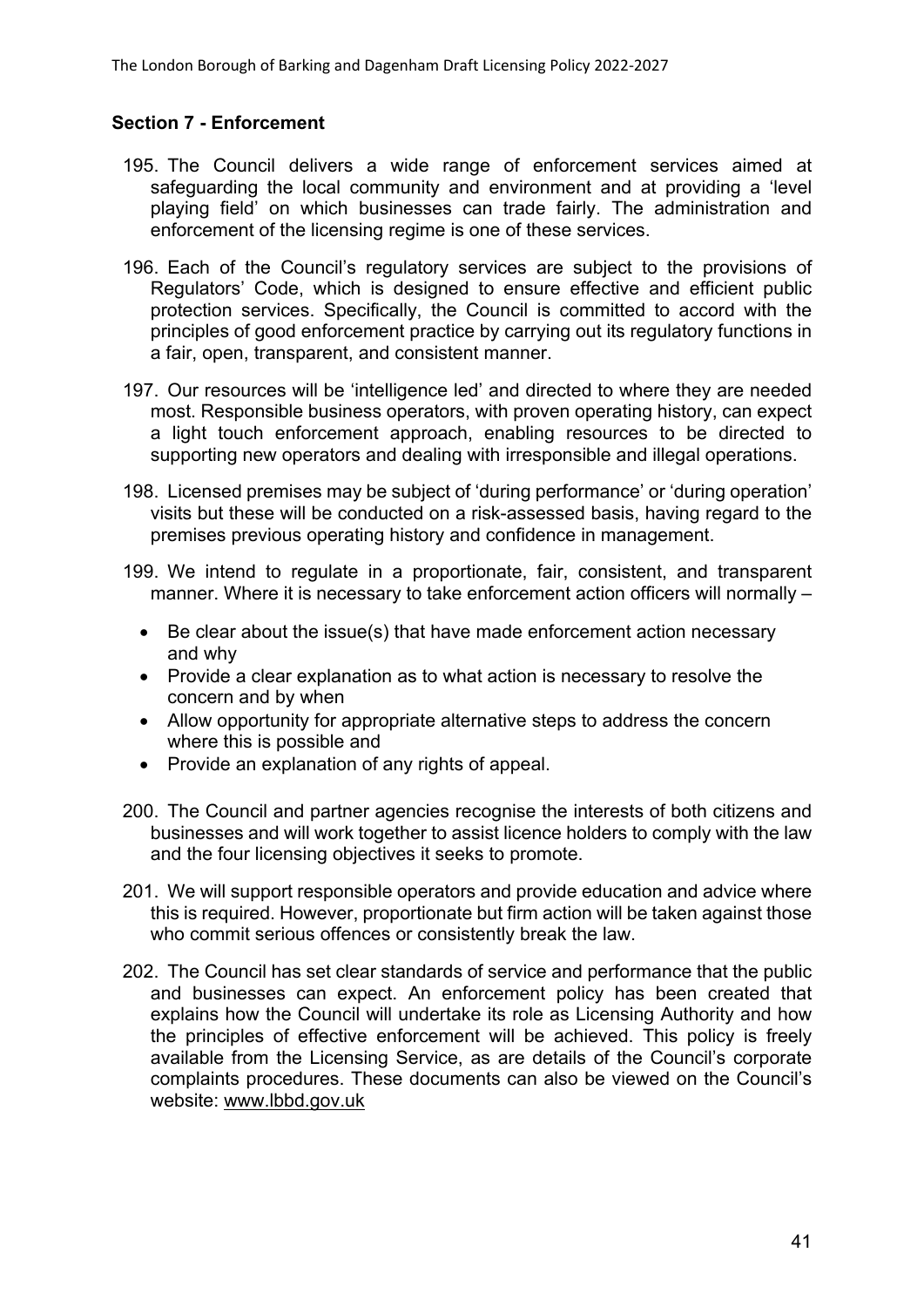## Section 7 - Enforcement

195. The Council delivers a wide range of enforcement services aimed at safeguarding the local community and environment and at providing a 'level playing field' on which businesses can trade fairly. The administration and enforcement of the licensing regime is one of these services.

196. Each of the Council's regulatory services are subject to the provisions of Regulators' Code, which is designed to ensure effective and efficient public protection services. Specifically, the Council is committed to accord with the principles of good enforcement practice by carrying out its regulatory functions in a fair, open, transparent, and consistent manner.

197. Our resources will be 'intelligence led' and directed to where they are needed most. Responsible business operators, with proven operating history, can expect a light touch enforcement approach, enabling resources to be directed to supporting new operators and dealing with irresponsible and illegal operations.

198. Licensed premises may be subject of 'during performance' or 'during operation' visits but these will be conducted on a risk-assessed basis, having regard to the premises previous operating history and confidence in management.

199. We intend to regulate in a proportionate, fair, consistent, and transparent manner. Where it is necessary to take enforcement action officers will normally –

- Be clear about the issue(s) that have made enforcement action necessary and why
- Provide a clear explanation as to what action is necessary to resolve the concern and by when
- Allow opportunity for appropriate alternative steps to address the concern where this is possible and
- Provide an explanation of any rights of appeal.

200. The Council and partner agencies recognise the interests of both citizens and businesses and will work together to assist licence holders to comply with the law and the four licensing objectives it seeks to promote.

201. We will support responsible operators and provide education and advice where this is required. However, proportionate but firm action will be taken against those who commit serious offences or consistently break the law.

202. The Council has set clear standards of service and performance that the public and businesses can expect. An enforcement policy has been created that explains how the Council will undertake its role as Licensing Authority and how the principles of effective enforcement will be achieved. This policy is freely available from the Licensing Service, as are details of the Council's corporate complaints procedures. These documents can also be viewed on the Council's website: www.lbbd.gov.uk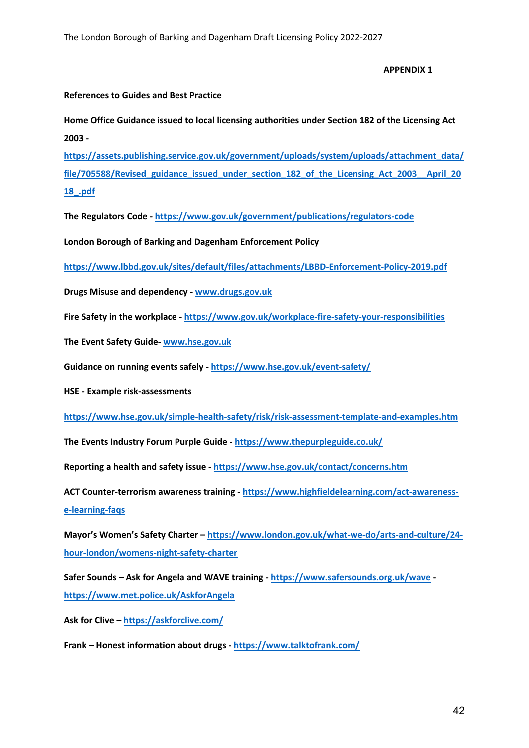**APPENDIX 1**

**References to Guides and Best Practice**

**Home Office Guidance issued to local licensing authorities under Section 182 of the Licensing Act 2003 -** https://assets.publishing.service.gov.uk/government/uploads/system/uploads/attachment_data/file/705588/Revised_guidance_issued_under_section_182_of_the_Licensing_Act_2003__April_2018_.pdf

**The Regulators Code -** https://www.gov.uk/government/publications/regulators-code

**London Borough of Barking and Dagenham Enforcement Policy**

https://www.lbbd.gov.uk/sites/default/files/attachments/LBBD-Enforcement-Policy-2019.pdf

**Drugs Misuse and dependency -** www.drugs.gov.uk

**Fire Safety in the workplace -** https://www.gov.uk/workplace-fire-safety-your-responsibilities

**The Event Safety Guide-** www.hse.gov.uk

**Guidance on running events safely -** https://www.hse.gov.uk/event-safety/

**HSE - Example risk-assessments**

https://www.hse.gov.uk/simple-health-safety/risk/risk-assessment-template-and-examples.htm

**The Events Industry Forum Purple Guide -** https://www.thepurpleguide.co.uk/

**Reporting a health and safety issue -** https://www.hse.gov.uk/contact/concerns.htm

**ACT Counter-terrorism awareness training -** https://www.highfieldelearning.com/act-awareness-e-learning-faqs

**Mayor's Women's Safety Charter –** https://www.london.gov.uk/what-we-do/arts-and-culture/24-hour-london/womens-night-safety-charter

**Safer Sounds – Ask for Angela and WAVE training -** https://www.safersounds.org.uk/wave - https://www.met.police.uk/AskforAngela

**Ask for Clive –** https://askforclive.com/

**Frank – Honest information about drugs -** https://www.talktofrank.com/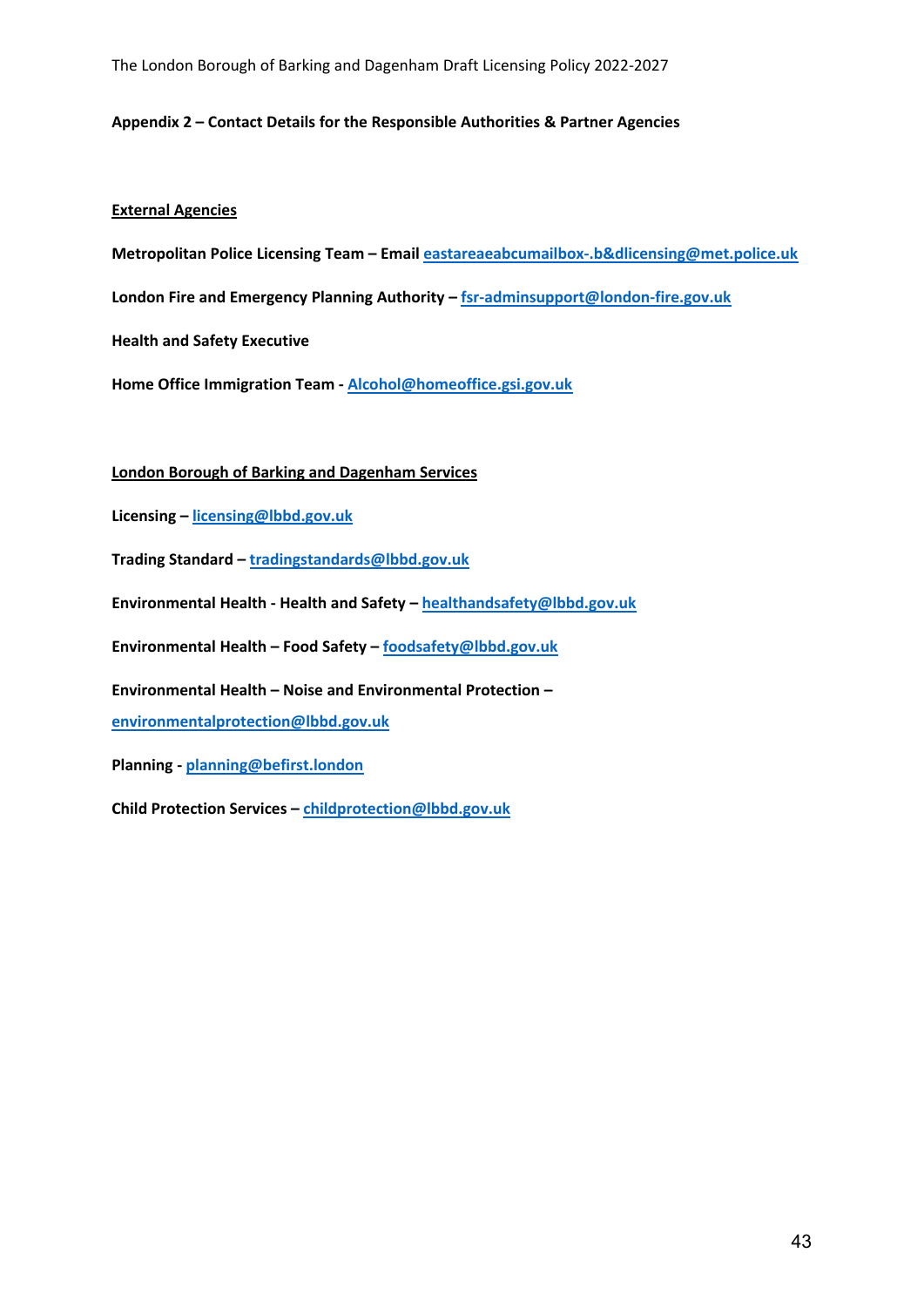**Appendix 2 – Contact Details for the Responsible Authorities & Partner Agencies**

**External Agencies**

**Metropolitan Police Licensing Team – Email** eastareaeabcumailbox-.b&dlicensing@met.police.uk

**London Fire and Emergency Planning Authority –** fsr-adminsupport@london-fire.gov.uk

**Health and Safety Executive**

**Home Office Immigration Team -** Alcohol@homeoffice.gsi.gov.uk

**London Borough of Barking and Dagenham Services**

**Licensing –** licensing@lbbd.gov.uk

**Trading Standard –** tradingstandards@lbbd.gov.uk

**Environmental Health - Health and Safety –** healthandsafety@lbbd.gov.uk

**Environmental Health – Food Safety –** foodsafety@lbbd.gov.uk

**Environmental Health – Noise and Environmental Protection –**
environmentalprotection@lbbd.gov.uk

**Planning -** planning@befirst.london

**Child Protection Services –** childprotection@lbbd.gov.uk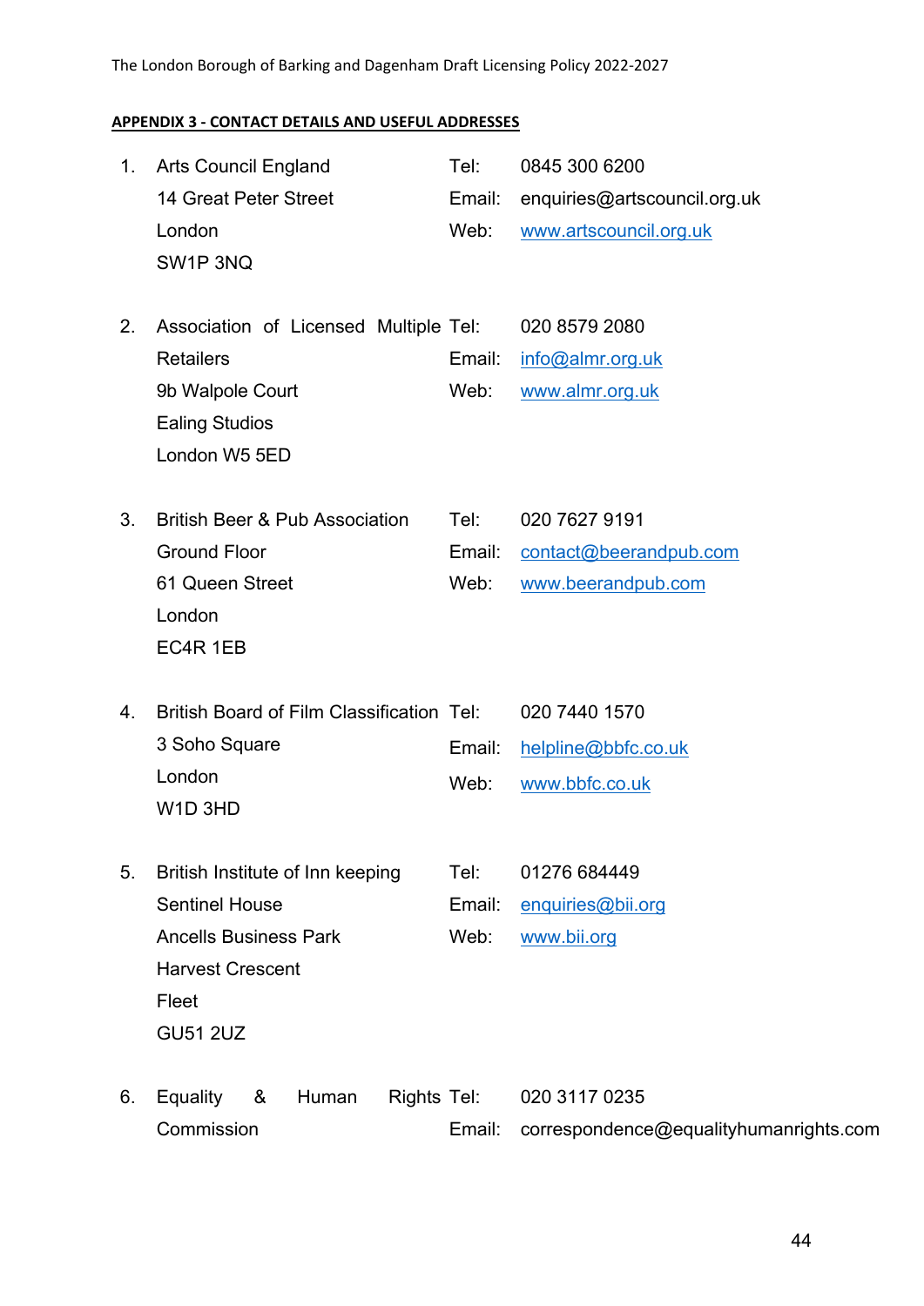**APPENDIX 3 - CONTACT DETAILS AND USEFUL ADDRESSES**

1. Arts Council England
   14 Great Peter Street
   London
   SW1P 3NQ
   Tel: 0845 300 6200
   Email: enquiries@artscouncil.org.uk
   Web: www.artscouncil.org.uk

2. Association of Licensed Multiple Retailers
   9b Walpole Court
   Ealing Studios
   London W5 5ED
   Tel: 020 8579 2080
   Email: info@almr.org.uk
   Web: www.almr.org.uk

3. British Beer & Pub Association
   Ground Floor
   61 Queen Street
   London
   EC4R 1EB
   Tel: 020 7627 9191
   Email: contact@beerandpub.com
   Web: www.beerandpub.com

4. British Board of Film Classification
   3 Soho Square
   London
   W1D 3HD
   Tel: 020 7440 1570
   Email: helpline@bbfc.co.uk
   Web: www.bbfc.co.uk

5. British Institute of Inn keeping
   Sentinel House
   Ancells Business Park
   Harvest Crescent
   Fleet
   GU51 2UZ
   Tel: 01276 684449
   Email: enquiries@bii.org
   Web: www.bii.org

6. Equality & Human Rights Commission
   Tel: 020 3117 0235
   Email: correspondence@equalityhumanrights.com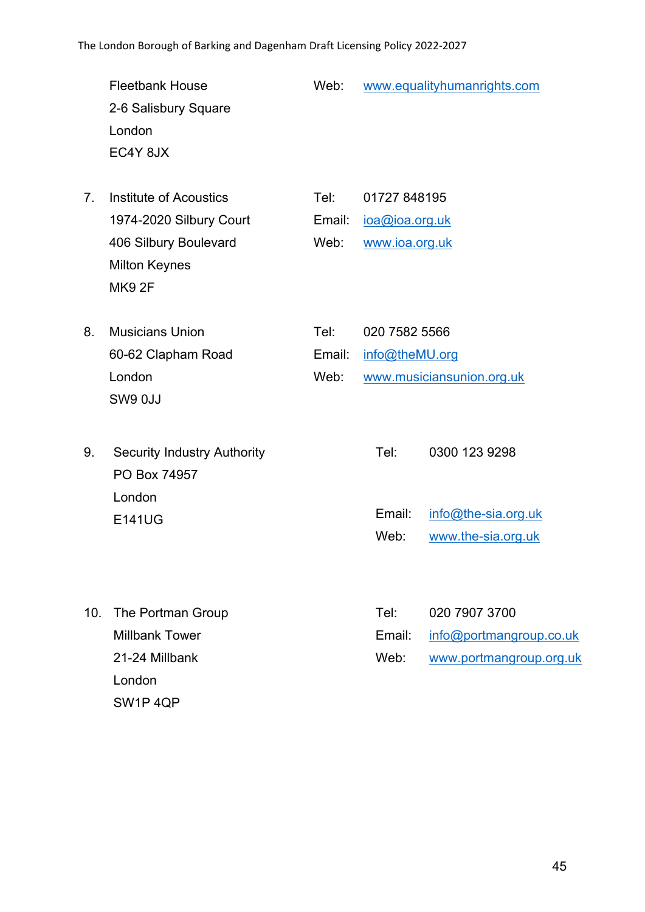Fleetbank House
2-6 Salisbury Square
London
EC4Y 8JX

Web: www.equalityhumanrights.com

7. Institute of Acoustics
   1974-2020 Silbury Court
   406 Silbury Boulevard
   Milton Keynes
   MK9 2F

   Tel: 01727 848195
   Email: ioa@ioa.org.uk
   Web: www.ioa.org.uk

8. Musicians Union
   60-62 Clapham Road
   London
   SW9 0JJ

   Tel: 020 7582 5566
   Email: info@theMU.org
   Web: www.musiciansunion.org.uk

9. Security Industry Authority
   PO Box 74957
   London
   E141UG

   Tel: 0300 123 9298
   Email: info@the-sia.org.uk
   Web: www.the-sia.org.uk

10. The Portman Group
    Millbank Tower
    21-24 Millbank
    London
    SW1P 4QP

    Tel: 020 7907 3700
    Email: info@portmangroup.co.uk
    Web: www.portmangroup.org.uk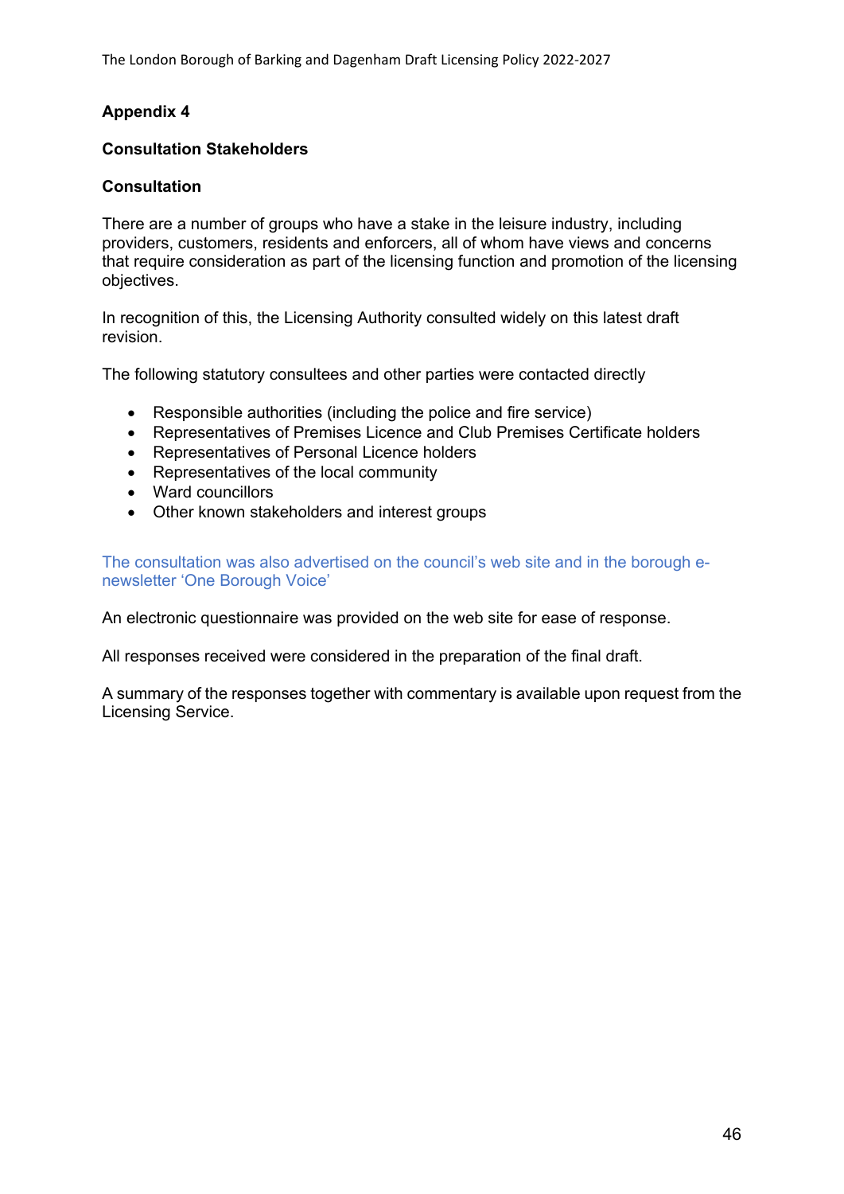## Appendix 4

### Consultation Stakeholders

### Consultation

There are a number of groups who have a stake in the leisure industry, including providers, customers, residents and enforcers, all of whom have views and concerns that require consideration as part of the licensing function and promotion of the licensing objectives.

In recognition of this, the Licensing Authority consulted widely on this latest draft revision.

The following statutory consultees and other parties were contacted directly

- Responsible authorities (including the police and fire service)
- Representatives of Premises Licence and Club Premises Certificate holders
- Representatives of Personal Licence holders
- Representatives of the local community
- Ward councillors
- Other known stakeholders and interest groups

The consultation was also advertised on the council's web site and in the borough e-newsletter 'One Borough Voice'

An electronic questionnaire was provided on the web site for ease of response.

All responses received were considered in the preparation of the final draft.

A summary of the responses together with commentary is available upon request from the Licensing Service.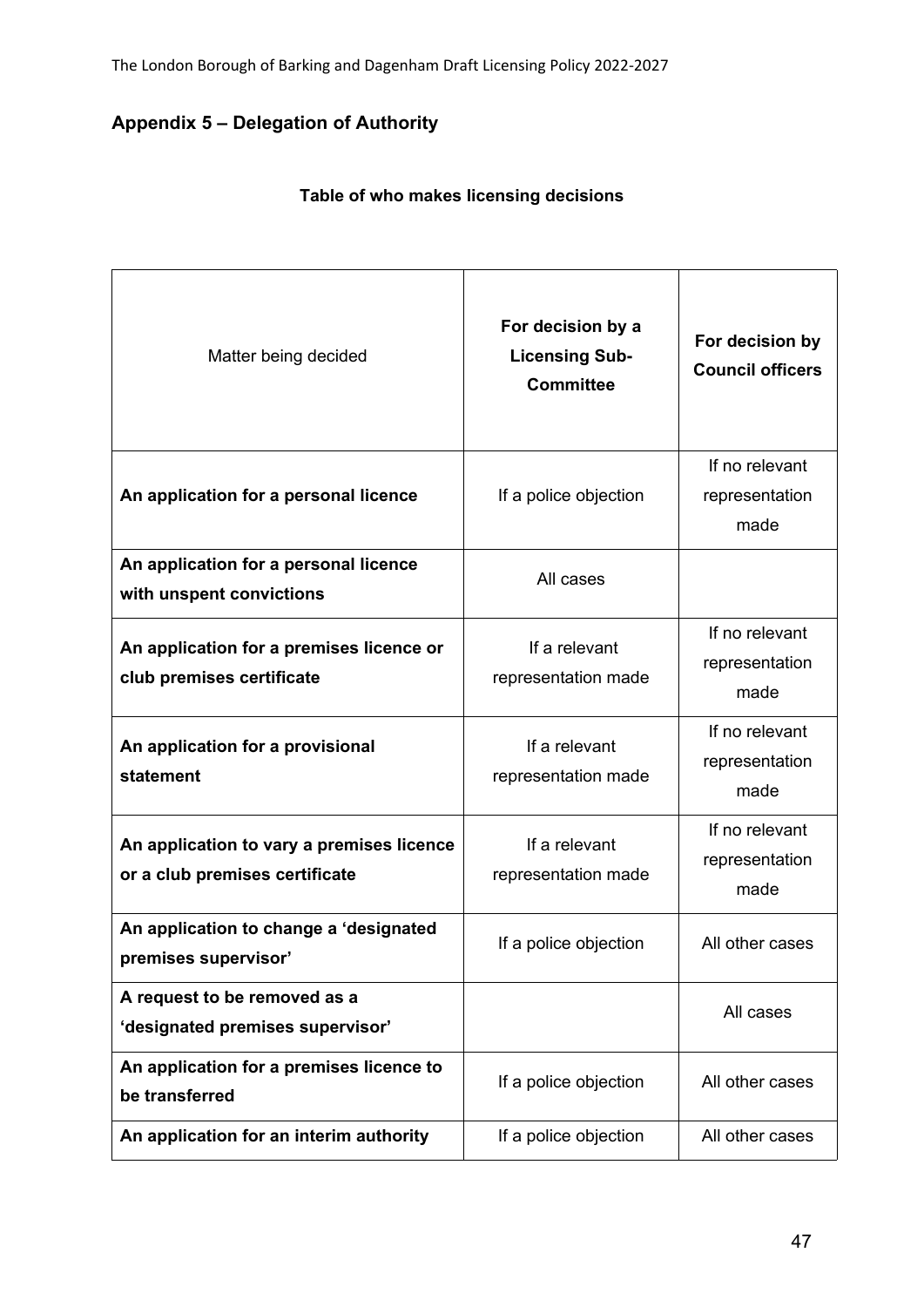## Appendix 5 – Delegation of Authority

**Table of who makes licensing decisions**

| Matter being decided | For decision by a Licensing Sub-Committee | For decision by Council officers |
|---|---|---|
| **An application for a personal licence** | If a police objection | If no relevant representation made |
| **An application for a personal licence with unspent convictions** | All cases | |
| **An application for a premises licence or club premises certificate** | If a relevant representation made | If no relevant representation made |
| **An application for a provisional statement** | If a relevant representation made | If no relevant representation made |
| **An application to vary a premises licence or a club premises certificate** | If a relevant representation made | If no relevant representation made |
| **An application to change a 'designated premises supervisor'** | If a police objection | All other cases |
| **A request to be removed as a 'designated premises supervisor'** | | All cases |
| **An application for a premises licence to be transferred** | If a police objection | All other cases |
| **An application for an interim authority** | If a police objection | All other cases |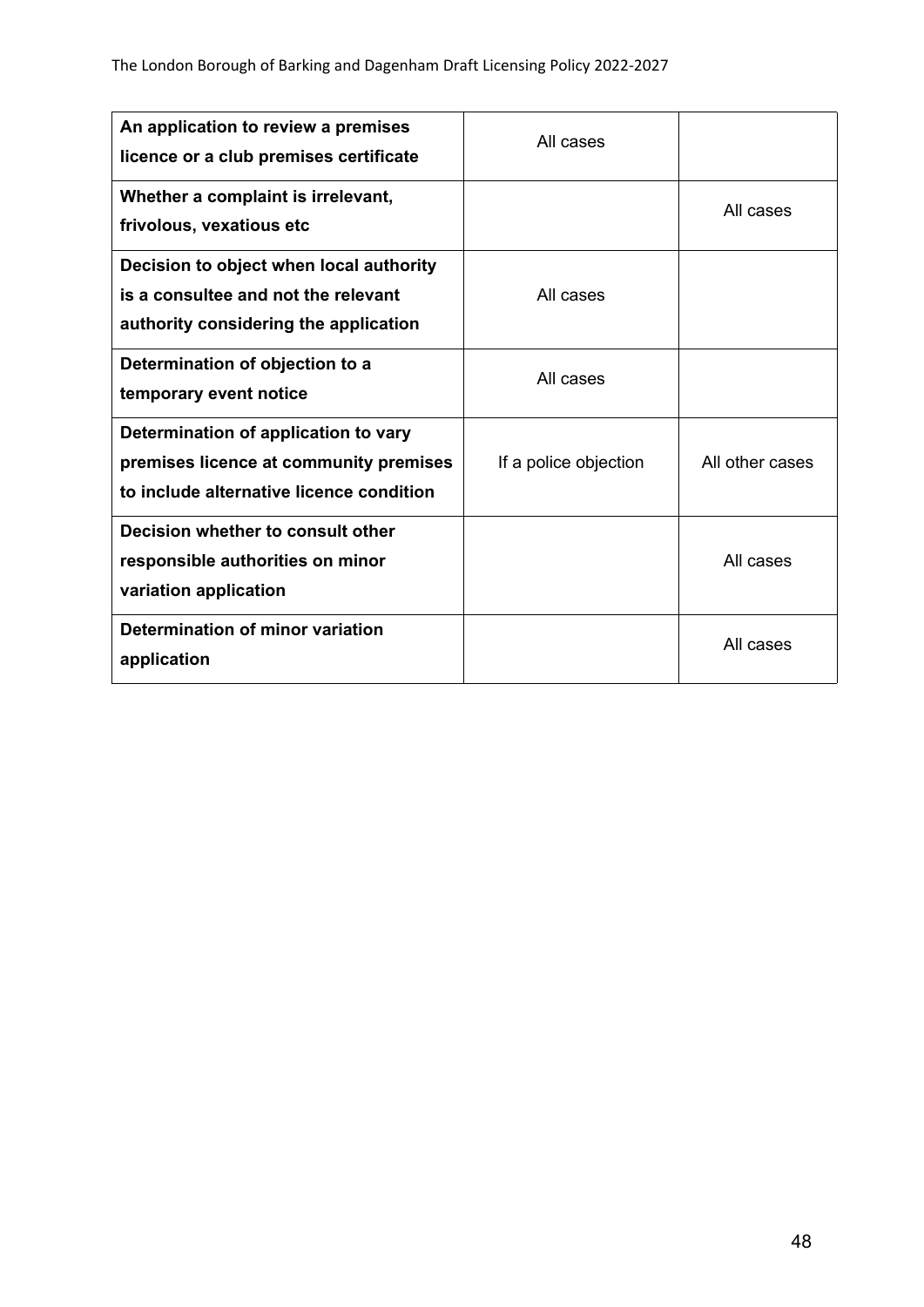| | | |
|---|---|---|
| **An application to review a premises licence or a club premises certificate** | All cases | |
| **Whether a complaint is irrelevant, frivolous, vexatious etc** | | All cases |
| **Decision to object when local authority is a consultee and not the relevant authority considering the application** | All cases | |
| **Determination of objection to a temporary event notice** | All cases | |
| **Determination of application to vary premises licence at community premises to include alternative licence condition** | If a police objection | All other cases |
| **Decision whether to consult other responsible authorities on minor variation application** | | All cases |
| **Determination of minor variation application** | | All cases |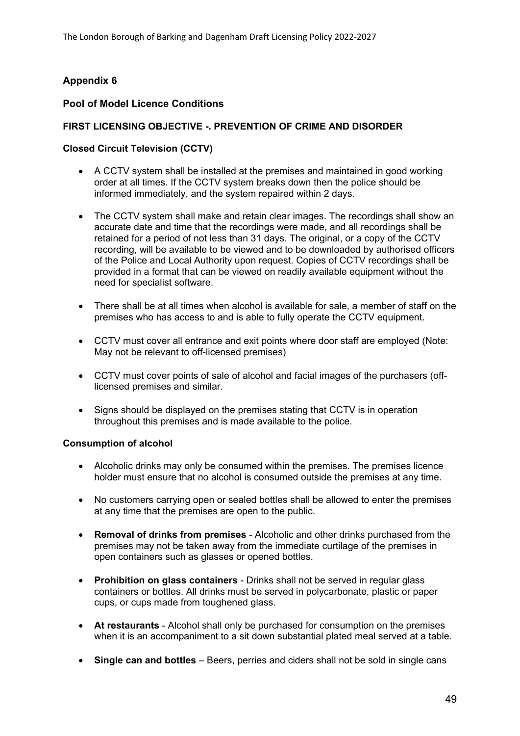## Appendix 6

### Pool of Model Licence Conditions

### FIRST LICENSING OBJECTIVE -. PREVENTION OF CRIME AND DISORDER

#### Closed Circuit Television (CCTV)

- A CCTV system shall be installed at the premises and maintained in good working order at all times. If the CCTV system breaks down then the police should be informed immediately, and the system repaired within 2 days.
- The CCTV system shall make and retain clear images. The recordings shall show an accurate date and time that the recordings were made, and all recordings shall be retained for a period of not less than 31 days. The original, or a copy of the CCTV recording, will be available to be viewed and to be downloaded by authorised officers of the Police and Local Authority upon request. Copies of CCTV recordings shall be provided in a format that can be viewed on readily available equipment without the need for specialist software.
- There shall be at all times when alcohol is available for sale, a member of staff on the premises who has access to and is able to fully operate the CCTV equipment.
- CCTV must cover all entrance and exit points where door staff are employed (Note: May not be relevant to off-licensed premises)
- CCTV must cover points of sale of alcohol and facial images of the purchasers (off-licensed premises and similar.
- Signs should be displayed on the premises stating that CCTV is in operation throughout this premises and is made available to the police.

#### Consumption of alcohol

- Alcoholic drinks may only be consumed within the premises. The premises licence holder must ensure that no alcohol is consumed outside the premises at any time.
- No customers carrying open or sealed bottles shall be allowed to enter the premises at any time that the premises are open to the public.
- **Removal of drinks from premises** - Alcoholic and other drinks purchased from the premises may not be taken away from the immediate curtilage of the premises in open containers such as glasses or opened bottles.
- **Prohibition on glass containers** - Drinks shall not be served in regular glass containers or bottles. All drinks must be served in polycarbonate, plastic or paper cups, or cups made from toughened glass.
- **At restaurants** - Alcohol shall only be purchased for consumption on the premises when it is an accompaniment to a sit down substantial plated meal served at a table.
- **Single can and bottles** – Beers, perries and ciders shall not be sold in single cans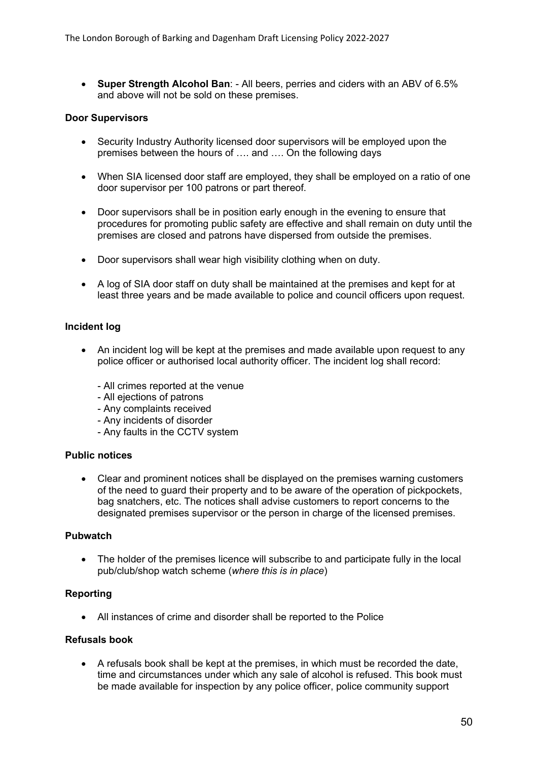- **Super Strength Alcohol Ban**: - All beers, perries and ciders with an ABV of 6.5% and above will not be sold on these premises.

**Door Supervisors**

- Security Industry Authority licensed door supervisors will be employed upon the premises between the hours of …. and …. On the following days
- When SIA licensed door staff are employed, they shall be employed on a ratio of one door supervisor per 100 patrons or part thereof.
- Door supervisors shall be in position early enough in the evening to ensure that procedures for promoting public safety are effective and shall remain on duty until the premises are closed and patrons have dispersed from outside the premises.
- Door supervisors shall wear high visibility clothing when on duty.
- A log of SIA door staff on duty shall be maintained at the premises and kept for at least three years and be made available to police and council officers upon request.

**Incident log**

- An incident log will be kept at the premises and made available upon request to any police officer or authorised local authority officer. The incident log shall record:

  - All crimes reported at the venue
  - All ejections of patrons
  - Any complaints received
  - Any incidents of disorder
  - Any faults in the CCTV system

**Public notices**

- Clear and prominent notices shall be displayed on the premises warning customers of the need to guard their property and to be aware of the operation of pickpockets, bag snatchers, etc. The notices shall advise customers to report concerns to the designated premises supervisor or the person in charge of the licensed premises.

**Pubwatch**

- The holder of the premises licence will subscribe to and participate fully in the local pub/club/shop watch scheme (*where this is in place*)

**Reporting**

- All instances of crime and disorder shall be reported to the Police

**Refusals book**

- A refusals book shall be kept at the premises, in which must be recorded the date, time and circumstances under which any sale of alcohol is refused. This book must be made available for inspection by any police officer, police community support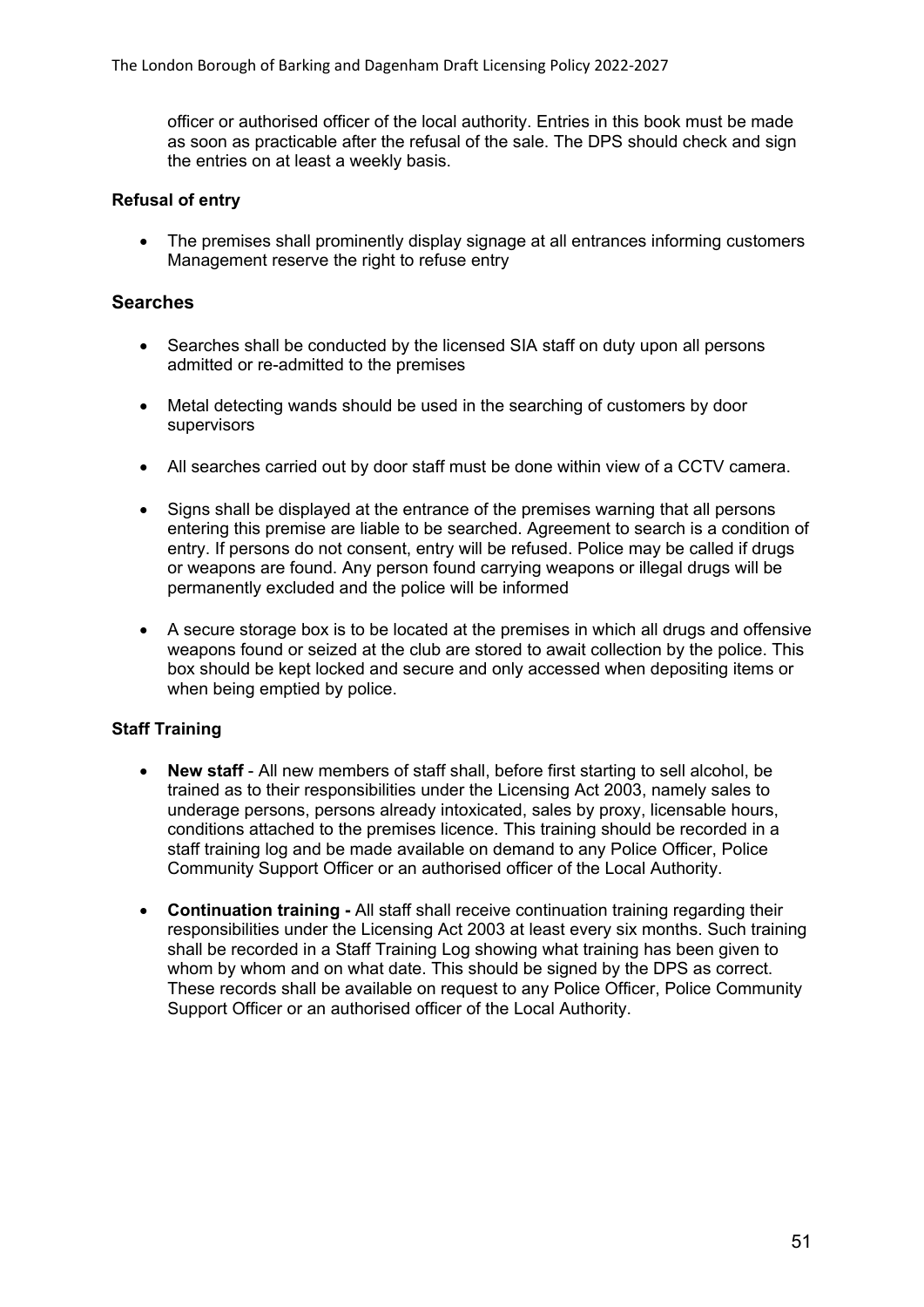officer or authorised officer of the local authority. Entries in this book must be made as soon as practicable after the refusal of the sale. The DPS should check and sign the entries on at least a weekly basis.

**Refusal of entry**

- The premises shall prominently display signage at all entrances informing customers Management reserve the right to refuse entry

## Searches

- Searches shall be conducted by the licensed SIA staff on duty upon all persons admitted or re-admitted to the premises
- Metal detecting wands should be used in the searching of customers by door supervisors
- All searches carried out by door staff must be done within view of a CCTV camera.
- Signs shall be displayed at the entrance of the premises warning that all persons entering this premise are liable to be searched. Agreement to search is a condition of entry. If persons do not consent, entry will be refused. Police may be called if drugs or weapons are found. Any person found carrying weapons or illegal drugs will be permanently excluded and the police will be informed
- A secure storage box is to be located at the premises in which all drugs and offensive weapons found or seized at the club are stored to await collection by the police. This box should be kept locked and secure and only accessed when depositing items or when being emptied by police.

**Staff Training**

- **New staff** - All new members of staff shall, before first starting to sell alcohol, be trained as to their responsibilities under the Licensing Act 2003, namely sales to underage persons, persons already intoxicated, sales by proxy, licensable hours, conditions attached to the premises licence. This training should be recorded in a staff training log and be made available on demand to any Police Officer, Police Community Support Officer or an authorised officer of the Local Authority.
- **Continuation training -** All staff shall receive continuation training regarding their responsibilities under the Licensing Act 2003 at least every six months. Such training shall be recorded in a Staff Training Log showing what training has been given to whom by whom and on what date. This should be signed by the DPS as correct. These records shall be available on request to any Police Officer, Police Community Support Officer or an authorised officer of the Local Authority.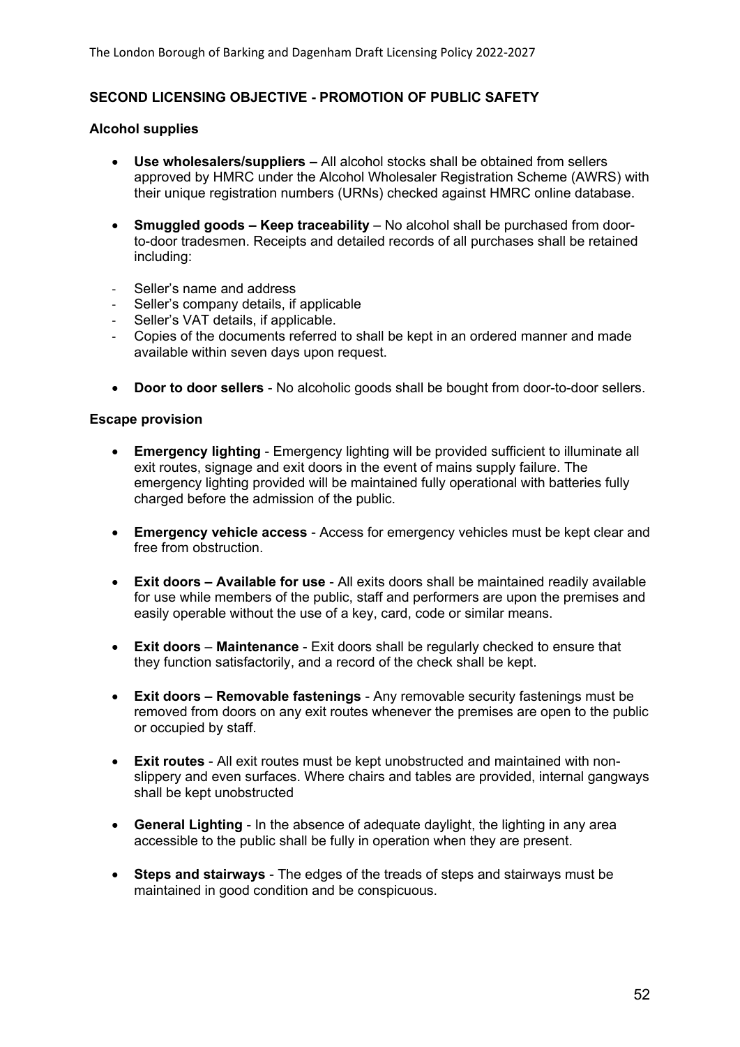## SECOND LICENSING OBJECTIVE - PROMOTION OF PUBLIC SAFETY

### Alcohol supplies

- **Use wholesalers/suppliers –** All alcohol stocks shall be obtained from sellers approved by HMRC under the Alcohol Wholesaler Registration Scheme (AWRS) with their unique registration numbers (URNs) checked against HMRC online database.

- **Smuggled goods – Keep traceability** – No alcohol shall be purchased from door-to-door tradesmen. Receipts and detailed records of all purchases shall be retained including:

  - Seller's name and address
  - Seller's company details, if applicable
  - Seller's VAT details, if applicable.
  - Copies of the documents referred to shall be kept in an ordered manner and made available within seven days upon request.

- **Door to door sellers** - No alcoholic goods shall be bought from door-to-door sellers.

### Escape provision

- **Emergency lighting** - Emergency lighting will be provided sufficient to illuminate all exit routes, signage and exit doors in the event of mains supply failure. The emergency lighting provided will be maintained fully operational with batteries fully charged before the admission of the public.

- **Emergency vehicle access** - Access for emergency vehicles must be kept clear and free from obstruction.

- **Exit doors – Available for use** - All exits doors shall be maintained readily available for use while members of the public, staff and performers are upon the premises and easily operable without the use of a key, card, code or similar means.

- **Exit doors** – **Maintenance** - Exit doors shall be regularly checked to ensure that they function satisfactorily, and a record of the check shall be kept.

- **Exit doors – Removable fastenings** - Any removable security fastenings must be removed from doors on any exit routes whenever the premises are open to the public or occupied by staff.

- **Exit routes** - All exit routes must be kept unobstructed and maintained with non-slippery and even surfaces. Where chairs and tables are provided, internal gangways shall be kept unobstructed

- **General Lighting** - In the absence of adequate daylight, the lighting in any area accessible to the public shall be fully in operation when they are present.

- **Steps and stairways** - The edges of the treads of steps and stairways must be maintained in good condition and be conspicuous.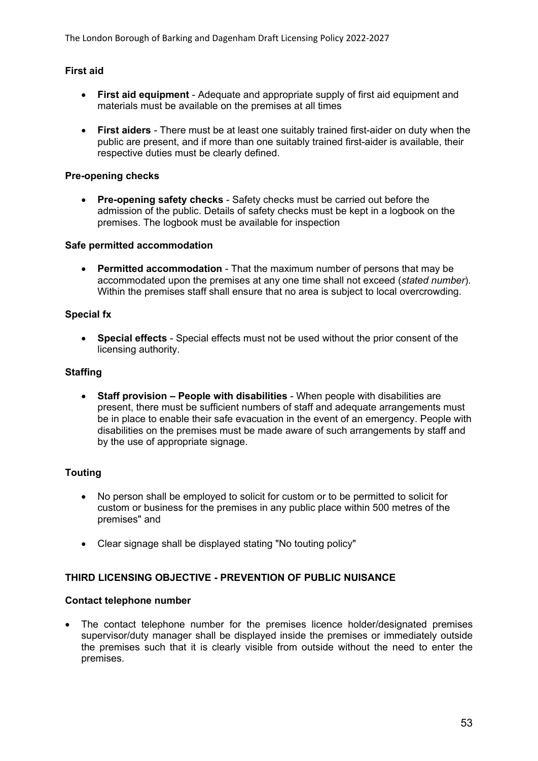### First aid

- **First aid equipment** - Adequate and appropriate supply of first aid equipment and materials must be available on the premises at all times

- **First aiders** - There must be at least one suitably trained first-aider on duty when the public are present, and if more than one suitably trained first-aider is available, their respective duties must be clearly defined.

### Pre-opening checks

- **Pre-opening safety checks** - Safety checks must be carried out before the admission of the public. Details of safety checks must be kept in a logbook on the premises. The logbook must be available for inspection

### Safe permitted accommodation

- **Permitted accommodation** - That the maximum number of persons that may be accommodated upon the premises at any one time shall not exceed (*stated number*). Within the premises staff shall ensure that no area is subject to local overcrowding.

### Special fx

- **Special effects** - Special effects must not be used without the prior consent of the licensing authority.

### Staffing

- **Staff provision – People with disabilities** - When people with disabilities are present, there must be sufficient numbers of staff and adequate arrangements must be in place to enable their safe evacuation in the event of an emergency. People with disabilities on the premises must be made aware of such arrangements by staff and by the use of appropriate signage.

### Touting

- No person shall be employed to solicit for custom or to be permitted to solicit for custom or business for the premises in any public place within 500 metres of the premises" and

- Clear signage shall be displayed stating "No touting policy"

## THIRD LICENSING OBJECTIVE - PREVENTION OF PUBLIC NUISANCE

### Contact telephone number

- The contact telephone number for the premises licence holder/designated premises supervisor/duty manager shall be displayed inside the premises or immediately outside the premises such that it is clearly visible from outside without the need to enter the premises.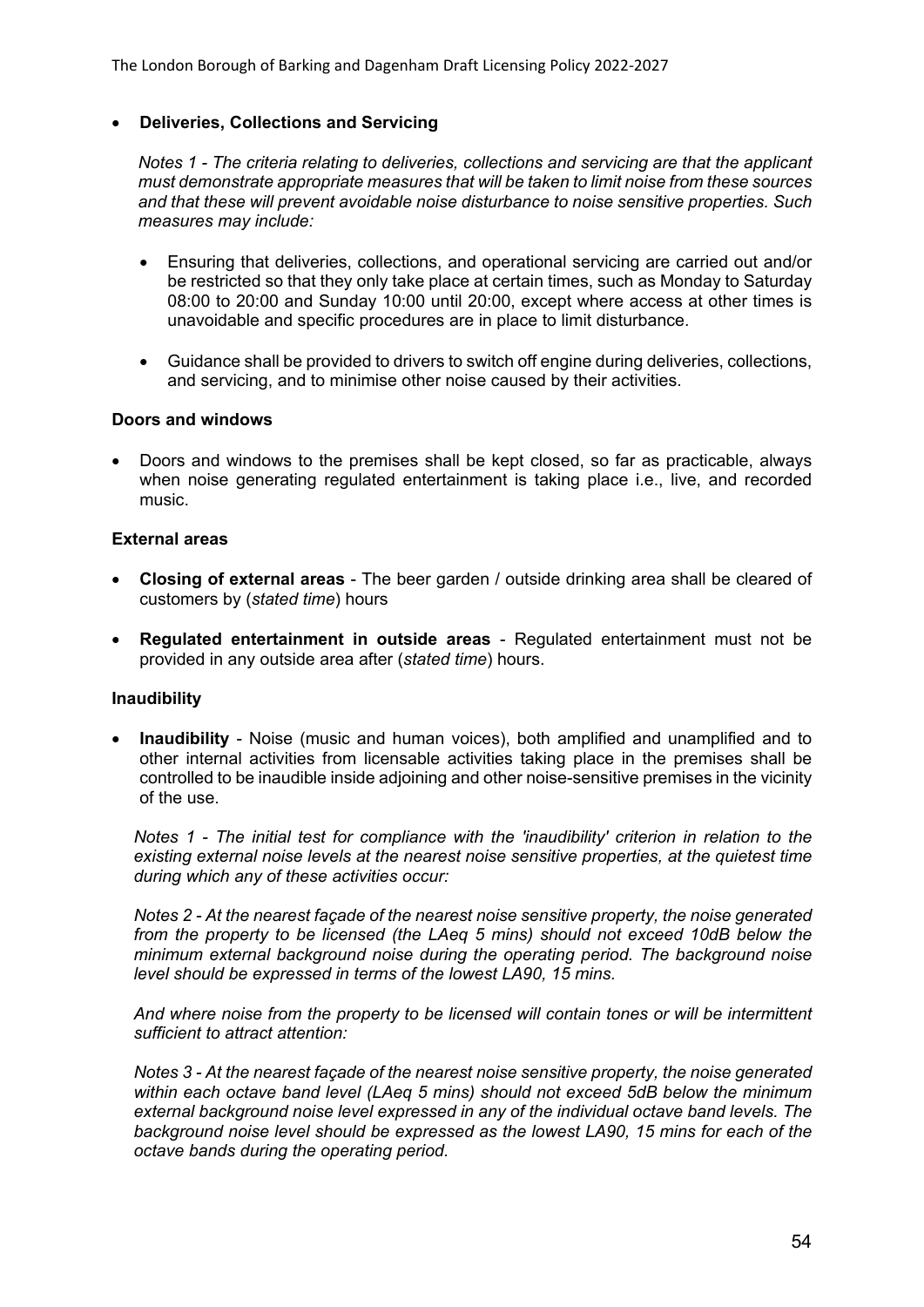- **Deliveries, Collections and Servicing**

  *Notes 1 - The criteria relating to deliveries, collections and servicing are that the applicant must demonstrate appropriate measures that will be taken to limit noise from these sources and that these will prevent avoidable noise disturbance to noise sensitive properties. Such measures may include:*

  - Ensuring that deliveries, collections, and operational servicing are carried out and/or be restricted so that they only take place at certain times, such as Monday to Saturday 08:00 to 20:00 and Sunday 10:00 until 20:00, except where access at other times is unavoidable and specific procedures are in place to limit disturbance.

  - Guidance shall be provided to drivers to switch off engine during deliveries, collections, and servicing, and to minimise other noise caused by their activities.

**Doors and windows**

- Doors and windows to the premises shall be kept closed, so far as practicable, always when noise generating regulated entertainment is taking place i.e., live, and recorded music.

**External areas**

- **Closing of external areas** - The beer garden / outside drinking area shall be cleared of customers by (*stated time*) hours

- **Regulated entertainment in outside areas** - Regulated entertainment must not be provided in any outside area after (*stated time*) hours.

**Inaudibility**

- **Inaudibility** - Noise (music and human voices), both amplified and unamplified and to other internal activities from licensable activities taking place in the premises shall be controlled to be inaudible inside adjoining and other noise-sensitive premises in the vicinity of the use.

  *Notes 1 - The initial test for compliance with the 'inaudibility' criterion in relation to the existing external noise levels at the nearest noise sensitive properties, at the quietest time during which any of these activities occur:*

  *Notes 2 - At the nearest façade of the nearest noise sensitive property, the noise generated from the property to be licensed (the LAeq 5 mins) should not exceed 10dB below the minimum external background noise during the operating period. The background noise level should be expressed in terms of the lowest LA90, 15 mins.*

  *And where noise from the property to be licensed will contain tones or will be intermittent sufficient to attract attention:*

  *Notes 3 - At the nearest façade of the nearest noise sensitive property, the noise generated within each octave band level (LAeq 5 mins) should not exceed 5dB below the minimum external background noise level expressed in any of the individual octave band levels. The background noise level should be expressed as the lowest LA90, 15 mins for each of the octave bands during the operating period.*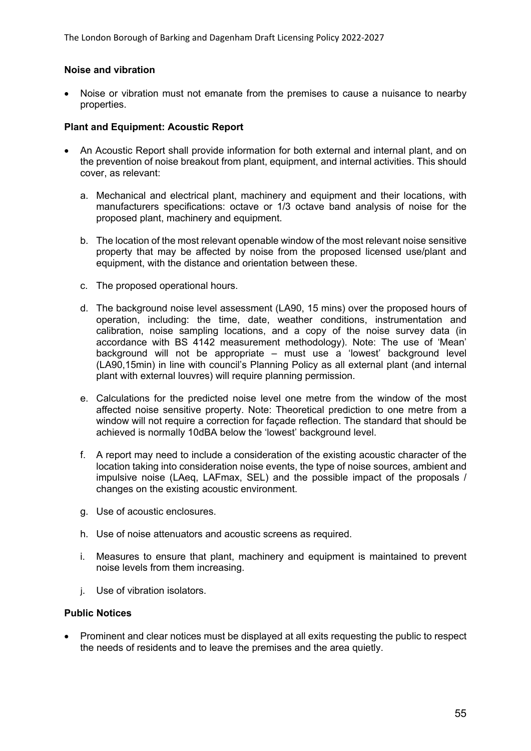**Noise and vibration**

- Noise or vibration must not emanate from the premises to cause a nuisance to nearby properties.

**Plant and Equipment: Acoustic Report**

- An Acoustic Report shall provide information for both external and internal plant, and on the prevention of noise breakout from plant, equipment, and internal activities. This should cover, as relevant:

  a. Mechanical and electrical plant, machinery and equipment and their locations, with manufacturers specifications: octave or 1/3 octave band analysis of noise for the proposed plant, machinery and equipment.

  b. The location of the most relevant openable window of the most relevant noise sensitive property that may be affected by noise from the proposed licensed use/plant and equipment, with the distance and orientation between these.

  c. The proposed operational hours.

  d. The background noise level assessment (LA90, 15 mins) over the proposed hours of operation, including: the time, date, weather conditions, instrumentation and calibration, noise sampling locations, and a copy of the noise survey data (in accordance with BS 4142 measurement methodology). Note: The use of 'Mean' background will not be appropriate – must use a 'lowest' background level (LA90,15min) in line with council's Planning Policy as all external plant (and internal plant with external louvres) will require planning permission.

  e. Calculations for the predicted noise level one metre from the window of the most affected noise sensitive property. Note: Theoretical prediction to one metre from a window will not require a correction for façade reflection. The standard that should be achieved is normally 10dBA below the 'lowest' background level.

  f. A report may need to include a consideration of the existing acoustic character of the location taking into consideration noise events, the type of noise sources, ambient and impulsive noise (LAeq, LAFmax, SEL) and the possible impact of the proposals / changes on the existing acoustic environment.

  g. Use of acoustic enclosures.

  h. Use of noise attenuators and acoustic screens as required.

  i. Measures to ensure that plant, machinery and equipment is maintained to prevent noise levels from them increasing.

  j. Use of vibration isolators.

**Public Notices**

- Prominent and clear notices must be displayed at all exits requesting the public to respect the needs of residents and to leave the premises and the area quietly.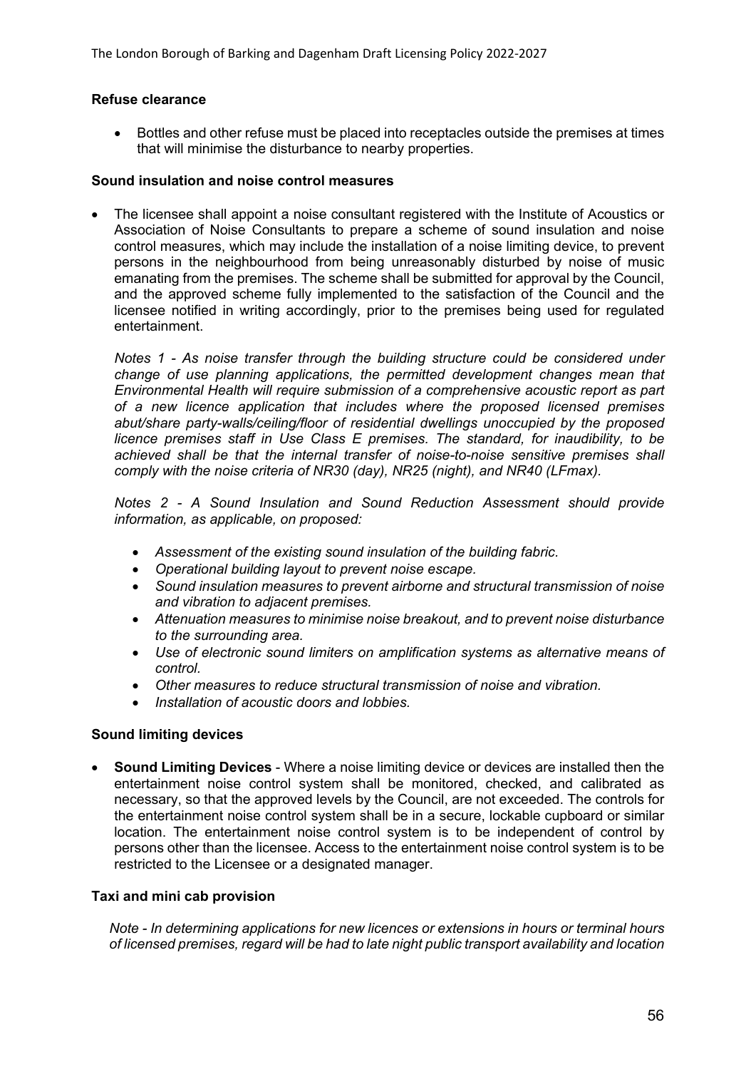**Refuse clearance**

- Bottles and other refuse must be placed into receptacles outside the premises at times that will minimise the disturbance to nearby properties.

**Sound insulation and noise control measures**

- The licensee shall appoint a noise consultant registered with the Institute of Acoustics or Association of Noise Consultants to prepare a scheme of sound insulation and noise control measures, which may include the installation of a noise limiting device, to prevent persons in the neighbourhood from being unreasonably disturbed by noise of music emanating from the premises. The scheme shall be submitted for approval by the Council, and the approved scheme fully implemented to the satisfaction of the Council and the licensee notified in writing accordingly, prior to the premises being used for regulated entertainment.

  *Notes 1 - As noise transfer through the building structure could be considered under change of use planning applications, the permitted development changes mean that Environmental Health will require submission of a comprehensive acoustic report as part of a new licence application that includes where the proposed licensed premises abut/share party-walls/ceiling/floor of residential dwellings unoccupied by the proposed licence premises staff in Use Class E premises. The standard, for inaudibility, to be achieved shall be that the internal transfer of noise-to-noise sensitive premises shall comply with the noise criteria of NR30 (day), NR25 (night), and NR40 (LFmax).*

  *Notes 2 - A Sound Insulation and Sound Reduction Assessment should provide information, as applicable, on proposed:*

  - *Assessment of the existing sound insulation of the building fabric.*
  - *Operational building layout to prevent noise escape.*
  - *Sound insulation measures to prevent airborne and structural transmission of noise and vibration to adjacent premises.*
  - *Attenuation measures to minimise noise breakout, and to prevent noise disturbance to the surrounding area.*
  - *Use of electronic sound limiters on amplification systems as alternative means of control.*
  - *Other measures to reduce structural transmission of noise and vibration.*
  - *Installation of acoustic doors and lobbies.*

**Sound limiting devices**

- **Sound Limiting Devices** - Where a noise limiting device or devices are installed then the entertainment noise control system shall be monitored, checked, and calibrated as necessary, so that the approved levels by the Council, are not exceeded. The controls for the entertainment noise control system shall be in a secure, lockable cupboard or similar location. The entertainment noise control system is to be independent of control by persons other than the licensee. Access to the entertainment noise control system is to be restricted to the Licensee or a designated manager.

**Taxi and mini cab provision**

*Note - In determining applications for new licences or extensions in hours or terminal hours of licensed premises, regard will be had to late night public transport availability and location*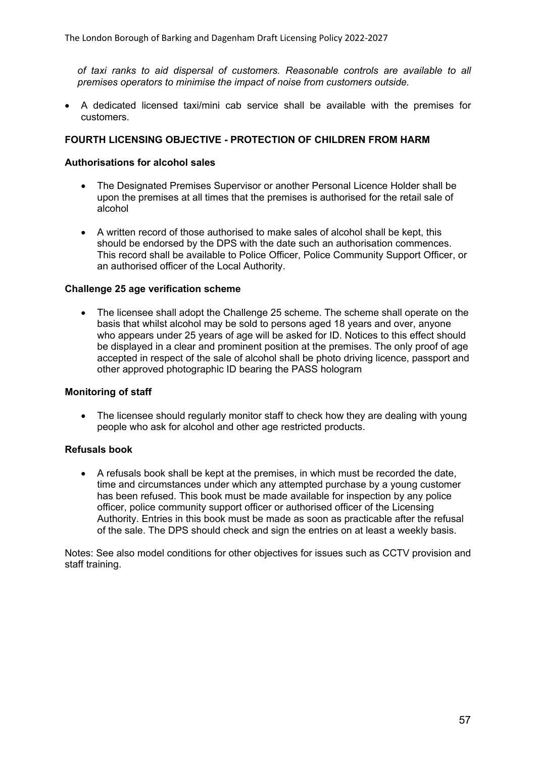*of taxi ranks to aid dispersal of customers. Reasonable controls are available to all premises operators to minimise the impact of noise from customers outside.*

- A dedicated licensed taxi/mini cab service shall be available with the premises for customers.

**FOURTH LICENSING OBJECTIVE - PROTECTION OF CHILDREN FROM HARM**

**Authorisations for alcohol sales**

- The Designated Premises Supervisor or another Personal Licence Holder shall be upon the premises at all times that the premises is authorised for the retail sale of alcohol
- A written record of those authorised to make sales of alcohol shall be kept, this should be endorsed by the DPS with the date such an authorisation commences. This record shall be available to Police Officer, Police Community Support Officer, or an authorised officer of the Local Authority.

**Challenge 25 age verification scheme**

- The licensee shall adopt the Challenge 25 scheme. The scheme shall operate on the basis that whilst alcohol may be sold to persons aged 18 years and over, anyone who appears under 25 years of age will be asked for ID. Notices to this effect should be displayed in a clear and prominent position at the premises. The only proof of age accepted in respect of the sale of alcohol shall be photo driving licence, passport and other approved photographic ID bearing the PASS hologram

**Monitoring of staff**

- The licensee should regularly monitor staff to check how they are dealing with young people who ask for alcohol and other age restricted products.

**Refusals book**

- A refusals book shall be kept at the premises, in which must be recorded the date, time and circumstances under which any attempted purchase by a young customer has been refused. This book must be made available for inspection by any police officer, police community support officer or authorised officer of the Licensing Authority. Entries in this book must be made as soon as practicable after the refusal of the sale. The DPS should check and sign the entries on at least a weekly basis.

Notes: See also model conditions for other objectives for issues such as CCTV provision and staff training.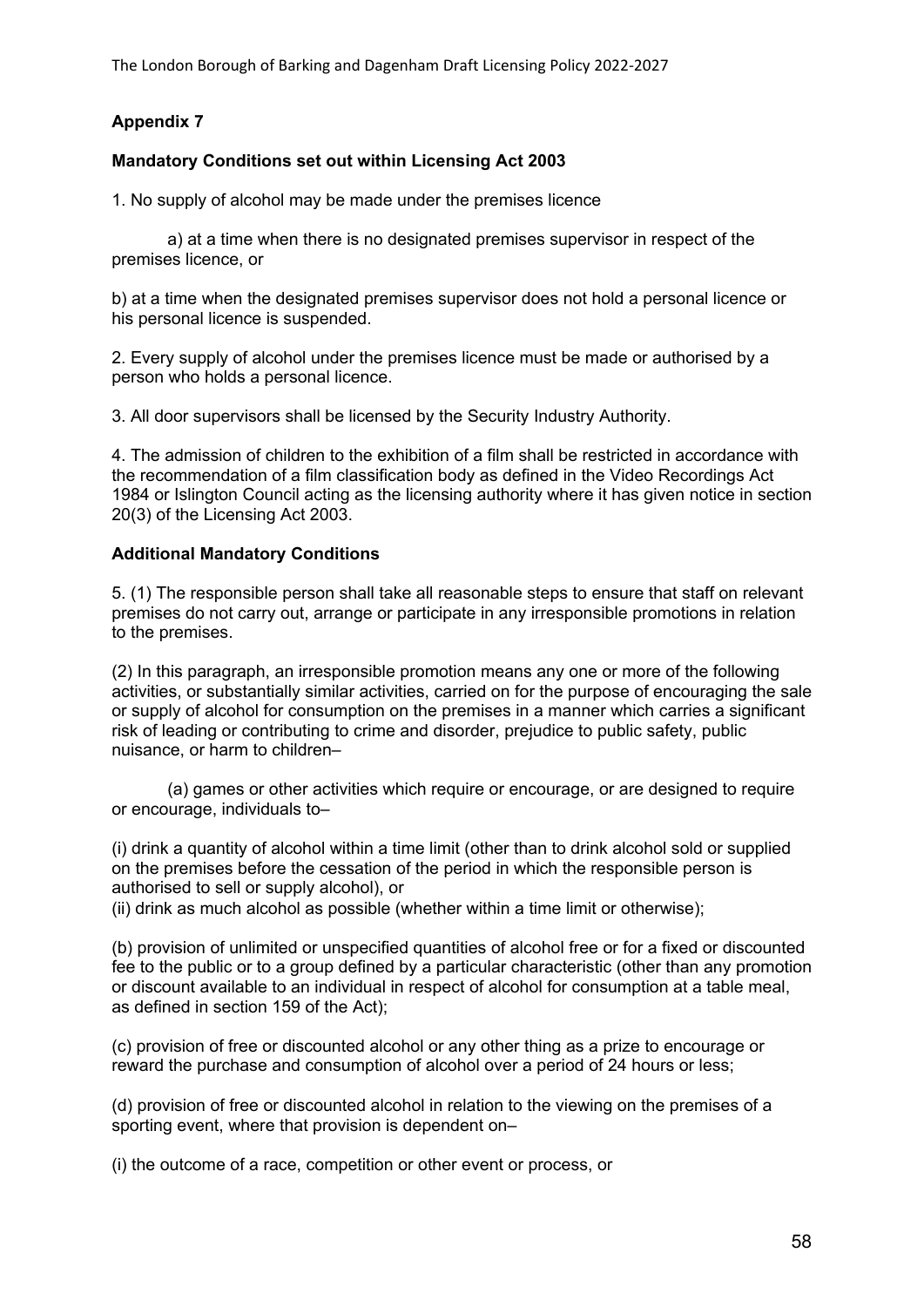**Appendix 7**

**Mandatory Conditions set out within Licensing Act 2003**

1. No supply of alcohol may be made under the premises licence

a) at a time when there is no designated premises supervisor in respect of the premises licence, or

b) at a time when the designated premises supervisor does not hold a personal licence or his personal licence is suspended.

2. Every supply of alcohol under the premises licence must be made or authorised by a person who holds a personal licence.

3. All door supervisors shall be licensed by the Security Industry Authority.

4. The admission of children to the exhibition of a film shall be restricted in accordance with the recommendation of a film classification body as defined in the Video Recordings Act 1984 or Islington Council acting as the licensing authority where it has given notice in section 20(3) of the Licensing Act 2003.

**Additional Mandatory Conditions**

5. (1) The responsible person shall take all reasonable steps to ensure that staff on relevant premises do not carry out, arrange or participate in any irresponsible promotions in relation to the premises.

(2) In this paragraph, an irresponsible promotion means any one or more of the following activities, or substantially similar activities, carried on for the purpose of encouraging the sale or supply of alcohol for consumption on the premises in a manner which carries a significant risk of leading or contributing to crime and disorder, prejudice to public safety, public nuisance, or harm to children–

(a) games or other activities which require or encourage, or are designed to require or encourage, individuals to–

(i) drink a quantity of alcohol within a time limit (other than to drink alcohol sold or supplied on the premises before the cessation of the period in which the responsible person is authorised to sell or supply alcohol), or
(ii) drink as much alcohol as possible (whether within a time limit or otherwise);

(b) provision of unlimited or unspecified quantities of alcohol free or for a fixed or discounted fee to the public or to a group defined by a particular characteristic (other than any promotion or discount available to an individual in respect of alcohol for consumption at a table meal, as defined in section 159 of the Act);

(c) provision of free or discounted alcohol or any other thing as a prize to encourage or reward the purchase and consumption of alcohol over a period of 24 hours or less;

(d) provision of free or discounted alcohol in relation to the viewing on the premises of a sporting event, where that provision is dependent on–

(i) the outcome of a race, competition or other event or process, or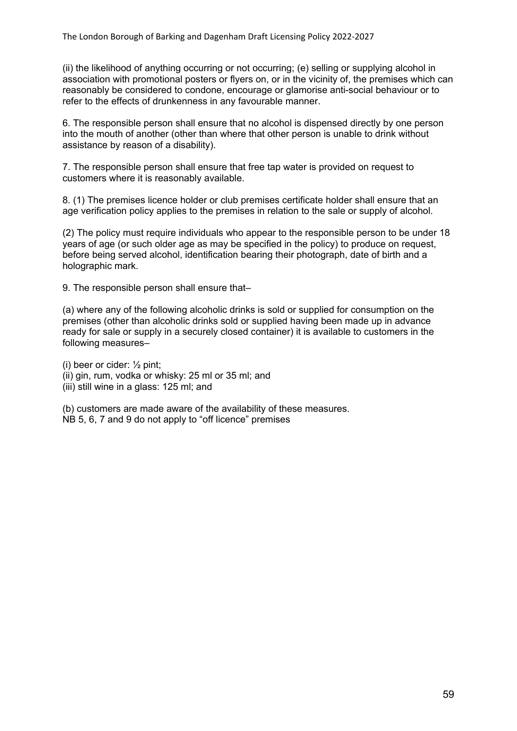(ii) the likelihood of anything occurring or not occurring; (e) selling or supplying alcohol in association with promotional posters or flyers on, or in the vicinity of, the premises which can reasonably be considered to condone, encourage or glamorise anti-social behaviour or to refer to the effects of drunkenness in any favourable manner.

6. The responsible person shall ensure that no alcohol is dispensed directly by one person into the mouth of another (other than where that other person is unable to drink without assistance by reason of a disability).

7. The responsible person shall ensure that free tap water is provided on request to customers where it is reasonably available.

8. (1) The premises licence holder or club premises certificate holder shall ensure that an age verification policy applies to the premises in relation to the sale or supply of alcohol.

(2) The policy must require individuals who appear to the responsible person to be under 18 years of age (or such older age as may be specified in the policy) to produce on request, before being served alcohol, identification bearing their photograph, date of birth and a holographic mark.

9. The responsible person shall ensure that–

(a) where any of the following alcoholic drinks is sold or supplied for consumption on the premises (other than alcoholic drinks sold or supplied having been made up in advance ready for sale or supply in a securely closed container) it is available to customers in the following measures–

(i) beer or cider: ½ pint;
(ii) gin, rum, vodka or whisky: 25 ml or 35 ml; and
(iii) still wine in a glass: 125 ml; and

(b) customers are made aware of the availability of these measures.
NB 5, 6, 7 and 9 do not apply to "off licence" premises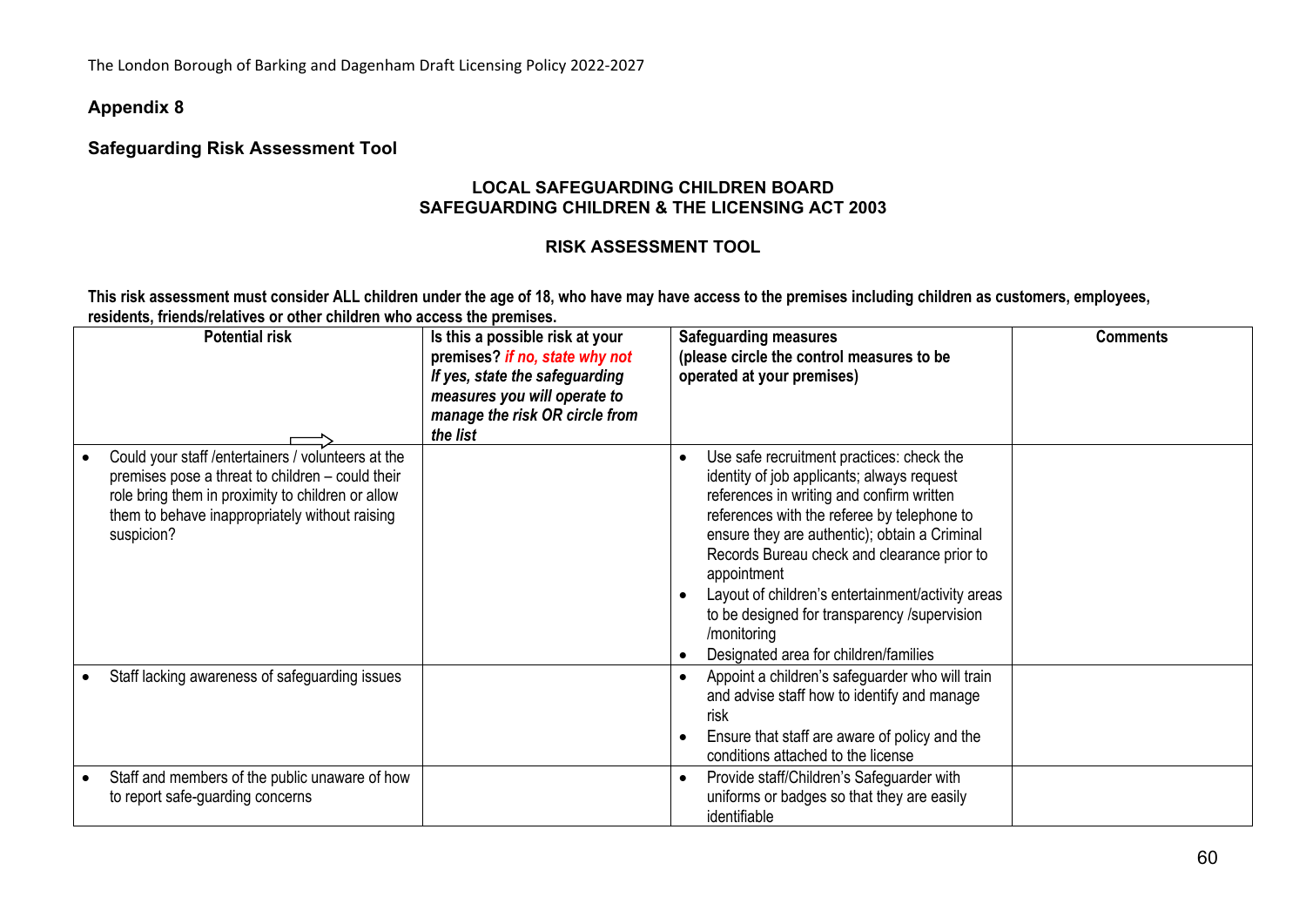## Appendix 8

### Safeguarding Risk Assessment Tool

**LOCAL SAFEGUARDING CHILDREN BOARD**
**SAFEGUARDING CHILDREN & THE LICENSING ACT 2003**

**RISK ASSESSMENT TOOL**

**This risk assessment must consider ALL children under the age of 18, who have may have access to the premises including children as customers, employees, residents, friends/relatives or other children who access the premises.**

| Potential risk | Is this a possible risk at your premises? *if no, state why not* *If yes, state the safeguarding measures you will operate to manage the risk OR circle from the list* | Safeguarding measures (please circle the control measures to be operated at your premises) | Comments |
|---|---|---|---|
| • Could your staff /entertainers / volunteers at the premises pose a threat to children – could their role bring them in proximity to children or allow them to behave inappropriately without raising suspicion? | | • Use safe recruitment practices: check the identity of job applicants; always request references in writing and confirm written references with the referee by telephone to ensure they are authentic); obtain a Criminal Records Bureau check and clearance prior to appointment<br>• Layout of children's entertainment/activity areas to be designed for transparency /supervision /monitoring<br>• Designated area for children/families | |
| • Staff lacking awareness of safeguarding issues | | • Appoint a children's safeguarder who will train and advise staff how to identify and manage risk<br>• Ensure that staff are aware of policy and the conditions attached to the license | |
| • Staff and members of the public unaware of how to report safe-guarding concerns | | • Provide staff/Children's Safeguarder with uniforms or badges so that they are easily identifiable | |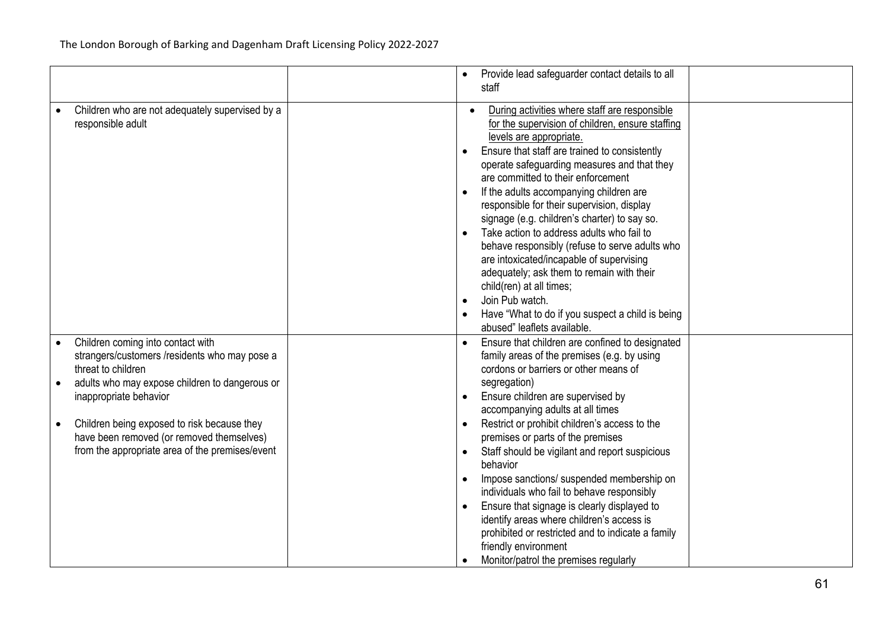| | | | |
|---|---|---|---|
| | | • Provide lead safeguarder contact details to all staff | |
| • Children who are not adequately supervised by a responsible adult | | • <u>During activities where staff are responsible for the supervision of children, ensure staffing levels are appropriate.</u><br>• Ensure that staff are trained to consistently operate safeguarding measures and that they are committed to their enforcement<br>• If the adults accompanying children are responsible for their supervision, display signage (e.g. children's charter) to say so.<br>• Take action to address adults who fail to behave responsibly (refuse to serve adults who are intoxicated/incapable of supervising adequately; ask them to remain with their child(ren) at all times;<br>• Join Pub watch.<br>• Have "What to do if you suspect a child is being abused" leaflets available. | |
| • Children coming into contact with strangers/customers /residents who may pose a threat to children<br>• adults who may expose children to dangerous or inappropriate behavior<br>• Children being exposed to risk because they have been removed (or removed themselves) from the appropriate area of the premises/event | | • Ensure that children are confined to designated family areas of the premises (e.g. by using cordons or barriers or other means of segregation)<br>• Ensure children are supervised by accompanying adults at all times<br>• Restrict or prohibit children's access to the premises or parts of the premises<br>• Staff should be vigilant and report suspicious behavior<br>• Impose sanctions/ suspended membership on individuals who fail to behave responsibly<br>• Ensure that signage is clearly displayed to identify areas where children's access is prohibited or restricted and to indicate a family friendly environment<br>• Monitor/patrol the premises regularly | |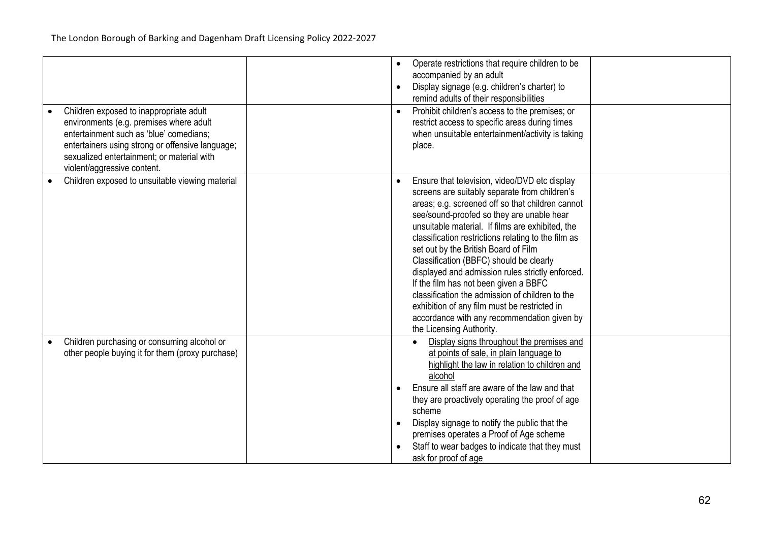| | | | |
|---|---|---|---|
| | | • Operate restrictions that require children to be accompanied by an adult<br>• Display signage (e.g. children's charter) to remind adults of their responsibilities | |
| • Children exposed to inappropriate adult environments (e.g. premises where adult entertainment such as 'blue' comedians; entertainers using strong or offensive language; sexualized entertainment; or material with violent/aggressive content. | | • Prohibit children's access to the premises; or restrict access to specific areas during times when unsuitable entertainment/activity is taking place. | |
| • Children exposed to unsuitable viewing material | | • Ensure that television, video/DVD etc display screens are suitably separate from children's areas; e.g. screened off so that children cannot see/sound-proofed so they are unable hear unsuitable material. If films are exhibited, the classification restrictions relating to the film as set out by the British Board of Film Classification (BBFC) should be clearly displayed and admission rules strictly enforced. If the film has not been given a BBFC classification the admission of children to the exhibition of any film must be restricted in accordance with any recommendation given by the Licensing Authority. | |
| • Children purchasing or consuming alcohol or other people buying it for them (proxy purchase) | | • <u>Display signs throughout the premises and at points of sale, in plain language to highlight the law in relation to children and alcohol</u><br>• Ensure all staff are aware of the law and that they are proactively operating the proof of age scheme<br>• Display signage to notify the public that the premises operates a Proof of Age scheme<br>• Staff to wear badges to indicate that they must ask for proof of age | |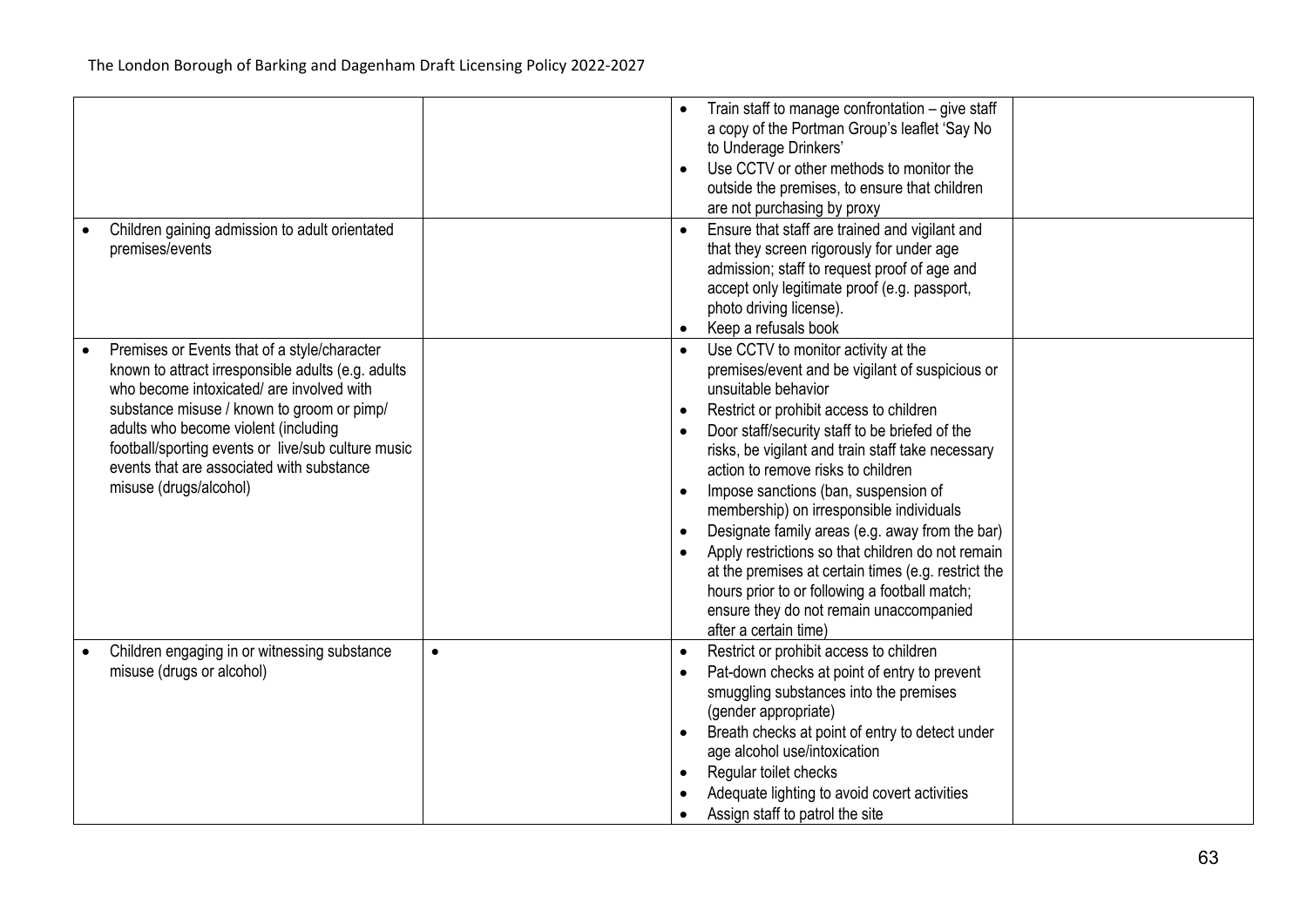| | | | |
|---|---|---|---|
| | | • Train staff to manage confrontation – give staff a copy of the Portman Group's leaflet 'Say No to Underage Drinkers'<br>• Use CCTV or other methods to monitor the outside the premises, to ensure that children are not purchasing by proxy | |
| • Children gaining admission to adult orientated premises/events | | • Ensure that staff are trained and vigilant and that they screen rigorously for under age admission; staff to request proof of age and accept only legitimate proof (e.g. passport, photo driving license).<br>• Keep a refusals book | |
| • Premises or Events that of a style/character known to attract irresponsible adults (e.g. adults who become intoxicated/ are involved with substance misuse / known to groom or pimp/ adults who become violent (including football/sporting events or live/sub culture music events that are associated with substance misuse (drugs/alcohol) | | • Use CCTV to monitor activity at the premises/event and be vigilant of suspicious or unsuitable behavior<br>• Restrict or prohibit access to children<br>• Door staff/security staff to be briefed of the risks, be vigilant and train staff take necessary action to remove risks to children<br>• Impose sanctions (ban, suspension of membership) on irresponsible individuals<br>• Designate family areas (e.g. away from the bar)<br>• Apply restrictions so that children do not remain at the premises at certain times (e.g. restrict the hours prior to or following a football match; ensure they do not remain unaccompanied after a certain time) | |
| • Children engaging in or witnessing substance misuse (drugs or alcohol) | • | • Restrict or prohibit access to children<br>• Pat-down checks at point of entry to prevent smuggling substances into the premises (gender appropriate)<br>• Breath checks at point of entry to detect under age alcohol use/intoxication<br>• Regular toilet checks<br>• Adequate lighting to avoid covert activities<br>• Assign staff to patrol the site | |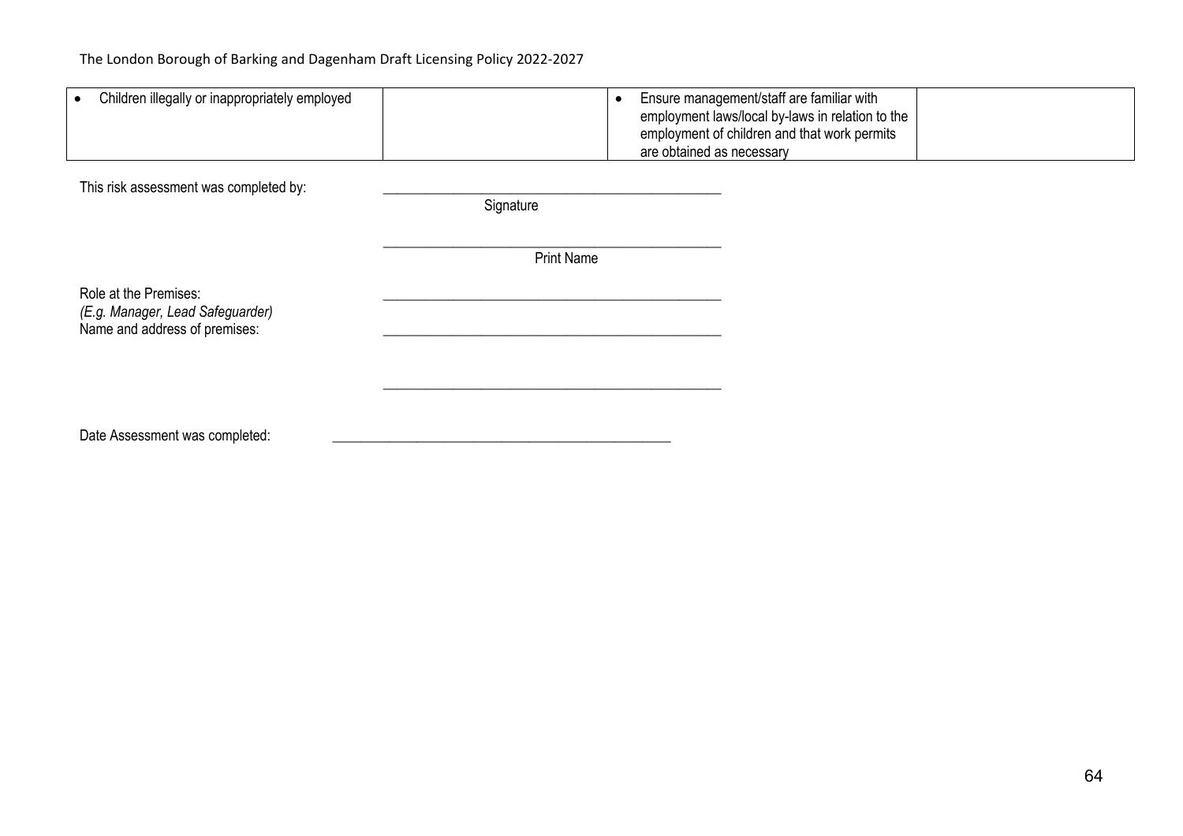| | | | |
|---|---|---|---|
| • Children illegally or inappropriately employed | | • Ensure management/staff are familiar with employment laws/local by-laws in relation to the employment of children and that work permits are obtained as necessary | |

This risk assessment was completed by: ________________________________________________
Signature

________________________________________________
Print Name

Role at the Premises: ________________________________________________
*(E.g. Manager, Lead Safeguarder)*

Name and address of premises: ________________________________________________

________________________________________________

Date Assessment was completed: ________________________________________________